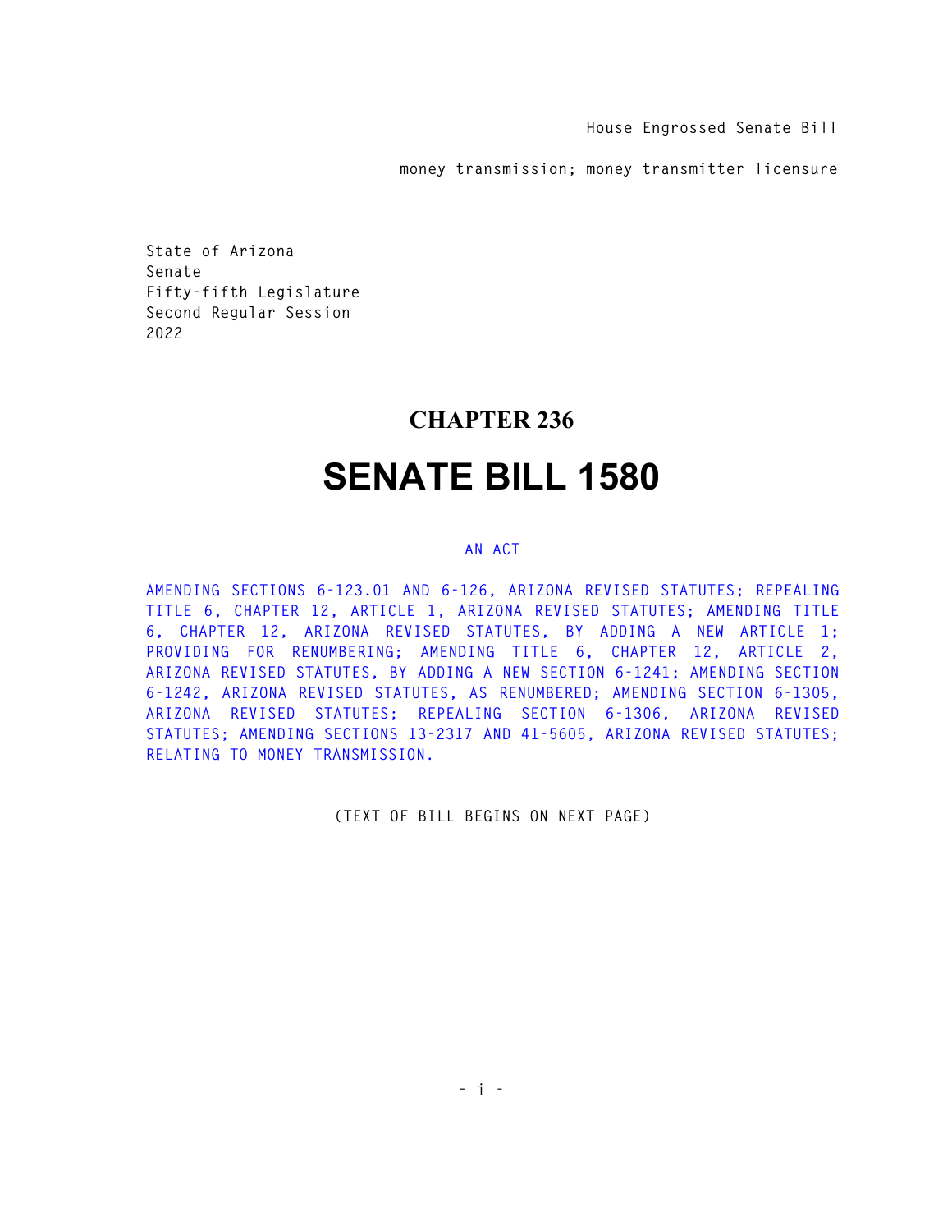House Engrossed Senate Bill

money transmission; money transmitter licensure

State of Arizona
Senate
Fifty-fifth Legislature
Second Regular Session
2022

# CHAPTER 236

# SENATE BILL 1580

AN ACT

AMENDING SECTIONS 6-123.01 AND 6-126, ARIZONA REVISED STATUTES; REPEALING TITLE 6, CHAPTER 12, ARTICLE 1, ARIZONA REVISED STATUTES; AMENDING TITLE 6, CHAPTER 12, ARIZONA REVISED STATUTES, BY ADDING A NEW ARTICLE 1; PROVIDING FOR RENUMBERING; AMENDING TITLE 6, CHAPTER 12, ARTICLE 2, ARIZONA REVISED STATUTES, BY ADDING A NEW SECTION 6-1241; AMENDING SECTION 6-1242, ARIZONA REVISED STATUTES, AS RENUMBERED; AMENDING SECTION 6-1305, ARIZONA REVISED STATUTES; REPEALING SECTION 6-1306, ARIZONA REVISED STATUTES; AMENDING SECTIONS 13-2317 AND 41-5605, ARIZONA REVISED STATUTES; RELATING TO MONEY TRANSMISSION.

(TEXT OF BILL BEGINS ON NEXT PAGE)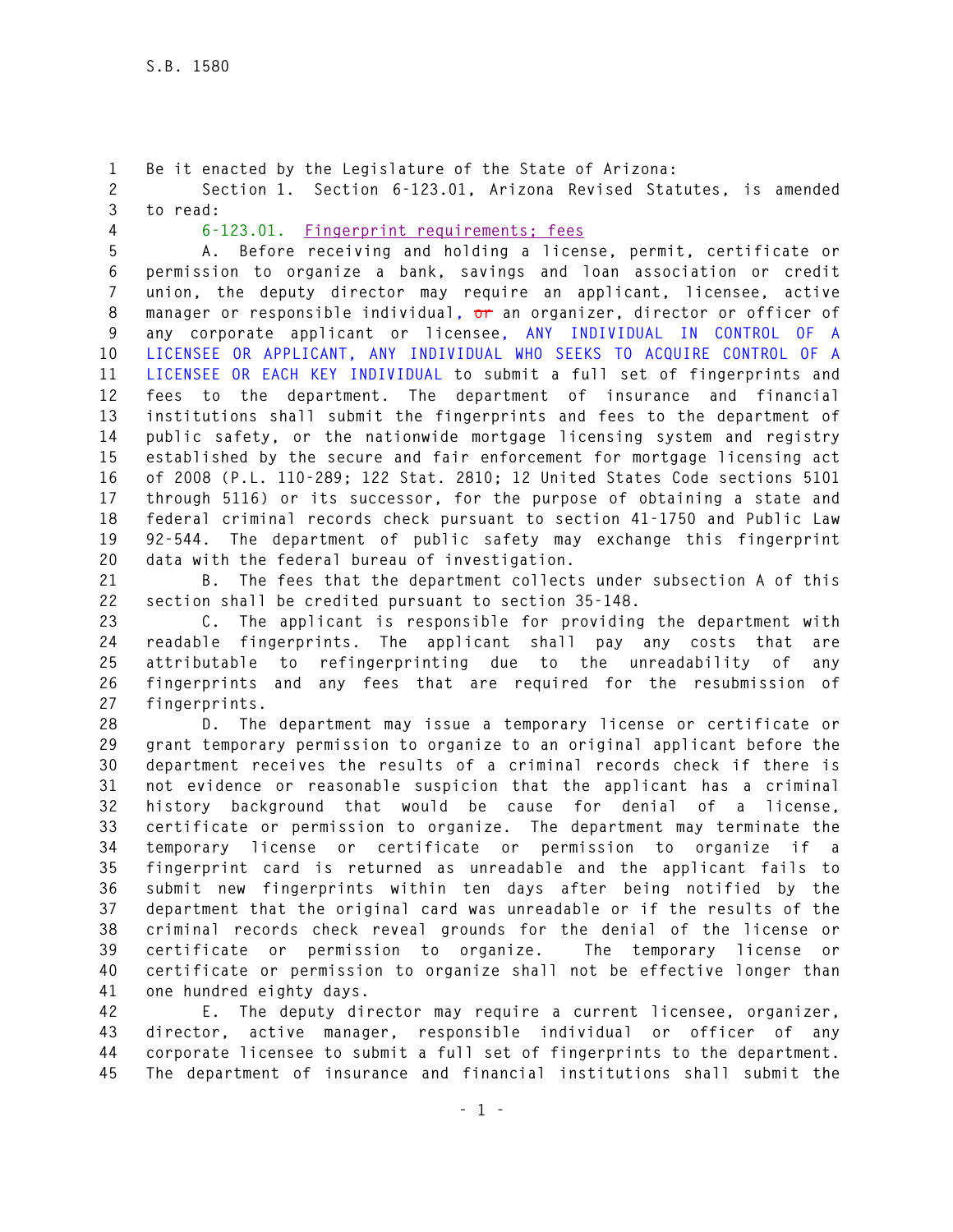Be it enacted by the Legislature of the State of Arizona:

Section 1. Section 6-123.01, Arizona Revised Statutes, is amended to read:

6-123.01. Fingerprint requirements; fees

A. Before receiving and holding a license, permit, certificate or permission to organize a bank, savings and loan association or credit union, the deputy director may require an applicant, licensee, active manager or responsible individual, ~~or~~ an organizer, director or officer of any corporate applicant or licensee, ANY INDIVIDUAL IN CONTROL OF A LICENSEE OR APPLICANT, ANY INDIVIDUAL WHO SEEKS TO ACQUIRE CONTROL OF A LICENSEE OR EACH KEY INDIVIDUAL to submit a full set of fingerprints and fees to the department. The department of insurance and financial institutions shall submit the fingerprints and fees to the department of public safety, or the nationwide mortgage licensing system and registry established by the secure and fair enforcement for mortgage licensing act of 2008 (P.L. 110-289; 122 Stat. 2810; 12 United States Code sections 5101 through 5116) or its successor, for the purpose of obtaining a state and federal criminal records check pursuant to section 41-1750 and Public Law 92-544. The department of public safety may exchange this fingerprint data with the federal bureau of investigation.

B. The fees that the department collects under subsection A of this section shall be credited pursuant to section 35-148.

C. The applicant is responsible for providing the department with readable fingerprints. The applicant shall pay any costs that are attributable to refingerprinting due to the unreadability of any fingerprints and any fees that are required for the resubmission of fingerprints.

D. The department may issue a temporary license or certificate or grant temporary permission to organize to an original applicant before the department receives the results of a criminal records check if there is not evidence or reasonable suspicion that the applicant has a criminal history background that would be cause for denial of a license, certificate or permission to organize. The department may terminate the temporary license or certificate or permission to organize if a fingerprint card is returned as unreadable and the applicant fails to submit new fingerprints within ten days after being notified by the department that the original card was unreadable or if the results of the criminal records check reveal grounds for the denial of the license or certificate or permission to organize. The temporary license or certificate or permission to organize shall not be effective longer than one hundred eighty days.

E. The deputy director may require a current licensee, organizer, director, active manager, responsible individual or officer of any corporate licensee to submit a full set of fingerprints to the department. The department of insurance and financial institutions shall submit the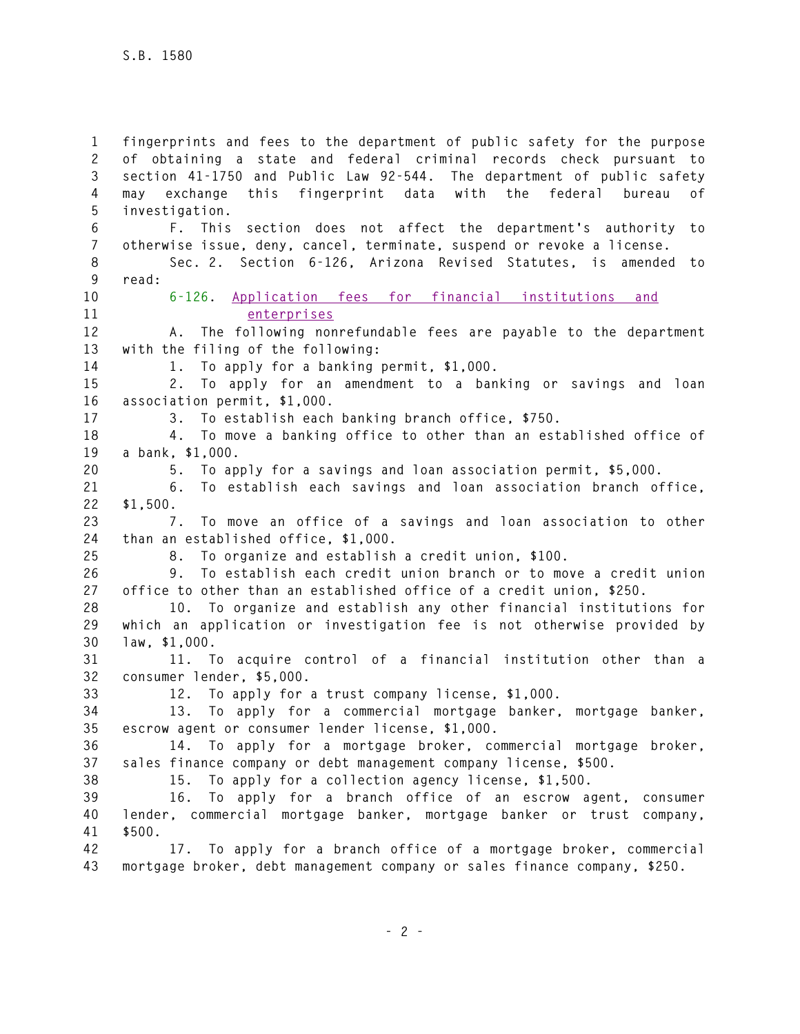fingerprints and fees to the department of public safety for the purpose of obtaining a state and federal criminal records check pursuant to section 41-1750 and Public Law 92-544. The department of public safety may exchange this fingerprint data with the federal bureau of investigation.

F. This section does not affect the department's authority to otherwise issue, deny, cancel, terminate, suspend or revoke a license.

Sec. 2. Section 6-126, Arizona Revised Statutes, is amended to read:

6-126. Application fees for financial institutions and enterprises

A. The following nonrefundable fees are payable to the department with the filing of the following:

1. To apply for a banking permit, $1,000.

2. To apply for an amendment to a banking or savings and loan association permit, $1,000.

3. To establish each banking branch office, $750.

4. To move a banking office to other than an established office of a bank, $1,000.

5. To apply for a savings and loan association permit, $5,000.

6. To establish each savings and loan association branch office, $1,500.

7. To move an office of a savings and loan association to other than an established office, $1,000.

8. To organize and establish a credit union, $100.

9. To establish each credit union branch or to move a credit union office to other than an established office of a credit union, $250.

10. To organize and establish any other financial institutions for which an application or investigation fee is not otherwise provided by law, $1,000.

11. To acquire control of a financial institution other than a consumer lender, $5,000.

12. To apply for a trust company license, $1,000.

13. To apply for a commercial mortgage banker, mortgage banker, escrow agent or consumer lender license, $1,000.

14. To apply for a mortgage broker, commercial mortgage broker, sales finance company or debt management company license, $500.

15. To apply for a collection agency license, $1,500.

16. To apply for a branch office of an escrow agent, consumer lender, commercial mortgage banker, mortgage banker or trust company, $500.

17. To apply for a branch office of a mortgage broker, commercial mortgage broker, debt management company or sales finance company, $250.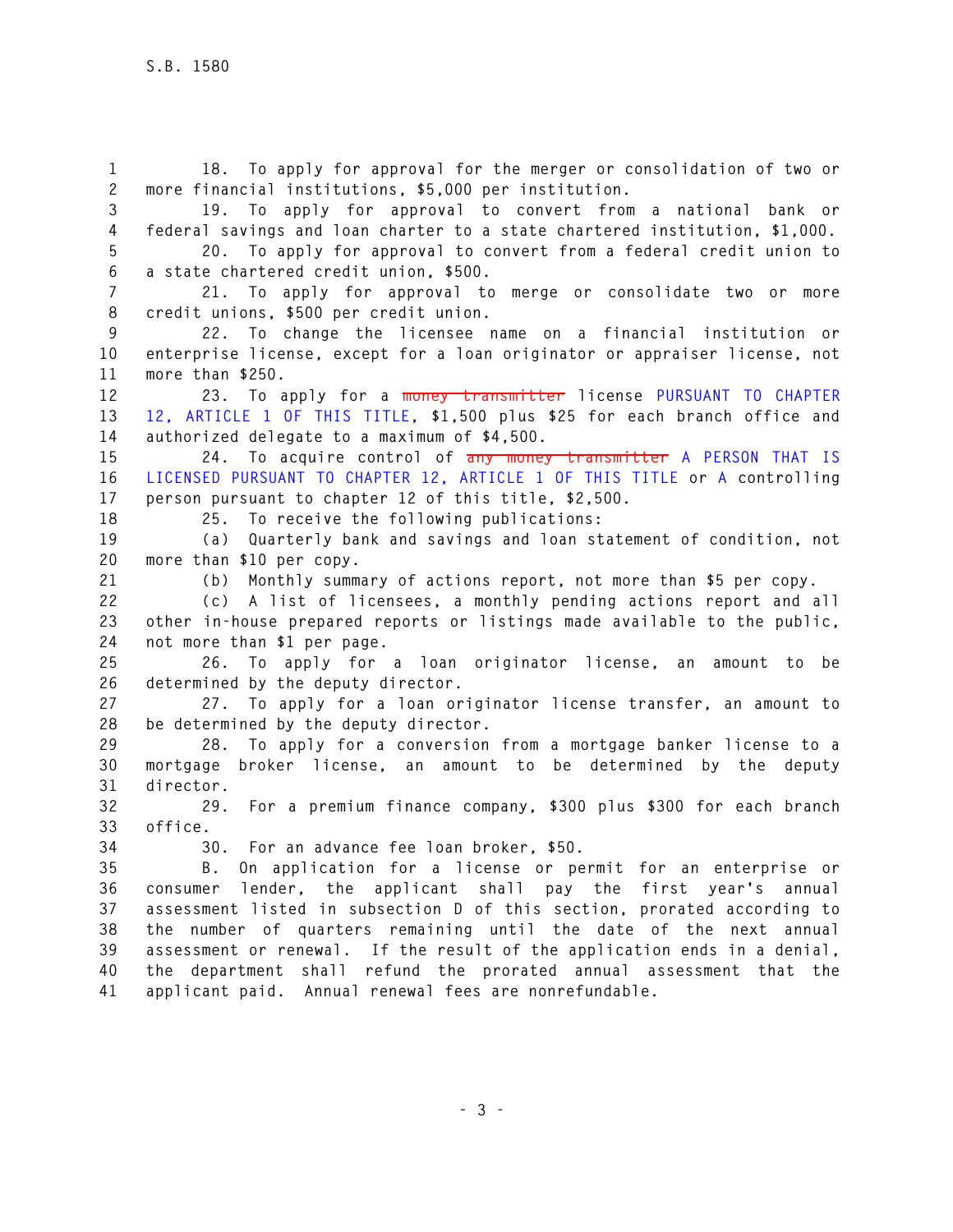18. To apply for approval for the merger or consolidation of two or more financial institutions, $5,000 per institution.

19. To apply for approval to convert from a national bank or federal savings and loan charter to a state chartered institution, $1,000.

20. To apply for approval to convert from a federal credit union to a state chartered credit union, $500.

21. To apply for approval to merge or consolidate two or more credit unions, $500 per credit union.

22. To change the licensee name on a financial institution or enterprise license, except for a loan originator or appraiser license, not more than $250.

23. To apply for a ~~money transmitter~~ license PURSUANT TO CHAPTER 12, ARTICLE 1 OF THIS TITLE, $1,500 plus $25 for each branch office and authorized delegate to a maximum of $4,500.

24. To acquire control of ~~any money transmitter~~ A PERSON THAT IS LICENSED PURSUANT TO CHAPTER 12, ARTICLE 1 OF THIS TITLE or A controlling person pursuant to chapter 12 of this title, $2,500.

25. To receive the following publications:

(a) Quarterly bank and savings and loan statement of condition, not more than $10 per copy.

(b) Monthly summary of actions report, not more than $5 per copy.

(c) A list of licensees, a monthly pending actions report and all other in-house prepared reports or listings made available to the public, not more than $1 per page.

26. To apply for a loan originator license, an amount to be determined by the deputy director.

27. To apply for a loan originator license transfer, an amount to be determined by the deputy director.

28. To apply for a conversion from a mortgage banker license to a mortgage broker license, an amount to be determined by the deputy director.

29. For a premium finance company, $300 plus $300 for each branch office.

30. For an advance fee loan broker, $50.

B. On application for a license or permit for an enterprise or consumer lender, the applicant shall pay the first year's annual assessment listed in subsection D of this section, prorated according to the number of quarters remaining until the date of the next annual assessment or renewal. If the result of the application ends in a denial, the department shall refund the prorated annual assessment that the applicant paid. Annual renewal fees are nonrefundable.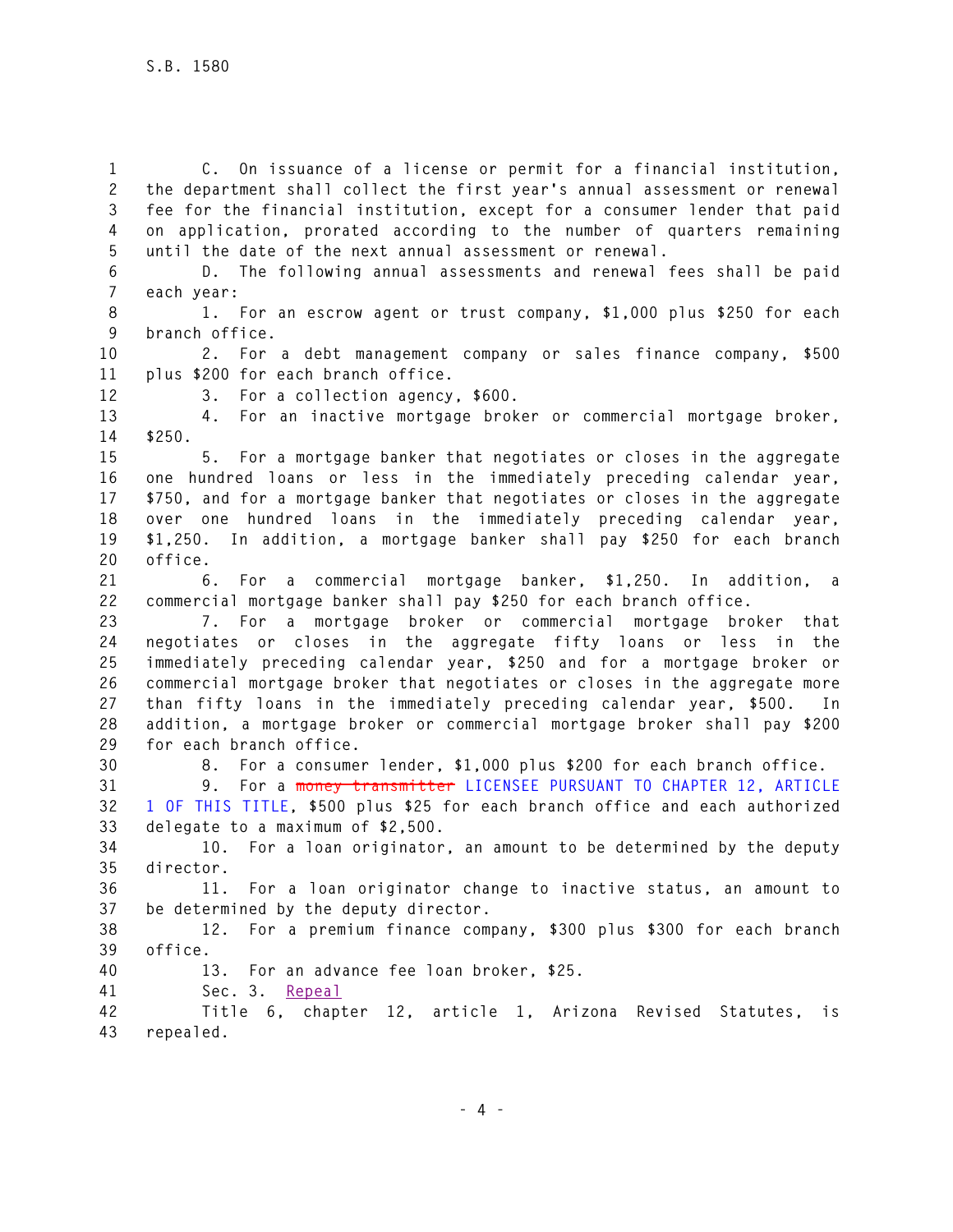C. On issuance of a license or permit for a financial institution, the department shall collect the first year's annual assessment or renewal fee for the financial institution, except for a consumer lender that paid on application, prorated according to the number of quarters remaining until the date of the next annual assessment or renewal.

D. The following annual assessments and renewal fees shall be paid each year:

1. For an escrow agent or trust company, $1,000 plus $250 for each branch office.

2. For a debt management company or sales finance company, $500 plus $200 for each branch office.

3. For a collection agency, $600.

4. For an inactive mortgage broker or commercial mortgage broker, $250.

5. For a mortgage banker that negotiates or closes in the aggregate one hundred loans or less in the immediately preceding calendar year, $750, and for a mortgage banker that negotiates or closes in the aggregate over one hundred loans in the immediately preceding calendar year, $1,250. In addition, a mortgage banker shall pay $250 for each branch office.

6. For a commercial mortgage banker, $1,250. In addition, a commercial mortgage banker shall pay $250 for each branch office.

7. For a mortgage broker or commercial mortgage broker that negotiates or closes in the aggregate fifty loans or less in the immediately preceding calendar year, $250 and for a mortgage broker or commercial mortgage broker that negotiates or closes in the aggregate more than fifty loans in the immediately preceding calendar year, $500. In addition, a mortgage broker or commercial mortgage broker shall pay $200 for each branch office.

8. For a consumer lender, $1,000 plus $200 for each branch office.

9. For a ~~money transmitter~~ LICENSEE PURSUANT TO CHAPTER 12, ARTICLE 1 OF THIS TITLE, $500 plus $25 for each branch office and each authorized delegate to a maximum of $2,500.

10. For a loan originator, an amount to be determined by the deputy director.

11. For a loan originator change to inactive status, an amount to be determined by the deputy director.

12. For a premium finance company, $300 plus $300 for each branch office.

13. For an advance fee loan broker, $25.

Sec. 3. Repeal

Title 6, chapter 12, article 1, Arizona Revised Statutes, is repealed.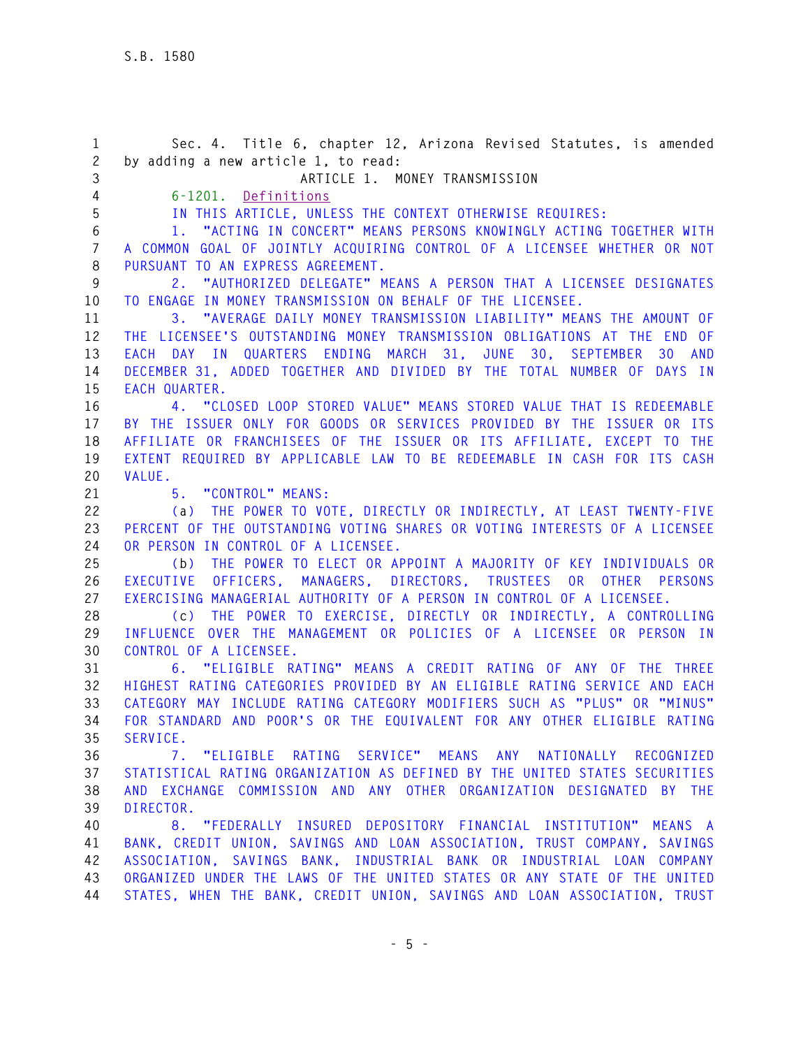Sec. 4. Title 6, chapter 12, Arizona Revised Statutes, is amended by adding a new article 1, to read:

ARTICLE 1. MONEY TRANSMISSION

6-1201. Definitions

IN THIS ARTICLE, UNLESS THE CONTEXT OTHERWISE REQUIRES:

1. "ACTING IN CONCERT" MEANS PERSONS KNOWINGLY ACTING TOGETHER WITH A COMMON GOAL OF JOINTLY ACQUIRING CONTROL OF A LICENSEE WHETHER OR NOT PURSUANT TO AN EXPRESS AGREEMENT.

2. "AUTHORIZED DELEGATE" MEANS A PERSON THAT A LICENSEE DESIGNATES TO ENGAGE IN MONEY TRANSMISSION ON BEHALF OF THE LICENSEE.

3. "AVERAGE DAILY MONEY TRANSMISSION LIABILITY" MEANS THE AMOUNT OF THE LICENSEE'S OUTSTANDING MONEY TRANSMISSION OBLIGATIONS AT THE END OF EACH DAY IN QUARTERS ENDING MARCH 31, JUNE 30, SEPTEMBER 30 AND DECEMBER 31, ADDED TOGETHER AND DIVIDED BY THE TOTAL NUMBER OF DAYS IN EACH QUARTER.

4. "CLOSED LOOP STORED VALUE" MEANS STORED VALUE THAT IS REDEEMABLE BY THE ISSUER ONLY FOR GOODS OR SERVICES PROVIDED BY THE ISSUER OR ITS AFFILIATE OR FRANCHISEES OF THE ISSUER OR ITS AFFILIATE, EXCEPT TO THE EXTENT REQUIRED BY APPLICABLE LAW TO BE REDEEMABLE IN CASH FOR ITS CASH VALUE.

5. "CONTROL" MEANS:

(a) THE POWER TO VOTE, DIRECTLY OR INDIRECTLY, AT LEAST TWENTY-FIVE PERCENT OF THE OUTSTANDING VOTING SHARES OR VOTING INTERESTS OF A LICENSEE OR PERSON IN CONTROL OF A LICENSEE.

(b) THE POWER TO ELECT OR APPOINT A MAJORITY OF KEY INDIVIDUALS OR EXECUTIVE OFFICERS, MANAGERS, DIRECTORS, TRUSTEES OR OTHER PERSONS EXERCISING MANAGERIAL AUTHORITY OF A PERSON IN CONTROL OF A LICENSEE.

(c) THE POWER TO EXERCISE, DIRECTLY OR INDIRECTLY, A CONTROLLING INFLUENCE OVER THE MANAGEMENT OR POLICIES OF A LICENSEE OR PERSON IN CONTROL OF A LICENSEE.

6. "ELIGIBLE RATING" MEANS A CREDIT RATING OF ANY OF THE THREE HIGHEST RATING CATEGORIES PROVIDED BY AN ELIGIBLE RATING SERVICE AND EACH CATEGORY MAY INCLUDE RATING CATEGORY MODIFIERS SUCH AS "PLUS" OR "MINUS" FOR STANDARD AND POOR'S OR THE EQUIVALENT FOR ANY OTHER ELIGIBLE RATING SERVICE.

7. "ELIGIBLE RATING SERVICE" MEANS ANY NATIONALLY RECOGNIZED STATISTICAL RATING ORGANIZATION AS DEFINED BY THE UNITED STATES SECURITIES AND EXCHANGE COMMISSION AND ANY OTHER ORGANIZATION DESIGNATED BY THE DIRECTOR.

8. "FEDERALLY INSURED DEPOSITORY FINANCIAL INSTITUTION" MEANS A BANK, CREDIT UNION, SAVINGS AND LOAN ASSOCIATION, TRUST COMPANY, SAVINGS ASSOCIATION, SAVINGS BANK, INDUSTRIAL BANK OR INDUSTRIAL LOAN COMPANY ORGANIZED UNDER THE LAWS OF THE UNITED STATES OR ANY STATE OF THE UNITED STATES, WHEN THE BANK, CREDIT UNION, SAVINGS AND LOAN ASSOCIATION, TRUST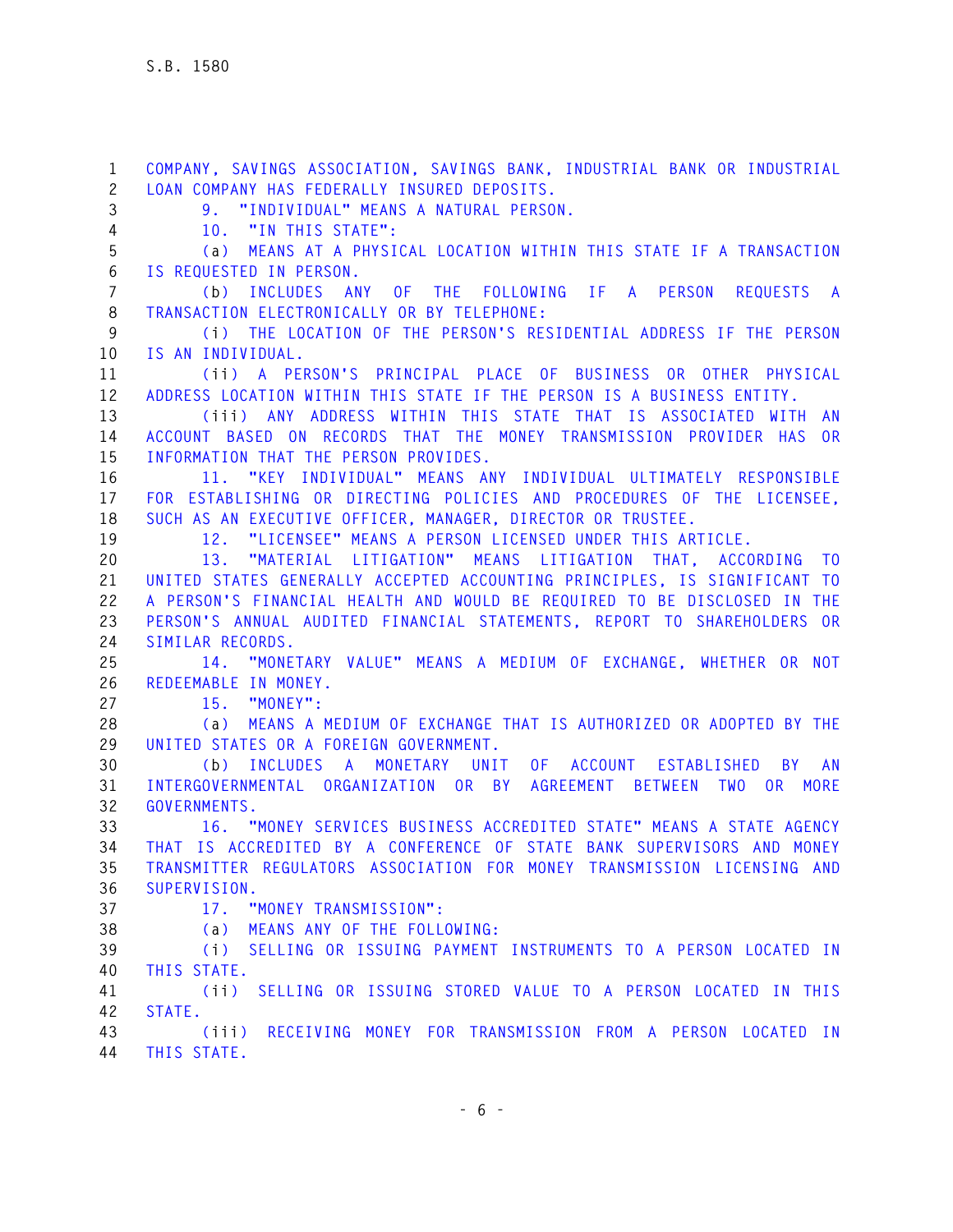COMPANY, SAVINGS ASSOCIATION, SAVINGS BANK, INDUSTRIAL BANK OR INDUSTRIAL LOAN COMPANY HAS FEDERALLY INSURED DEPOSITS.

9. "INDIVIDUAL" MEANS A NATURAL PERSON.

10. "IN THIS STATE":

(a) MEANS AT A PHYSICAL LOCATION WITHIN THIS STATE IF A TRANSACTION IS REQUESTED IN PERSON.

(b) INCLUDES ANY OF THE FOLLOWING IF A PERSON REQUESTS A TRANSACTION ELECTRONICALLY OR BY TELEPHONE:

(i) THE LOCATION OF THE PERSON'S RESIDENTIAL ADDRESS IF THE PERSON IS AN INDIVIDUAL.

(ii) A PERSON'S PRINCIPAL PLACE OF BUSINESS OR OTHER PHYSICAL ADDRESS LOCATION WITHIN THIS STATE IF THE PERSON IS A BUSINESS ENTITY.

(iii) ANY ADDRESS WITHIN THIS STATE THAT IS ASSOCIATED WITH AN ACCOUNT BASED ON RECORDS THAT THE MONEY TRANSMISSION PROVIDER HAS OR INFORMATION THAT THE PERSON PROVIDES.

11. "KEY INDIVIDUAL" MEANS ANY INDIVIDUAL ULTIMATELY RESPONSIBLE FOR ESTABLISHING OR DIRECTING POLICIES AND PROCEDURES OF THE LICENSEE, SUCH AS AN EXECUTIVE OFFICER, MANAGER, DIRECTOR OR TRUSTEE.

12. "LICENSEE" MEANS A PERSON LICENSED UNDER THIS ARTICLE.

13. "MATERIAL LITIGATION" MEANS LITIGATION THAT, ACCORDING TO UNITED STATES GENERALLY ACCEPTED ACCOUNTING PRINCIPLES, IS SIGNIFICANT TO A PERSON'S FINANCIAL HEALTH AND WOULD BE REQUIRED TO BE DISCLOSED IN THE PERSON'S ANNUAL AUDITED FINANCIAL STATEMENTS, REPORT TO SHAREHOLDERS OR SIMILAR RECORDS.

14. "MONETARY VALUE" MEANS A MEDIUM OF EXCHANGE, WHETHER OR NOT REDEEMABLE IN MONEY.

15. "MONEY":

(a) MEANS A MEDIUM OF EXCHANGE THAT IS AUTHORIZED OR ADOPTED BY THE UNITED STATES OR A FOREIGN GOVERNMENT.

(b) INCLUDES A MONETARY UNIT OF ACCOUNT ESTABLISHED BY AN INTERGOVERNMENTAL ORGANIZATION OR BY AGREEMENT BETWEEN TWO OR MORE GOVERNMENTS.

16. "MONEY SERVICES BUSINESS ACCREDITED STATE" MEANS A STATE AGENCY THAT IS ACCREDITED BY A CONFERENCE OF STATE BANK SUPERVISORS AND MONEY TRANSMITTER REGULATORS ASSOCIATION FOR MONEY TRANSMISSION LICENSING AND SUPERVISION.

17. "MONEY TRANSMISSION":

(a) MEANS ANY OF THE FOLLOWING:

(i) SELLING OR ISSUING PAYMENT INSTRUMENTS TO A PERSON LOCATED IN THIS STATE.

(ii) SELLING OR ISSUING STORED VALUE TO A PERSON LOCATED IN THIS STATE.

(iii) RECEIVING MONEY FOR TRANSMISSION FROM A PERSON LOCATED IN THIS STATE.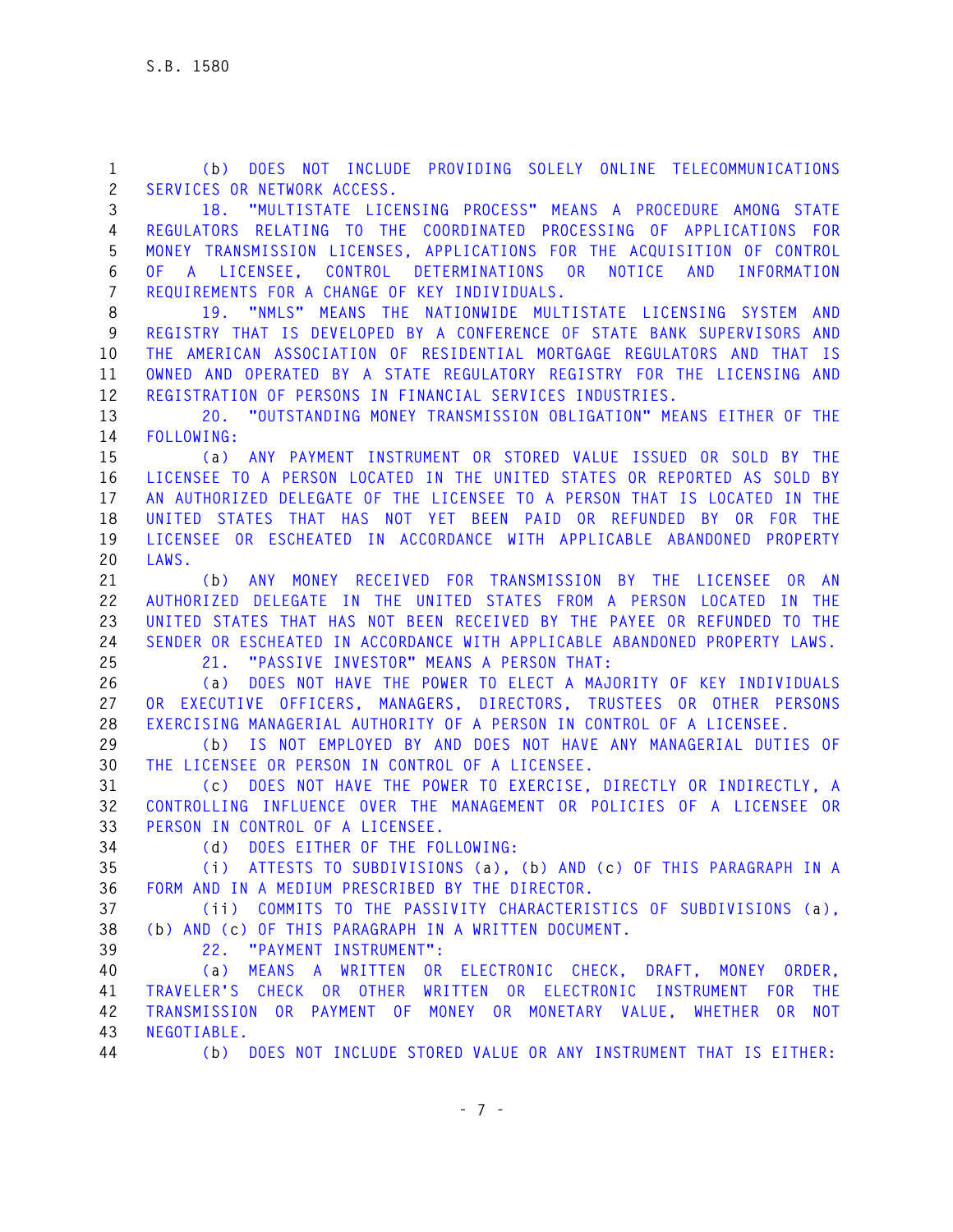(b) DOES NOT INCLUDE PROVIDING SOLELY ONLINE TELECOMMUNICATIONS SERVICES OR NETWORK ACCESS.

18. "MULTISTATE LICENSING PROCESS" MEANS A PROCEDURE AMONG STATE REGULATORS RELATING TO THE COORDINATED PROCESSING OF APPLICATIONS FOR MONEY TRANSMISSION LICENSES, APPLICATIONS FOR THE ACQUISITION OF CONTROL OF A LICENSEE, CONTROL DETERMINATIONS OR NOTICE AND INFORMATION REQUIREMENTS FOR A CHANGE OF KEY INDIVIDUALS.

19. "NMLS" MEANS THE NATIONWIDE MULTISTATE LICENSING SYSTEM AND REGISTRY THAT IS DEVELOPED BY A CONFERENCE OF STATE BANK SUPERVISORS AND THE AMERICAN ASSOCIATION OF RESIDENTIAL MORTGAGE REGULATORS AND THAT IS OWNED AND OPERATED BY A STATE REGULATORY REGISTRY FOR THE LICENSING AND REGISTRATION OF PERSONS IN FINANCIAL SERVICES INDUSTRIES.

20. "OUTSTANDING MONEY TRANSMISSION OBLIGATION" MEANS EITHER OF THE FOLLOWING:

(a) ANY PAYMENT INSTRUMENT OR STORED VALUE ISSUED OR SOLD BY THE LICENSEE TO A PERSON LOCATED IN THE UNITED STATES OR REPORTED AS SOLD BY AN AUTHORIZED DELEGATE OF THE LICENSEE TO A PERSON THAT IS LOCATED IN THE UNITED STATES THAT HAS NOT YET BEEN PAID OR REFUNDED BY OR FOR THE LICENSEE OR ESCHEATED IN ACCORDANCE WITH APPLICABLE ABANDONED PROPERTY LAWS.

(b) ANY MONEY RECEIVED FOR TRANSMISSION BY THE LICENSEE OR AN AUTHORIZED DELEGATE IN THE UNITED STATES FROM A PERSON LOCATED IN THE UNITED STATES THAT HAS NOT BEEN RECEIVED BY THE PAYEE OR REFUNDED TO THE SENDER OR ESCHEATED IN ACCORDANCE WITH APPLICABLE ABANDONED PROPERTY LAWS.

21. "PASSIVE INVESTOR" MEANS A PERSON THAT:

(a) DOES NOT HAVE THE POWER TO ELECT A MAJORITY OF KEY INDIVIDUALS OR EXECUTIVE OFFICERS, MANAGERS, DIRECTORS, TRUSTEES OR OTHER PERSONS EXERCISING MANAGERIAL AUTHORITY OF A PERSON IN CONTROL OF A LICENSEE.

(b) IS NOT EMPLOYED BY AND DOES NOT HAVE ANY MANAGERIAL DUTIES OF THE LICENSEE OR PERSON IN CONTROL OF A LICENSEE.

(c) DOES NOT HAVE THE POWER TO EXERCISE, DIRECTLY OR INDIRECTLY, A CONTROLLING INFLUENCE OVER THE MANAGEMENT OR POLICIES OF A LICENSEE OR PERSON IN CONTROL OF A LICENSEE.

(d) DOES EITHER OF THE FOLLOWING:

(i) ATTESTS TO SUBDIVISIONS (a), (b) AND (c) OF THIS PARAGRAPH IN A FORM AND IN A MEDIUM PRESCRIBED BY THE DIRECTOR.

(ii) COMMITS TO THE PASSIVITY CHARACTERISTICS OF SUBDIVISIONS (a), (b) AND (c) OF THIS PARAGRAPH IN A WRITTEN DOCUMENT.

22. "PAYMENT INSTRUMENT":

(a) MEANS A WRITTEN OR ELECTRONIC CHECK, DRAFT, MONEY ORDER, TRAVELER'S CHECK OR OTHER WRITTEN OR ELECTRONIC INSTRUMENT FOR THE TRANSMISSION OR PAYMENT OF MONEY OR MONETARY VALUE, WHETHER OR NOT NEGOTIABLE.

(b) DOES NOT INCLUDE STORED VALUE OR ANY INSTRUMENT THAT IS EITHER: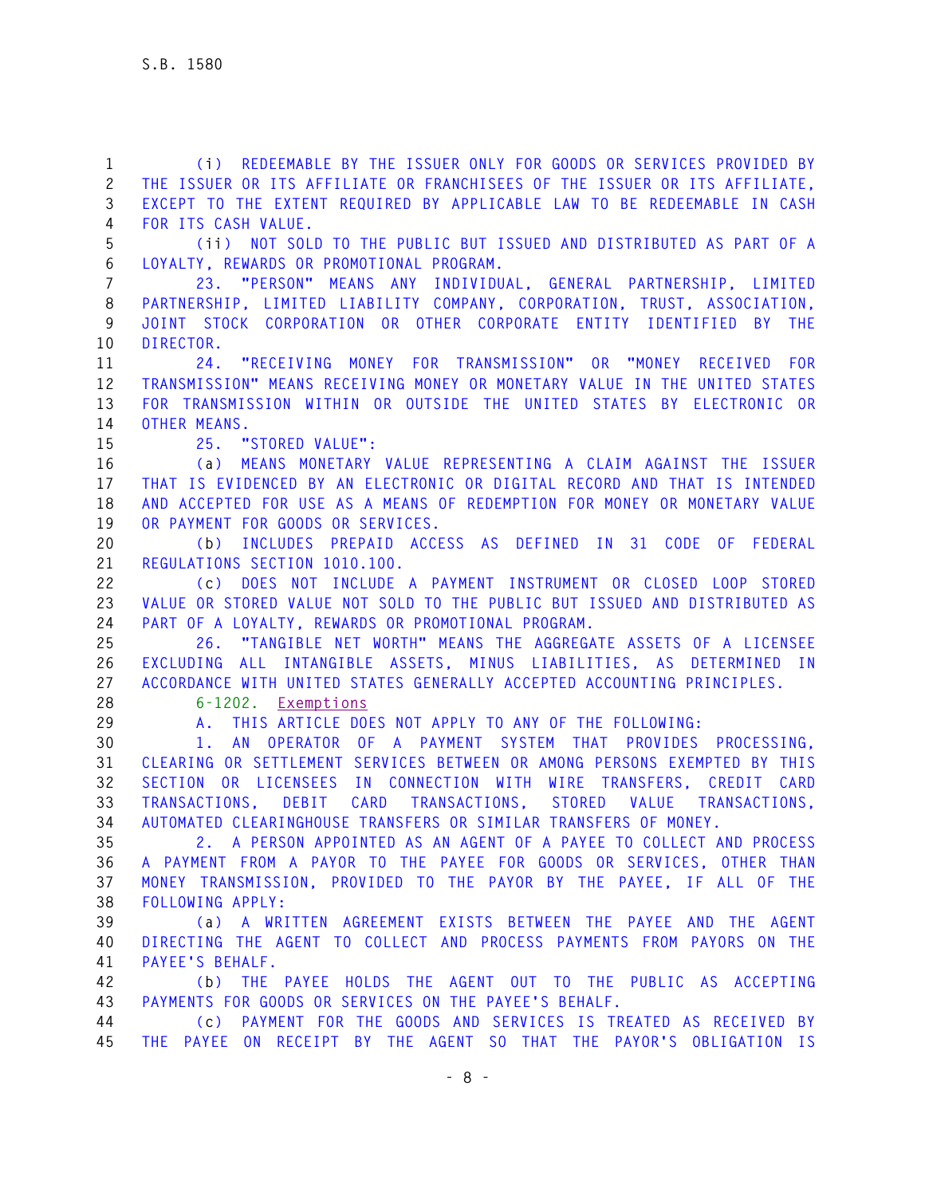(i) REDEEMABLE BY THE ISSUER ONLY FOR GOODS OR SERVICES PROVIDED BY THE ISSUER OR ITS AFFILIATE OR FRANCHISEES OF THE ISSUER OR ITS AFFILIATE, EXCEPT TO THE EXTENT REQUIRED BY APPLICABLE LAW TO BE REDEEMABLE IN CASH FOR ITS CASH VALUE.

(ii) NOT SOLD TO THE PUBLIC BUT ISSUED AND DISTRIBUTED AS PART OF A LOYALTY, REWARDS OR PROMOTIONAL PROGRAM.

23. "PERSON" MEANS ANY INDIVIDUAL, GENERAL PARTNERSHIP, LIMITED PARTNERSHIP, LIMITED LIABILITY COMPANY, CORPORATION, TRUST, ASSOCIATION, JOINT STOCK CORPORATION OR OTHER CORPORATE ENTITY IDENTIFIED BY THE DIRECTOR.

24. "RECEIVING MONEY FOR TRANSMISSION" OR "MONEY RECEIVED FOR TRANSMISSION" MEANS RECEIVING MONEY OR MONETARY VALUE IN THE UNITED STATES FOR TRANSMISSION WITHIN OR OUTSIDE THE UNITED STATES BY ELECTRONIC OR OTHER MEANS.

25. "STORED VALUE":

(a) MEANS MONETARY VALUE REPRESENTING A CLAIM AGAINST THE ISSUER THAT IS EVIDENCED BY AN ELECTRONIC OR DIGITAL RECORD AND THAT IS INTENDED AND ACCEPTED FOR USE AS A MEANS OF REDEMPTION FOR MONEY OR MONETARY VALUE OR PAYMENT FOR GOODS OR SERVICES.

(b) INCLUDES PREPAID ACCESS AS DEFINED IN 31 CODE OF FEDERAL REGULATIONS SECTION 1010.100.

(c) DOES NOT INCLUDE A PAYMENT INSTRUMENT OR CLOSED LOOP STORED VALUE OR STORED VALUE NOT SOLD TO THE PUBLIC BUT ISSUED AND DISTRIBUTED AS PART OF A LOYALTY, REWARDS OR PROMOTIONAL PROGRAM.

26. "TANGIBLE NET WORTH" MEANS THE AGGREGATE ASSETS OF A LICENSEE EXCLUDING ALL INTANGIBLE ASSETS, MINUS LIABILITIES, AS DETERMINED IN ACCORDANCE WITH UNITED STATES GENERALLY ACCEPTED ACCOUNTING PRINCIPLES.

6-1202. Exemptions

A. THIS ARTICLE DOES NOT APPLY TO ANY OF THE FOLLOWING:

1. AN OPERATOR OF A PAYMENT SYSTEM THAT PROVIDES PROCESSING, CLEARING OR SETTLEMENT SERVICES BETWEEN OR AMONG PERSONS EXEMPTED BY THIS SECTION OR LICENSEES IN CONNECTION WITH WIRE TRANSFERS, CREDIT CARD TRANSACTIONS, DEBIT CARD TRANSACTIONS, STORED VALUE TRANSACTIONS, AUTOMATED CLEARINGHOUSE TRANSFERS OR SIMILAR TRANSFERS OF MONEY.

2. A PERSON APPOINTED AS AN AGENT OF A PAYEE TO COLLECT AND PROCESS A PAYMENT FROM A PAYOR TO THE PAYEE FOR GOODS OR SERVICES, OTHER THAN MONEY TRANSMISSION, PROVIDED TO THE PAYOR BY THE PAYEE, IF ALL OF THE FOLLOWING APPLY:

(a) A WRITTEN AGREEMENT EXISTS BETWEEN THE PAYEE AND THE AGENT DIRECTING THE AGENT TO COLLECT AND PROCESS PAYMENTS FROM PAYORS ON THE PAYEE'S BEHALF.

(b) THE PAYEE HOLDS THE AGENT OUT TO THE PUBLIC AS ACCEPTING PAYMENTS FOR GOODS OR SERVICES ON THE PAYEE'S BEHALF.

(c) PAYMENT FOR THE GOODS AND SERVICES IS TREATED AS RECEIVED BY THE PAYEE ON RECEIPT BY THE AGENT SO THAT THE PAYOR'S OBLIGATION IS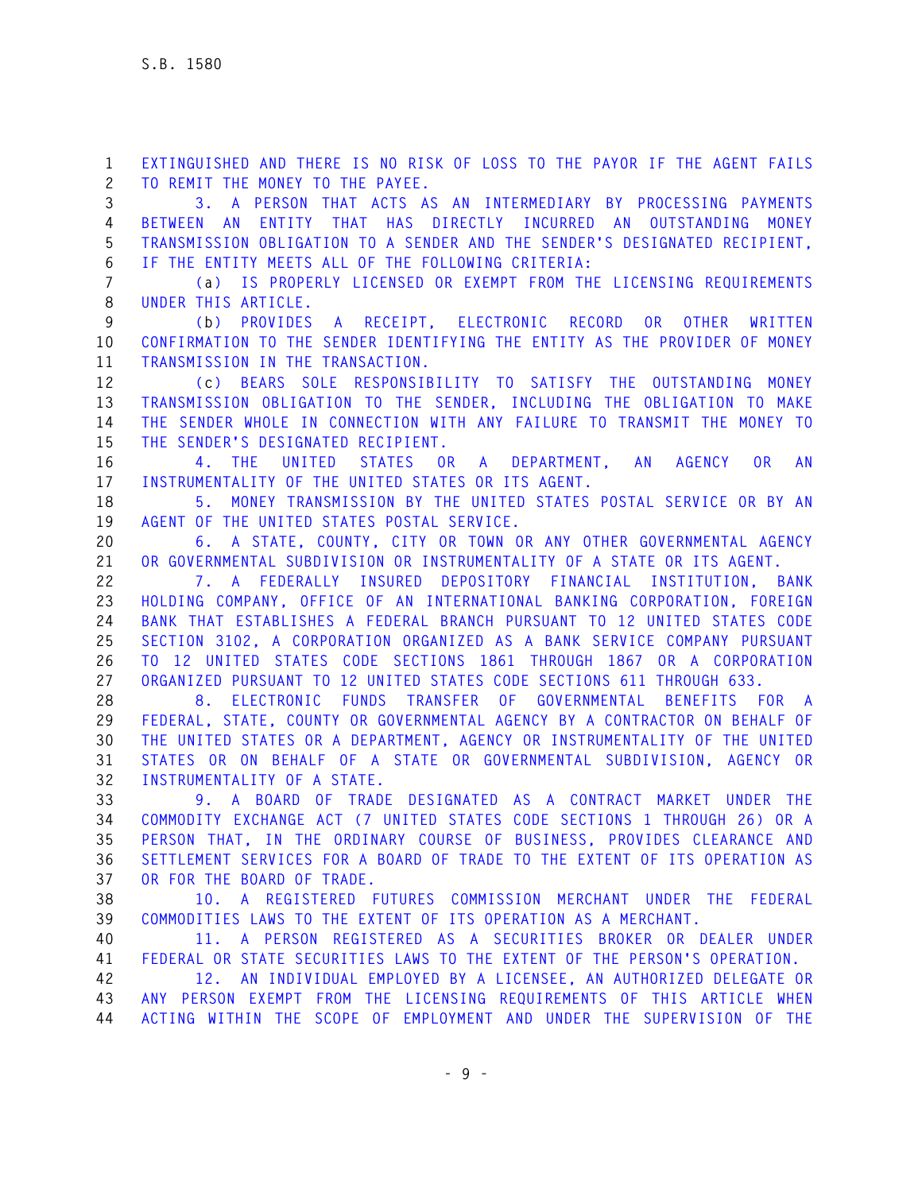EXTINGUISHED AND THERE IS NO RISK OF LOSS TO THE PAYOR IF THE AGENT FAILS TO REMIT THE MONEY TO THE PAYEE.

3. A PERSON THAT ACTS AS AN INTERMEDIARY BY PROCESSING PAYMENTS BETWEEN AN ENTITY THAT HAS DIRECTLY INCURRED AN OUTSTANDING MONEY TRANSMISSION OBLIGATION TO A SENDER AND THE SENDER'S DESIGNATED RECIPIENT, IF THE ENTITY MEETS ALL OF THE FOLLOWING CRITERIA:

(a) IS PROPERLY LICENSED OR EXEMPT FROM THE LICENSING REQUIREMENTS UNDER THIS ARTICLE.

(b) PROVIDES A RECEIPT, ELECTRONIC RECORD OR OTHER WRITTEN CONFIRMATION TO THE SENDER IDENTIFYING THE ENTITY AS THE PROVIDER OF MONEY TRANSMISSION IN THE TRANSACTION.

(c) BEARS SOLE RESPONSIBILITY TO SATISFY THE OUTSTANDING MONEY TRANSMISSION OBLIGATION TO THE SENDER, INCLUDING THE OBLIGATION TO MAKE THE SENDER WHOLE IN CONNECTION WITH ANY FAILURE TO TRANSMIT THE MONEY TO THE SENDER'S DESIGNATED RECIPIENT.

4. THE UNITED STATES OR A DEPARTMENT, AN AGENCY OR AN INSTRUMENTALITY OF THE UNITED STATES OR ITS AGENT.

5. MONEY TRANSMISSION BY THE UNITED STATES POSTAL SERVICE OR BY AN AGENT OF THE UNITED STATES POSTAL SERVICE.

6. A STATE, COUNTY, CITY OR TOWN OR ANY OTHER GOVERNMENTAL AGENCY OR GOVERNMENTAL SUBDIVISION OR INSTRUMENTALITY OF A STATE OR ITS AGENT.

7. A FEDERALLY INSURED DEPOSITORY FINANCIAL INSTITUTION, BANK HOLDING COMPANY, OFFICE OF AN INTERNATIONAL BANKING CORPORATION, FOREIGN BANK THAT ESTABLISHES A FEDERAL BRANCH PURSUANT TO 12 UNITED STATES CODE SECTION 3102, A CORPORATION ORGANIZED AS A BANK SERVICE COMPANY PURSUANT TO 12 UNITED STATES CODE SECTIONS 1861 THROUGH 1867 OR A CORPORATION ORGANIZED PURSUANT TO 12 UNITED STATES CODE SECTIONS 611 THROUGH 633.

8. ELECTRONIC FUNDS TRANSFER OF GOVERNMENTAL BENEFITS FOR A FEDERAL, STATE, COUNTY OR GOVERNMENTAL AGENCY BY A CONTRACTOR ON BEHALF OF THE UNITED STATES OR A DEPARTMENT, AGENCY OR INSTRUMENTALITY OF THE UNITED STATES OR ON BEHALF OF A STATE OR GOVERNMENTAL SUBDIVISION, AGENCY OR INSTRUMENTALITY OF A STATE.

9. A BOARD OF TRADE DESIGNATED AS A CONTRACT MARKET UNDER THE COMMODITY EXCHANGE ACT (7 UNITED STATES CODE SECTIONS 1 THROUGH 26) OR A PERSON THAT, IN THE ORDINARY COURSE OF BUSINESS, PROVIDES CLEARANCE AND SETTLEMENT SERVICES FOR A BOARD OF TRADE TO THE EXTENT OF ITS OPERATION AS OR FOR THE BOARD OF TRADE.

10. A REGISTERED FUTURES COMMISSION MERCHANT UNDER THE FEDERAL COMMODITIES LAWS TO THE EXTENT OF ITS OPERATION AS A MERCHANT.

11. A PERSON REGISTERED AS A SECURITIES BROKER OR DEALER UNDER FEDERAL OR STATE SECURITIES LAWS TO THE EXTENT OF THE PERSON'S OPERATION.

12. AN INDIVIDUAL EMPLOYED BY A LICENSEE, AN AUTHORIZED DELEGATE OR ANY PERSON EXEMPT FROM THE LICENSING REQUIREMENTS OF THIS ARTICLE WHEN ACTING WITHIN THE SCOPE OF EMPLOYMENT AND UNDER THE SUPERVISION OF THE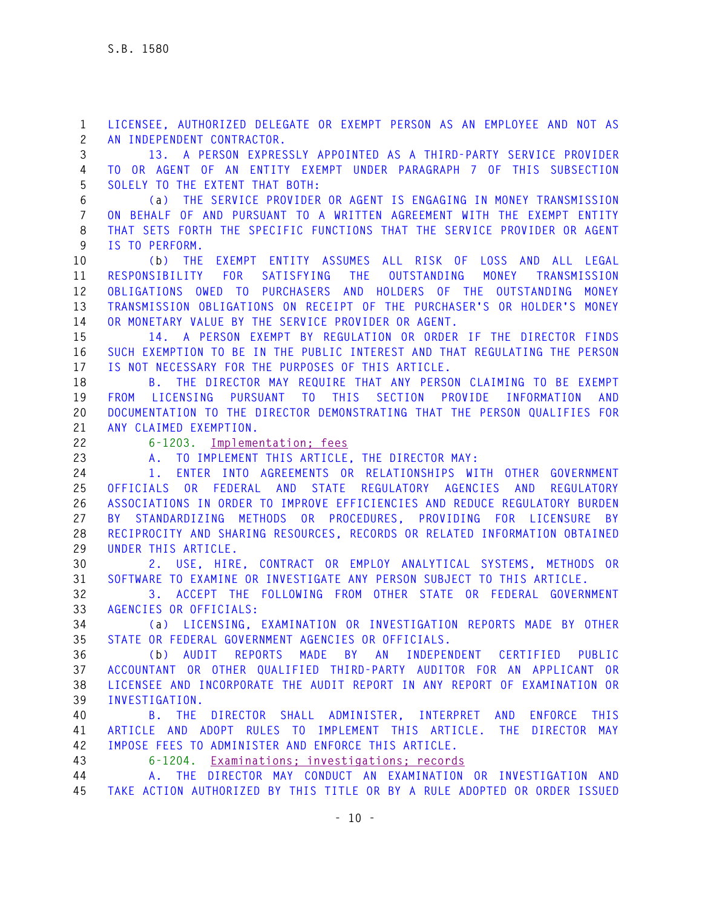LICENSEE, AUTHORIZED DELEGATE OR EXEMPT PERSON AS AN EMPLOYEE AND NOT AS AN INDEPENDENT CONTRACTOR.

13. A PERSON EXPRESSLY APPOINTED AS A THIRD-PARTY SERVICE PROVIDER TO OR AGENT OF AN ENTITY EXEMPT UNDER PARAGRAPH 7 OF THIS SUBSECTION SOLELY TO THE EXTENT THAT BOTH:

(a) THE SERVICE PROVIDER OR AGENT IS ENGAGING IN MONEY TRANSMISSION ON BEHALF OF AND PURSUANT TO A WRITTEN AGREEMENT WITH THE EXEMPT ENTITY THAT SETS FORTH THE SPECIFIC FUNCTIONS THAT THE SERVICE PROVIDER OR AGENT IS TO PERFORM.

(b) THE EXEMPT ENTITY ASSUMES ALL RISK OF LOSS AND ALL LEGAL RESPONSIBILITY FOR SATISFYING THE OUTSTANDING MONEY TRANSMISSION OBLIGATIONS OWED TO PURCHASERS AND HOLDERS OF THE OUTSTANDING MONEY TRANSMISSION OBLIGATIONS ON RECEIPT OF THE PURCHASER'S OR HOLDER'S MONEY OR MONETARY VALUE BY THE SERVICE PROVIDER OR AGENT.

14. A PERSON EXEMPT BY REGULATION OR ORDER IF THE DIRECTOR FINDS SUCH EXEMPTION TO BE IN THE PUBLIC INTEREST AND THAT REGULATING THE PERSON IS NOT NECESSARY FOR THE PURPOSES OF THIS ARTICLE.

B. THE DIRECTOR MAY REQUIRE THAT ANY PERSON CLAIMING TO BE EXEMPT FROM LICENSING PURSUANT TO THIS SECTION PROVIDE INFORMATION AND DOCUMENTATION TO THE DIRECTOR DEMONSTRATING THAT THE PERSON QUALIFIES FOR ANY CLAIMED EXEMPTION.

6-1203. Implementation; fees

A. TO IMPLEMENT THIS ARTICLE, THE DIRECTOR MAY:

1. ENTER INTO AGREEMENTS OR RELATIONSHIPS WITH OTHER GOVERNMENT OFFICIALS OR FEDERAL AND STATE REGULATORY AGENCIES AND REGULATORY ASSOCIATIONS IN ORDER TO IMPROVE EFFICIENCIES AND REDUCE REGULATORY BURDEN BY STANDARDIZING METHODS OR PROCEDURES, PROVIDING FOR LICENSURE BY RECIPROCITY AND SHARING RESOURCES, RECORDS OR RELATED INFORMATION OBTAINED UNDER THIS ARTICLE.

2. USE, HIRE, CONTRACT OR EMPLOY ANALYTICAL SYSTEMS, METHODS OR SOFTWARE TO EXAMINE OR INVESTIGATE ANY PERSON SUBJECT TO THIS ARTICLE.

3. ACCEPT THE FOLLOWING FROM OTHER STATE OR FEDERAL GOVERNMENT AGENCIES OR OFFICIALS:

(a) LICENSING, EXAMINATION OR INVESTIGATION REPORTS MADE BY OTHER STATE OR FEDERAL GOVERNMENT AGENCIES OR OFFICIALS.

(b) AUDIT REPORTS MADE BY AN INDEPENDENT CERTIFIED PUBLIC ACCOUNTANT OR OTHER QUALIFIED THIRD-PARTY AUDITOR FOR AN APPLICANT OR LICENSEE AND INCORPORATE THE AUDIT REPORT IN ANY REPORT OF EXAMINATION OR INVESTIGATION.

B. THE DIRECTOR SHALL ADMINISTER, INTERPRET AND ENFORCE THIS ARTICLE AND ADOPT RULES TO IMPLEMENT THIS ARTICLE. THE DIRECTOR MAY IMPOSE FEES TO ADMINISTER AND ENFORCE THIS ARTICLE.

6-1204. Examinations; investigations; records

A. THE DIRECTOR MAY CONDUCT AN EXAMINATION OR INVESTIGATION AND TAKE ACTION AUTHORIZED BY THIS TITLE OR BY A RULE ADOPTED OR ORDER ISSUED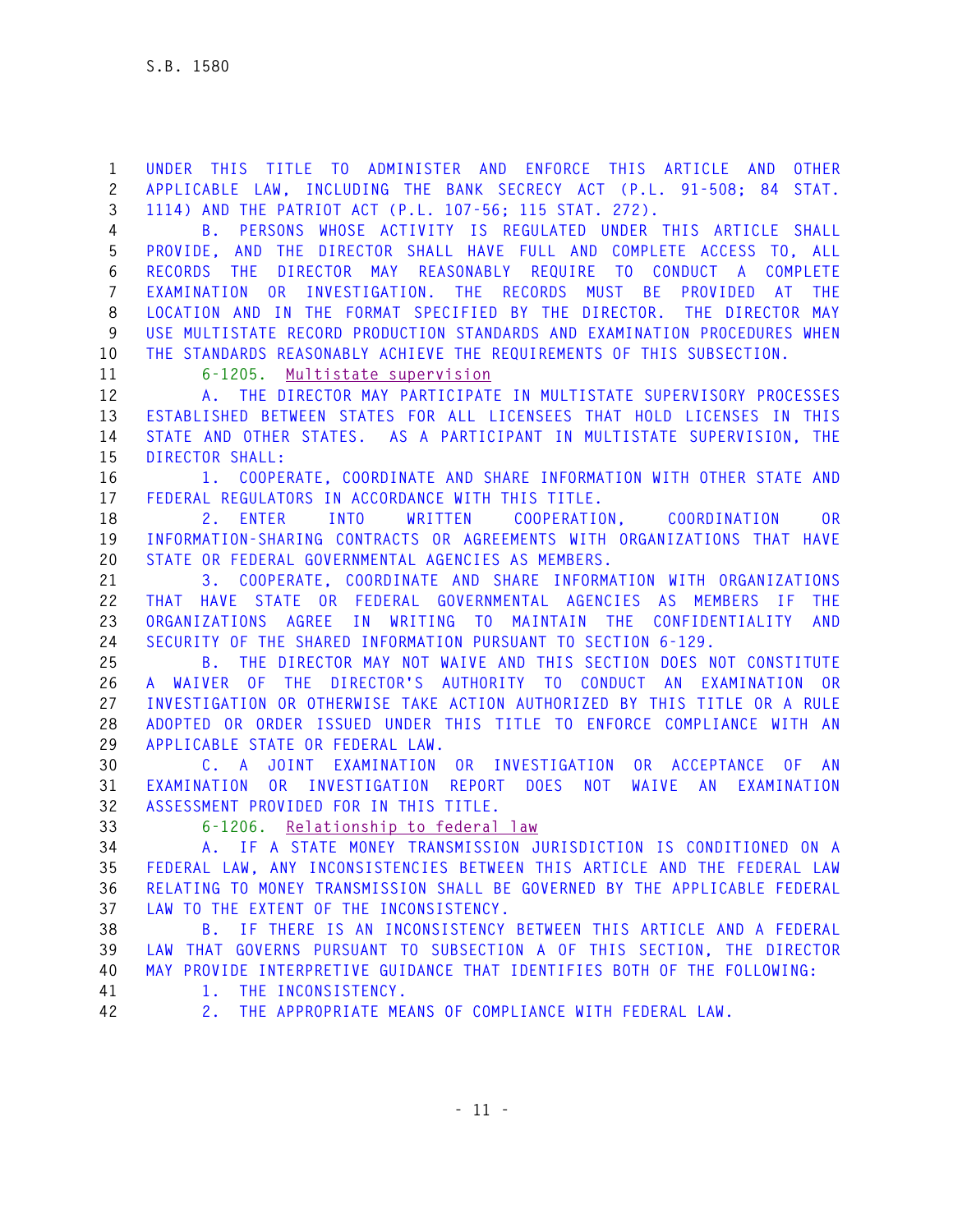UNDER THIS TITLE TO ADMINISTER AND ENFORCE THIS ARTICLE AND OTHER APPLICABLE LAW, INCLUDING THE BANK SECRECY ACT (P.L. 91-508; 84 STAT. 1114) AND THE PATRIOT ACT (P.L. 107-56; 115 STAT. 272).

B. PERSONS WHOSE ACTIVITY IS REGULATED UNDER THIS ARTICLE SHALL PROVIDE, AND THE DIRECTOR SHALL HAVE FULL AND COMPLETE ACCESS TO, ALL RECORDS THE DIRECTOR MAY REASONABLY REQUIRE TO CONDUCT A COMPLETE EXAMINATION OR INVESTIGATION. THE RECORDS MUST BE PROVIDED AT THE LOCATION AND IN THE FORMAT SPECIFIED BY THE DIRECTOR. THE DIRECTOR MAY USE MULTISTATE RECORD PRODUCTION STANDARDS AND EXAMINATION PROCEDURES WHEN THE STANDARDS REASONABLY ACHIEVE THE REQUIREMENTS OF THIS SUBSECTION.

6-1205. Multistate supervision

A. THE DIRECTOR MAY PARTICIPATE IN MULTISTATE SUPERVISORY PROCESSES ESTABLISHED BETWEEN STATES FOR ALL LICENSEES THAT HOLD LICENSES IN THIS STATE AND OTHER STATES. AS A PARTICIPANT IN MULTISTATE SUPERVISION, THE DIRECTOR SHALL:

1. COOPERATE, COORDINATE AND SHARE INFORMATION WITH OTHER STATE AND FEDERAL REGULATORS IN ACCORDANCE WITH THIS TITLE.

2. ENTER INTO WRITTEN COOPERATION, COORDINATION OR INFORMATION-SHARING CONTRACTS OR AGREEMENTS WITH ORGANIZATIONS THAT HAVE STATE OR FEDERAL GOVERNMENTAL AGENCIES AS MEMBERS.

3. COOPERATE, COORDINATE AND SHARE INFORMATION WITH ORGANIZATIONS THAT HAVE STATE OR FEDERAL GOVERNMENTAL AGENCIES AS MEMBERS IF THE ORGANIZATIONS AGREE IN WRITING TO MAINTAIN THE CONFIDENTIALITY AND SECURITY OF THE SHARED INFORMATION PURSUANT TO SECTION 6-129.

B. THE DIRECTOR MAY NOT WAIVE AND THIS SECTION DOES NOT CONSTITUTE A WAIVER OF THE DIRECTOR'S AUTHORITY TO CONDUCT AN EXAMINATION OR INVESTIGATION OR OTHERWISE TAKE ACTION AUTHORIZED BY THIS TITLE OR A RULE ADOPTED OR ORDER ISSUED UNDER THIS TITLE TO ENFORCE COMPLIANCE WITH AN APPLICABLE STATE OR FEDERAL LAW.

C. A JOINT EXAMINATION OR INVESTIGATION OR ACCEPTANCE OF AN EXAMINATION OR INVESTIGATION REPORT DOES NOT WAIVE AN EXAMINATION ASSESSMENT PROVIDED FOR IN THIS TITLE.

6-1206. Relationship to federal law

A. IF A STATE MONEY TRANSMISSION JURISDICTION IS CONDITIONED ON A FEDERAL LAW, ANY INCONSISTENCIES BETWEEN THIS ARTICLE AND THE FEDERAL LAW RELATING TO MONEY TRANSMISSION SHALL BE GOVERNED BY THE APPLICABLE FEDERAL LAW TO THE EXTENT OF THE INCONSISTENCY.

B. IF THERE IS AN INCONSISTENCY BETWEEN THIS ARTICLE AND A FEDERAL LAW THAT GOVERNS PURSUANT TO SUBSECTION A OF THIS SECTION, THE DIRECTOR MAY PROVIDE INTERPRETIVE GUIDANCE THAT IDENTIFIES BOTH OF THE FOLLOWING:

1. THE INCONSISTENCY.

2. THE APPROPRIATE MEANS OF COMPLIANCE WITH FEDERAL LAW.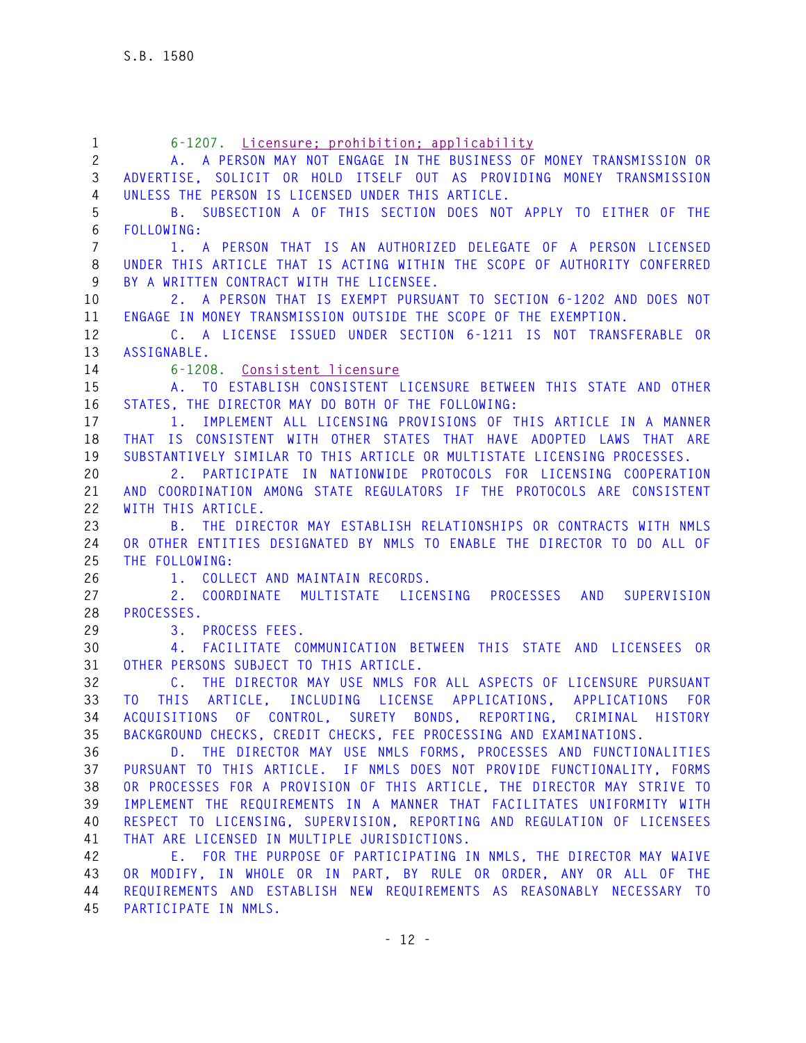6-1207. Licensure; prohibition; applicability

A. A PERSON MAY NOT ENGAGE IN THE BUSINESS OF MONEY TRANSMISSION OR ADVERTISE, SOLICIT OR HOLD ITSELF OUT AS PROVIDING MONEY TRANSMISSION UNLESS THE PERSON IS LICENSED UNDER THIS ARTICLE.

B. SUBSECTION A OF THIS SECTION DOES NOT APPLY TO EITHER OF THE FOLLOWING:

1. A PERSON THAT IS AN AUTHORIZED DELEGATE OF A PERSON LICENSED UNDER THIS ARTICLE THAT IS ACTING WITHIN THE SCOPE OF AUTHORITY CONFERRED BY A WRITTEN CONTRACT WITH THE LICENSEE.

2. A PERSON THAT IS EXEMPT PURSUANT TO SECTION 6-1202 AND DOES NOT ENGAGE IN MONEY TRANSMISSION OUTSIDE THE SCOPE OF THE EXEMPTION.

C. A LICENSE ISSUED UNDER SECTION 6-1211 IS NOT TRANSFERABLE OR ASSIGNABLE.

6-1208. Consistent licensure

A. TO ESTABLISH CONSISTENT LICENSURE BETWEEN THIS STATE AND OTHER STATES, THE DIRECTOR MAY DO BOTH OF THE FOLLOWING:

1. IMPLEMENT ALL LICENSING PROVISIONS OF THIS ARTICLE IN A MANNER THAT IS CONSISTENT WITH OTHER STATES THAT HAVE ADOPTED LAWS THAT ARE SUBSTANTIVELY SIMILAR TO THIS ARTICLE OR MULTISTATE LICENSING PROCESSES.

2. PARTICIPATE IN NATIONWIDE PROTOCOLS FOR LICENSING COOPERATION AND COORDINATION AMONG STATE REGULATORS IF THE PROTOCOLS ARE CONSISTENT WITH THIS ARTICLE.

B. THE DIRECTOR MAY ESTABLISH RELATIONSHIPS OR CONTRACTS WITH NMLS OR OTHER ENTITIES DESIGNATED BY NMLS TO ENABLE THE DIRECTOR TO DO ALL OF THE FOLLOWING:

1. COLLECT AND MAINTAIN RECORDS.

2. COORDINATE MULTISTATE LICENSING PROCESSES AND SUPERVISION PROCESSES.

3. PROCESS FEES.

4. FACILITATE COMMUNICATION BETWEEN THIS STATE AND LICENSEES OR OTHER PERSONS SUBJECT TO THIS ARTICLE.

C. THE DIRECTOR MAY USE NMLS FOR ALL ASPECTS OF LICENSURE PURSUANT TO THIS ARTICLE, INCLUDING LICENSE APPLICATIONS, APPLICATIONS FOR ACQUISITIONS OF CONTROL, SURETY BONDS, REPORTING, CRIMINAL HISTORY BACKGROUND CHECKS, CREDIT CHECKS, FEE PROCESSING AND EXAMINATIONS.

D. THE DIRECTOR MAY USE NMLS FORMS, PROCESSES AND FUNCTIONALITIES PURSUANT TO THIS ARTICLE. IF NMLS DOES NOT PROVIDE FUNCTIONALITY, FORMS OR PROCESSES FOR A PROVISION OF THIS ARTICLE, THE DIRECTOR MAY STRIVE TO IMPLEMENT THE REQUIREMENTS IN A MANNER THAT FACILITATES UNIFORMITY WITH RESPECT TO LICENSING, SUPERVISION, REPORTING AND REGULATION OF LICENSEES THAT ARE LICENSED IN MULTIPLE JURISDICTIONS.

E. FOR THE PURPOSE OF PARTICIPATING IN NMLS, THE DIRECTOR MAY WAIVE OR MODIFY, IN WHOLE OR IN PART, BY RULE OR ORDER, ANY OR ALL OF THE REQUIREMENTS AND ESTABLISH NEW REQUIREMENTS AS REASONABLY NECESSARY TO PARTICIPATE IN NMLS.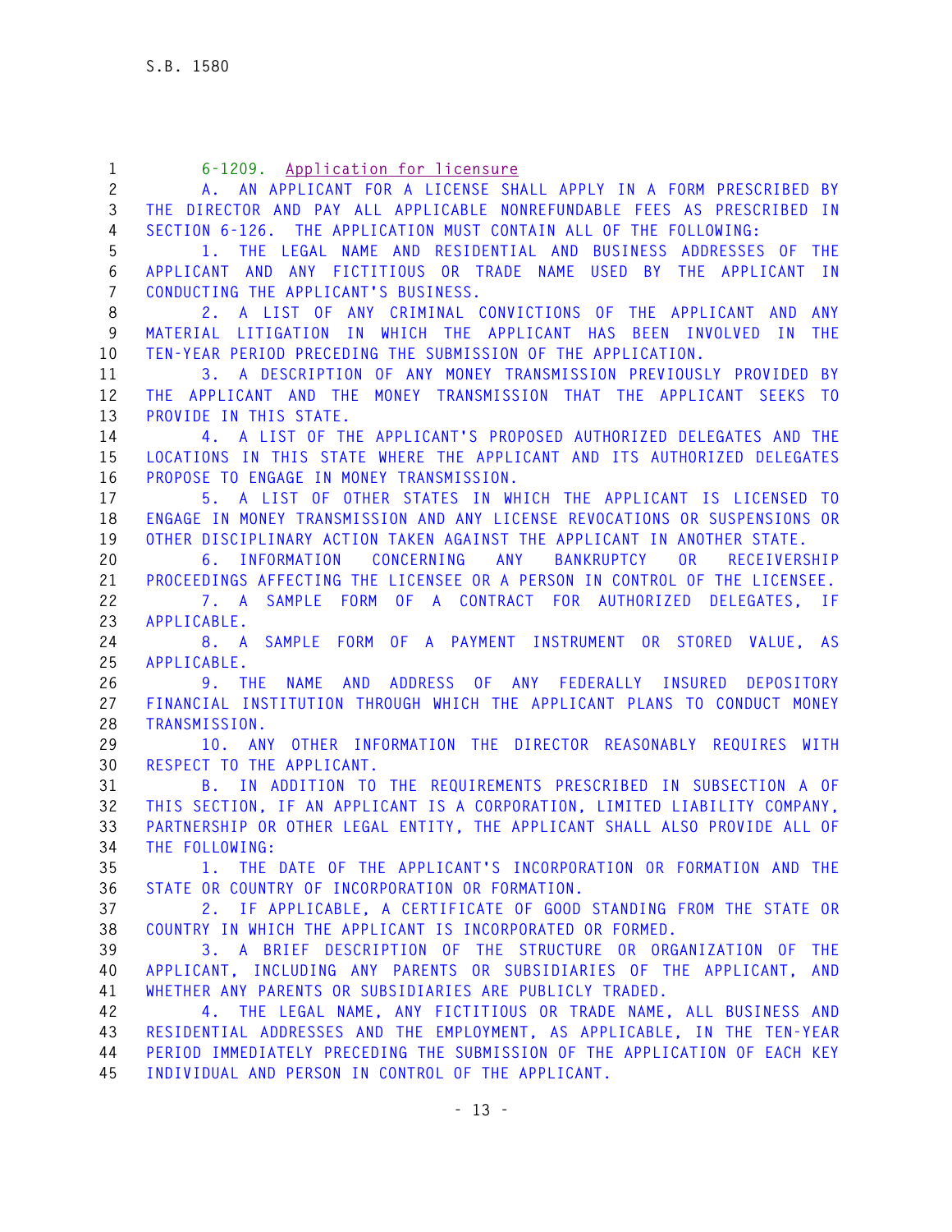6-1209. Application for licensure

A. AN APPLICANT FOR A LICENSE SHALL APPLY IN A FORM PRESCRIBED BY THE DIRECTOR AND PAY ALL APPLICABLE NONREFUNDABLE FEES AS PRESCRIBED IN SECTION 6-126. THE APPLICATION MUST CONTAIN ALL OF THE FOLLOWING:

1. THE LEGAL NAME AND RESIDENTIAL AND BUSINESS ADDRESSES OF THE APPLICANT AND ANY FICTITIOUS OR TRADE NAME USED BY THE APPLICANT IN CONDUCTING THE APPLICANT'S BUSINESS.

2. A LIST OF ANY CRIMINAL CONVICTIONS OF THE APPLICANT AND ANY MATERIAL LITIGATION IN WHICH THE APPLICANT HAS BEEN INVOLVED IN THE TEN-YEAR PERIOD PRECEDING THE SUBMISSION OF THE APPLICATION.

3. A DESCRIPTION OF ANY MONEY TRANSMISSION PREVIOUSLY PROVIDED BY THE APPLICANT AND THE MONEY TRANSMISSION THAT THE APPLICANT SEEKS TO PROVIDE IN THIS STATE.

4. A LIST OF THE APPLICANT'S PROPOSED AUTHORIZED DELEGATES AND THE LOCATIONS IN THIS STATE WHERE THE APPLICANT AND ITS AUTHORIZED DELEGATES PROPOSE TO ENGAGE IN MONEY TRANSMISSION.

5. A LIST OF OTHER STATES IN WHICH THE APPLICANT IS LICENSED TO ENGAGE IN MONEY TRANSMISSION AND ANY LICENSE REVOCATIONS OR SUSPENSIONS OR OTHER DISCIPLINARY ACTION TAKEN AGAINST THE APPLICANT IN ANOTHER STATE.

6. INFORMATION CONCERNING ANY BANKRUPTCY OR RECEIVERSHIP PROCEEDINGS AFFECTING THE LICENSEE OR A PERSON IN CONTROL OF THE LICENSEE.

7. A SAMPLE FORM OF A CONTRACT FOR AUTHORIZED DELEGATES, IF APPLICABLE.

8. A SAMPLE FORM OF A PAYMENT INSTRUMENT OR STORED VALUE, AS APPLICABLE.

9. THE NAME AND ADDRESS OF ANY FEDERALLY INSURED DEPOSITORY FINANCIAL INSTITUTION THROUGH WHICH THE APPLICANT PLANS TO CONDUCT MONEY TRANSMISSION.

10. ANY OTHER INFORMATION THE DIRECTOR REASONABLY REQUIRES WITH RESPECT TO THE APPLICANT.

B. IN ADDITION TO THE REQUIREMENTS PRESCRIBED IN SUBSECTION A OF THIS SECTION, IF AN APPLICANT IS A CORPORATION, LIMITED LIABILITY COMPANY, PARTNERSHIP OR OTHER LEGAL ENTITY, THE APPLICANT SHALL ALSO PROVIDE ALL OF THE FOLLOWING:

1. THE DATE OF THE APPLICANT'S INCORPORATION OR FORMATION AND THE STATE OR COUNTRY OF INCORPORATION OR FORMATION.

2. IF APPLICABLE, A CERTIFICATE OF GOOD STANDING FROM THE STATE OR COUNTRY IN WHICH THE APPLICANT IS INCORPORATED OR FORMED.

3. A BRIEF DESCRIPTION OF THE STRUCTURE OR ORGANIZATION OF THE APPLICANT, INCLUDING ANY PARENTS OR SUBSIDIARIES OF THE APPLICANT, AND WHETHER ANY PARENTS OR SUBSIDIARIES ARE PUBLICLY TRADED.

4. THE LEGAL NAME, ANY FICTITIOUS OR TRADE NAME, ALL BUSINESS AND RESIDENTIAL ADDRESSES AND THE EMPLOYMENT, AS APPLICABLE, IN THE TEN-YEAR PERIOD IMMEDIATELY PRECEDING THE SUBMISSION OF THE APPLICATION OF EACH KEY INDIVIDUAL AND PERSON IN CONTROL OF THE APPLICANT.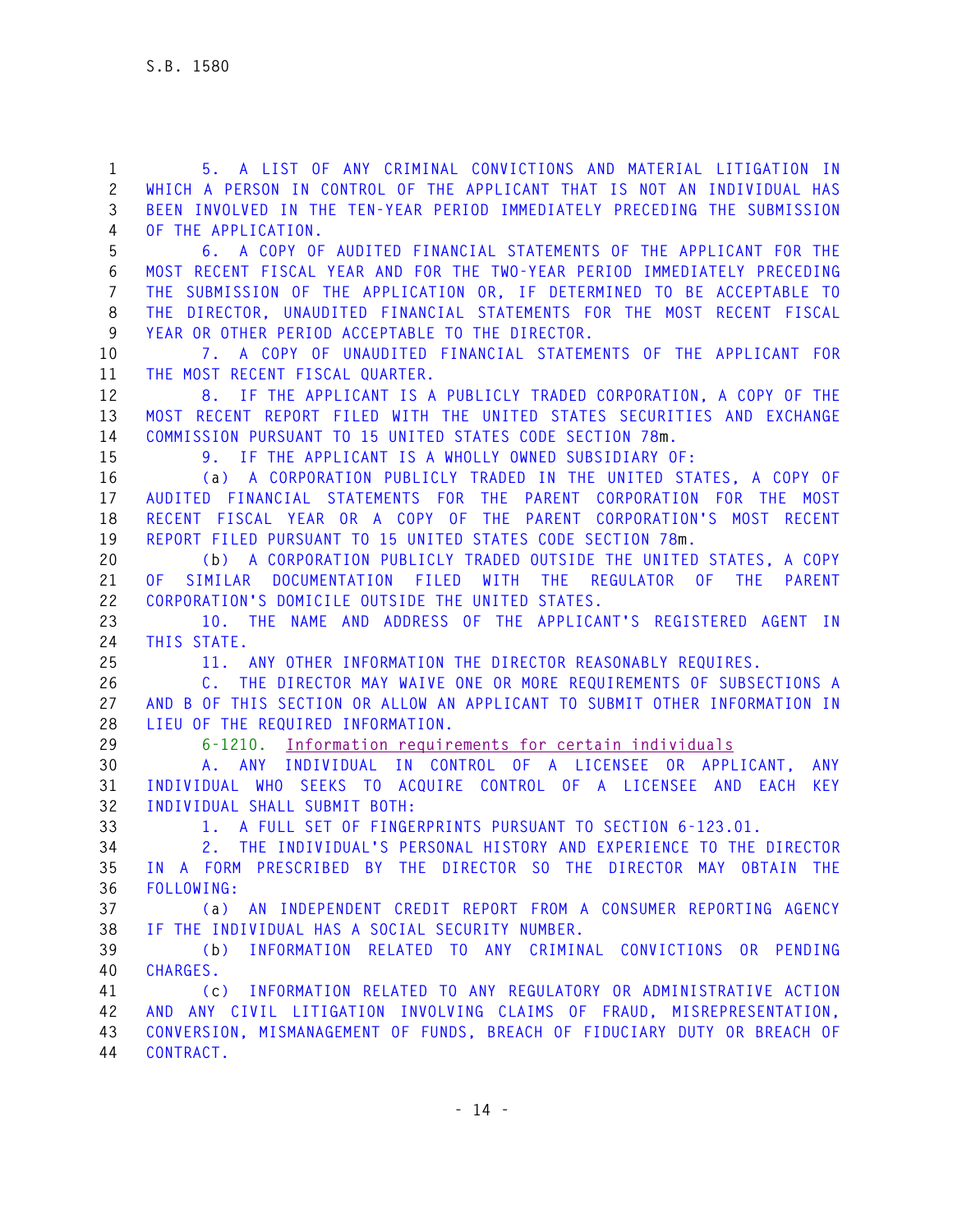5. A LIST OF ANY CRIMINAL CONVICTIONS AND MATERIAL LITIGATION IN WHICH A PERSON IN CONTROL OF THE APPLICANT THAT IS NOT AN INDIVIDUAL HAS BEEN INVOLVED IN THE TEN-YEAR PERIOD IMMEDIATELY PRECEDING THE SUBMISSION OF THE APPLICATION.

6. A COPY OF AUDITED FINANCIAL STATEMENTS OF THE APPLICANT FOR THE MOST RECENT FISCAL YEAR AND FOR THE TWO-YEAR PERIOD IMMEDIATELY PRECEDING THE SUBMISSION OF THE APPLICATION OR, IF DETERMINED TO BE ACCEPTABLE TO THE DIRECTOR, UNAUDITED FINANCIAL STATEMENTS FOR THE MOST RECENT FISCAL YEAR OR OTHER PERIOD ACCEPTABLE TO THE DIRECTOR.

7. A COPY OF UNAUDITED FINANCIAL STATEMENTS OF THE APPLICANT FOR THE MOST RECENT FISCAL QUARTER.

8. IF THE APPLICANT IS A PUBLICLY TRADED CORPORATION, A COPY OF THE MOST RECENT REPORT FILED WITH THE UNITED STATES SECURITIES AND EXCHANGE COMMISSION PURSUANT TO 15 UNITED STATES CODE SECTION 78m.

9. IF THE APPLICANT IS A WHOLLY OWNED SUBSIDIARY OF:

(a) A CORPORATION PUBLICLY TRADED IN THE UNITED STATES, A COPY OF AUDITED FINANCIAL STATEMENTS FOR THE PARENT CORPORATION FOR THE MOST RECENT FISCAL YEAR OR A COPY OF THE PARENT CORPORATION'S MOST RECENT REPORT FILED PURSUANT TO 15 UNITED STATES CODE SECTION 78m.

(b) A CORPORATION PUBLICLY TRADED OUTSIDE THE UNITED STATES, A COPY OF SIMILAR DOCUMENTATION FILED WITH THE REGULATOR OF THE PARENT CORPORATION'S DOMICILE OUTSIDE THE UNITED STATES.

10. THE NAME AND ADDRESS OF THE APPLICANT'S REGISTERED AGENT IN THIS STATE.

11. ANY OTHER INFORMATION THE DIRECTOR REASONABLY REQUIRES.

C. THE DIRECTOR MAY WAIVE ONE OR MORE REQUIREMENTS OF SUBSECTIONS A AND B OF THIS SECTION OR ALLOW AN APPLICANT TO SUBMIT OTHER INFORMATION IN LIEU OF THE REQUIRED INFORMATION.

6-1210. Information requirements for certain individuals

A. ANY INDIVIDUAL IN CONTROL OF A LICENSEE OR APPLICANT, ANY INDIVIDUAL WHO SEEKS TO ACQUIRE CONTROL OF A LICENSEE AND EACH KEY INDIVIDUAL SHALL SUBMIT BOTH:

1. A FULL SET OF FINGERPRINTS PURSUANT TO SECTION 6-123.01.

2. THE INDIVIDUAL'S PERSONAL HISTORY AND EXPERIENCE TO THE DIRECTOR IN A FORM PRESCRIBED BY THE DIRECTOR SO THE DIRECTOR MAY OBTAIN THE FOLLOWING:

(a) AN INDEPENDENT CREDIT REPORT FROM A CONSUMER REPORTING AGENCY IF THE INDIVIDUAL HAS A SOCIAL SECURITY NUMBER.

(b) INFORMATION RELATED TO ANY CRIMINAL CONVICTIONS OR PENDING CHARGES.

(c) INFORMATION RELATED TO ANY REGULATORY OR ADMINISTRATIVE ACTION AND ANY CIVIL LITIGATION INVOLVING CLAIMS OF FRAUD, MISREPRESENTATION, CONVERSION, MISMANAGEMENT OF FUNDS, BREACH OF FIDUCIARY DUTY OR BREACH OF CONTRACT.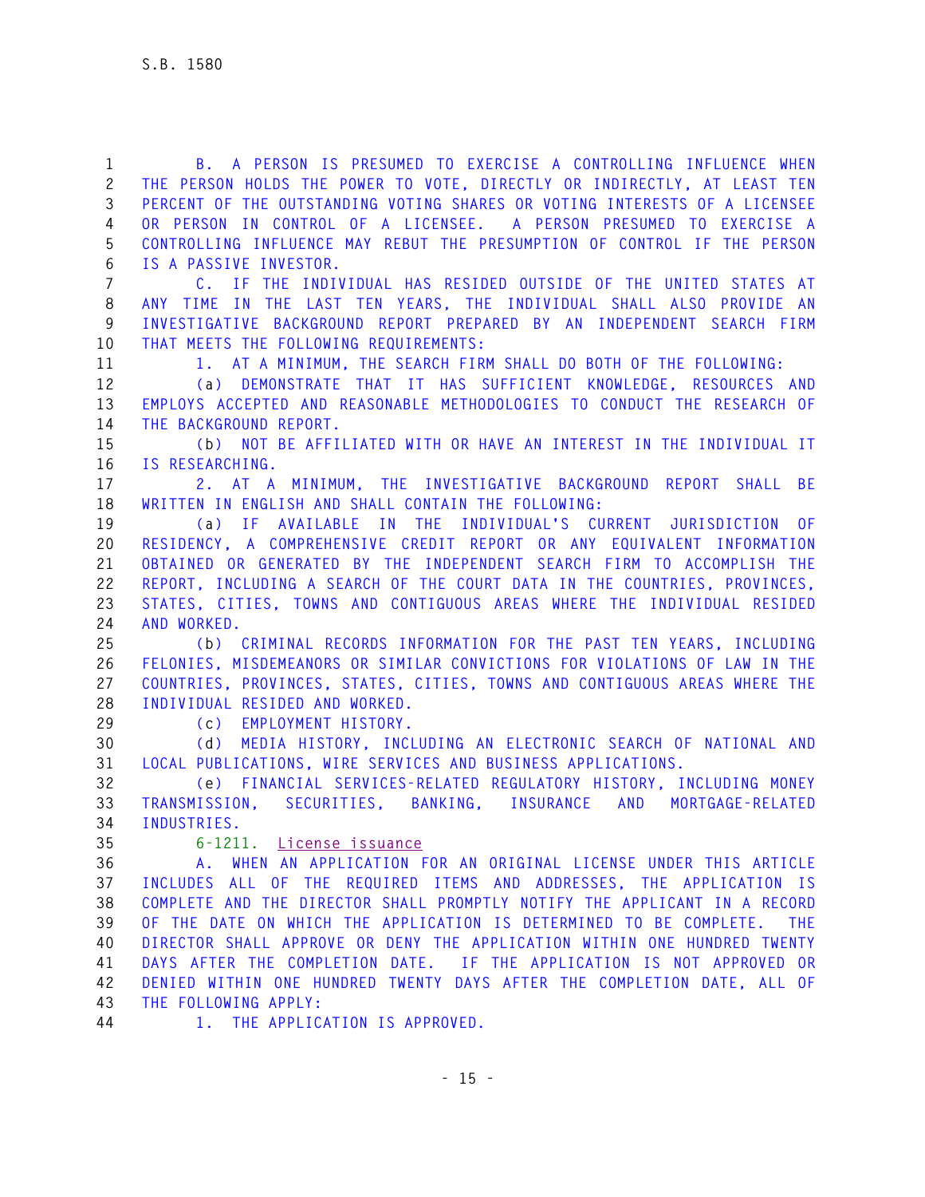B. A PERSON IS PRESUMED TO EXERCISE A CONTROLLING INFLUENCE WHEN THE PERSON HOLDS THE POWER TO VOTE, DIRECTLY OR INDIRECTLY, AT LEAST TEN PERCENT OF THE OUTSTANDING VOTING SHARES OR VOTING INTERESTS OF A LICENSEE OR PERSON IN CONTROL OF A LICENSEE. A PERSON PRESUMED TO EXERCISE A CONTROLLING INFLUENCE MAY REBUT THE PRESUMPTION OF CONTROL IF THE PERSON IS A PASSIVE INVESTOR.

C. IF THE INDIVIDUAL HAS RESIDED OUTSIDE OF THE UNITED STATES AT ANY TIME IN THE LAST TEN YEARS, THE INDIVIDUAL SHALL ALSO PROVIDE AN INVESTIGATIVE BACKGROUND REPORT PREPARED BY AN INDEPENDENT SEARCH FIRM THAT MEETS THE FOLLOWING REQUIREMENTS:

1. AT A MINIMUM, THE SEARCH FIRM SHALL DO BOTH OF THE FOLLOWING:

(a) DEMONSTRATE THAT IT HAS SUFFICIENT KNOWLEDGE, RESOURCES AND EMPLOYS ACCEPTED AND REASONABLE METHODOLOGIES TO CONDUCT THE RESEARCH OF THE BACKGROUND REPORT.

(b) NOT BE AFFILIATED WITH OR HAVE AN INTEREST IN THE INDIVIDUAL IT IS RESEARCHING.

2. AT A MINIMUM, THE INVESTIGATIVE BACKGROUND REPORT SHALL BE WRITTEN IN ENGLISH AND SHALL CONTAIN THE FOLLOWING:

(a) IF AVAILABLE IN THE INDIVIDUAL'S CURRENT JURISDICTION OF RESIDENCY, A COMPREHENSIVE CREDIT REPORT OR ANY EQUIVALENT INFORMATION OBTAINED OR GENERATED BY THE INDEPENDENT SEARCH FIRM TO ACCOMPLISH THE REPORT, INCLUDING A SEARCH OF THE COURT DATA IN THE COUNTRIES, PROVINCES, STATES, CITIES, TOWNS AND CONTIGUOUS AREAS WHERE THE INDIVIDUAL RESIDED AND WORKED.

(b) CRIMINAL RECORDS INFORMATION FOR THE PAST TEN YEARS, INCLUDING FELONIES, MISDEMEANORS OR SIMILAR CONVICTIONS FOR VIOLATIONS OF LAW IN THE COUNTRIES, PROVINCES, STATES, CITIES, TOWNS AND CONTIGUOUS AREAS WHERE THE INDIVIDUAL RESIDED AND WORKED.

(c) EMPLOYMENT HISTORY.

(d) MEDIA HISTORY, INCLUDING AN ELECTRONIC SEARCH OF NATIONAL AND LOCAL PUBLICATIONS, WIRE SERVICES AND BUSINESS APPLICATIONS.

(e) FINANCIAL SERVICES-RELATED REGULATORY HISTORY, INCLUDING MONEY TRANSMISSION, SECURITIES, BANKING, INSURANCE AND MORTGAGE-RELATED INDUSTRIES.

6-1211. License issuance

A. WHEN AN APPLICATION FOR AN ORIGINAL LICENSE UNDER THIS ARTICLE INCLUDES ALL OF THE REQUIRED ITEMS AND ADDRESSES, THE APPLICATION IS COMPLETE AND THE DIRECTOR SHALL PROMPTLY NOTIFY THE APPLICANT IN A RECORD OF THE DATE ON WHICH THE APPLICATION IS DETERMINED TO BE COMPLETE. THE DIRECTOR SHALL APPROVE OR DENY THE APPLICATION WITHIN ONE HUNDRED TWENTY DAYS AFTER THE COMPLETION DATE. IF THE APPLICATION IS NOT APPROVED OR DENIED WITHIN ONE HUNDRED TWENTY DAYS AFTER THE COMPLETION DATE, ALL OF THE FOLLOWING APPLY:

1. THE APPLICATION IS APPROVED.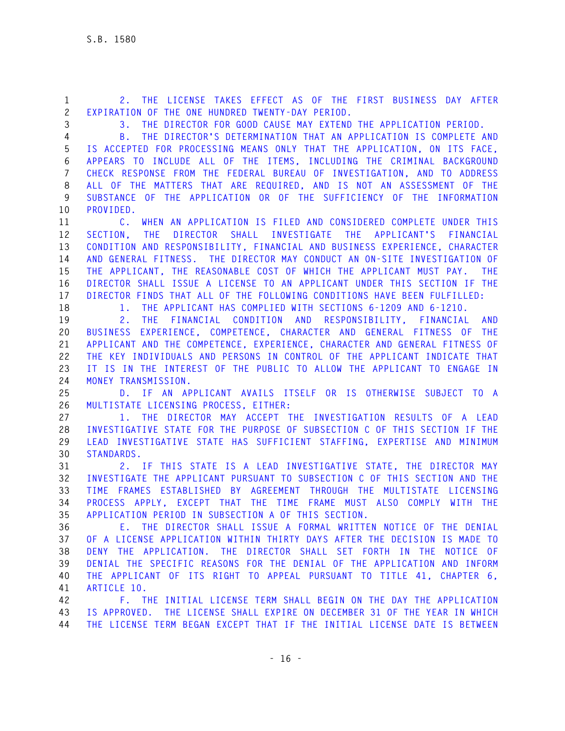2. THE LICENSE TAKES EFFECT AS OF THE FIRST BUSINESS DAY AFTER EXPIRATION OF THE ONE HUNDRED TWENTY-DAY PERIOD.

3. THE DIRECTOR FOR GOOD CAUSE MAY EXTEND THE APPLICATION PERIOD.

B. THE DIRECTOR'S DETERMINATION THAT AN APPLICATION IS COMPLETE AND IS ACCEPTED FOR PROCESSING MEANS ONLY THAT THE APPLICATION, ON ITS FACE, APPEARS TO INCLUDE ALL OF THE ITEMS, INCLUDING THE CRIMINAL BACKGROUND CHECK RESPONSE FROM THE FEDERAL BUREAU OF INVESTIGATION, AND TO ADDRESS ALL OF THE MATTERS THAT ARE REQUIRED, AND IS NOT AN ASSESSMENT OF THE SUBSTANCE OF THE APPLICATION OR OF THE SUFFICIENCY OF THE INFORMATION PROVIDED.

C. WHEN AN APPLICATION IS FILED AND CONSIDERED COMPLETE UNDER THIS SECTION, THE DIRECTOR SHALL INVESTIGATE THE APPLICANT'S FINANCIAL CONDITION AND RESPONSIBILITY, FINANCIAL AND BUSINESS EXPERIENCE, CHARACTER AND GENERAL FITNESS. THE DIRECTOR MAY CONDUCT AN ON-SITE INVESTIGATION OF THE APPLICANT, THE REASONABLE COST OF WHICH THE APPLICANT MUST PAY. THE DIRECTOR SHALL ISSUE A LICENSE TO AN APPLICANT UNDER THIS SECTION IF THE DIRECTOR FINDS THAT ALL OF THE FOLLOWING CONDITIONS HAVE BEEN FULFILLED:

1. THE APPLICANT HAS COMPLIED WITH SECTIONS 6-1209 AND 6-1210.

2. THE FINANCIAL CONDITION AND RESPONSIBILITY, FINANCIAL AND BUSINESS EXPERIENCE, COMPETENCE, CHARACTER AND GENERAL FITNESS OF THE APPLICANT AND THE COMPETENCE, EXPERIENCE, CHARACTER AND GENERAL FITNESS OF THE KEY INDIVIDUALS AND PERSONS IN CONTROL OF THE APPLICANT INDICATE THAT IT IS IN THE INTEREST OF THE PUBLIC TO ALLOW THE APPLICANT TO ENGAGE IN MONEY TRANSMISSION.

D. IF AN APPLICANT AVAILS ITSELF OR IS OTHERWISE SUBJECT TO A MULTISTATE LICENSING PROCESS, EITHER:

1. THE DIRECTOR MAY ACCEPT THE INVESTIGATION RESULTS OF A LEAD INVESTIGATIVE STATE FOR THE PURPOSE OF SUBSECTION C OF THIS SECTION IF THE LEAD INVESTIGATIVE STATE HAS SUFFICIENT STAFFING, EXPERTISE AND MINIMUM STANDARDS.

2. IF THIS STATE IS A LEAD INVESTIGATIVE STATE, THE DIRECTOR MAY INVESTIGATE THE APPLICANT PURSUANT TO SUBSECTION C OF THIS SECTION AND THE TIME FRAMES ESTABLISHED BY AGREEMENT THROUGH THE MULTISTATE LICENSING PROCESS APPLY, EXCEPT THAT THE TIME FRAME MUST ALSO COMPLY WITH THE APPLICATION PERIOD IN SUBSECTION A OF THIS SECTION.

E. THE DIRECTOR SHALL ISSUE A FORMAL WRITTEN NOTICE OF THE DENIAL OF A LICENSE APPLICATION WITHIN THIRTY DAYS AFTER THE DECISION IS MADE TO DENY THE APPLICATION. THE DIRECTOR SHALL SET FORTH IN THE NOTICE OF DENIAL THE SPECIFIC REASONS FOR THE DENIAL OF THE APPLICATION AND INFORM THE APPLICANT OF ITS RIGHT TO APPEAL PURSUANT TO TITLE 41, CHAPTER 6, ARTICLE 10.

F. THE INITIAL LICENSE TERM SHALL BEGIN ON THE DAY THE APPLICATION IS APPROVED. THE LICENSE SHALL EXPIRE ON DECEMBER 31 OF THE YEAR IN WHICH THE LICENSE TERM BEGAN EXCEPT THAT IF THE INITIAL LICENSE DATE IS BETWEEN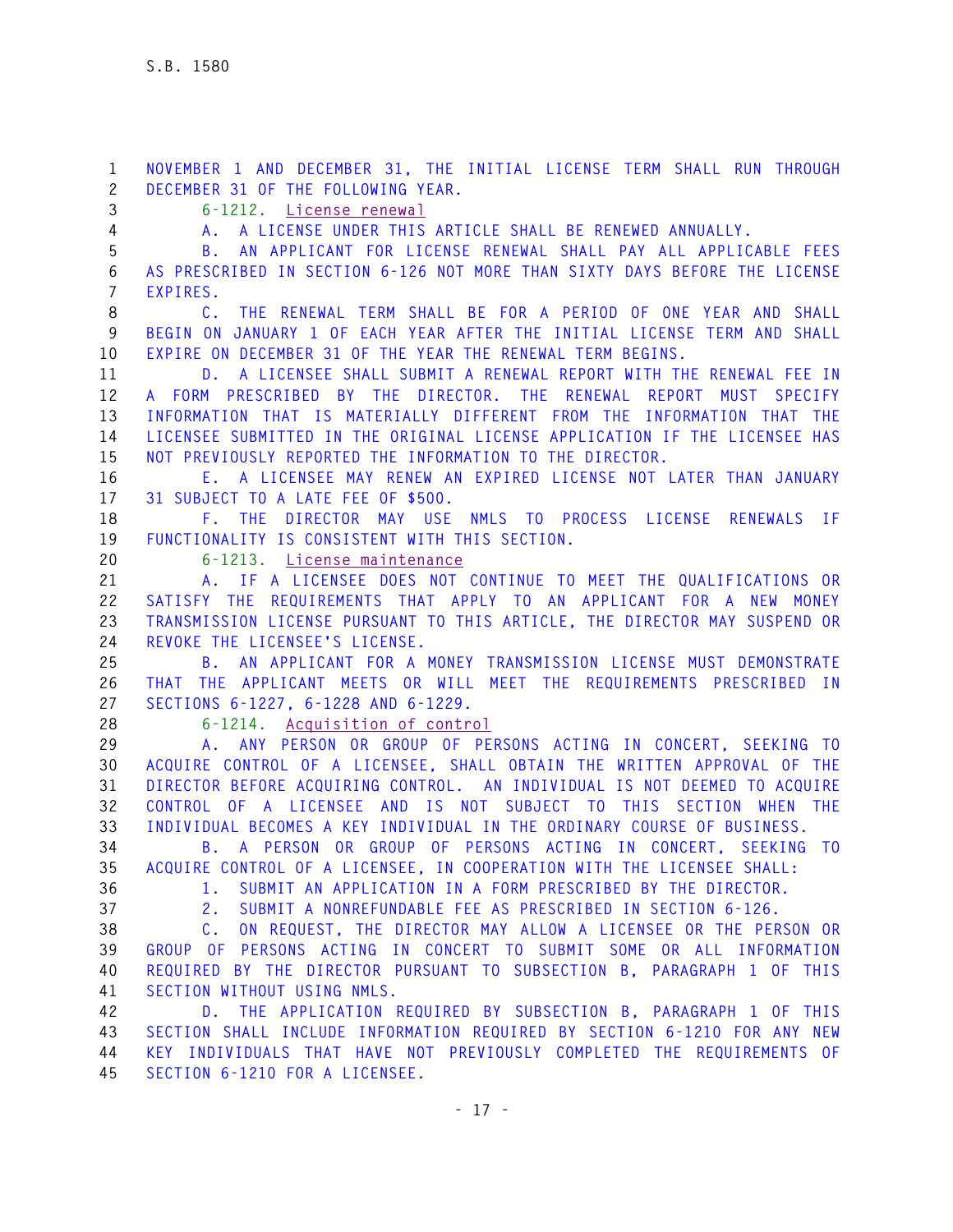NOVEMBER 1 AND DECEMBER 31, THE INITIAL LICENSE TERM SHALL RUN THROUGH DECEMBER 31 OF THE FOLLOWING YEAR.

6-1212. License renewal

A. A LICENSE UNDER THIS ARTICLE SHALL BE RENEWED ANNUALLY.

B. AN APPLICANT FOR LICENSE RENEWAL SHALL PAY ALL APPLICABLE FEES AS PRESCRIBED IN SECTION 6-126 NOT MORE THAN SIXTY DAYS BEFORE THE LICENSE EXPIRES.

C. THE RENEWAL TERM SHALL BE FOR A PERIOD OF ONE YEAR AND SHALL BEGIN ON JANUARY 1 OF EACH YEAR AFTER THE INITIAL LICENSE TERM AND SHALL EXPIRE ON DECEMBER 31 OF THE YEAR THE RENEWAL TERM BEGINS.

D. A LICENSEE SHALL SUBMIT A RENEWAL REPORT WITH THE RENEWAL FEE IN A FORM PRESCRIBED BY THE DIRECTOR. THE RENEWAL REPORT MUST SPECIFY INFORMATION THAT IS MATERIALLY DIFFERENT FROM THE INFORMATION THAT THE LICENSEE SUBMITTED IN THE ORIGINAL LICENSE APPLICATION IF THE LICENSEE HAS NOT PREVIOUSLY REPORTED THE INFORMATION TO THE DIRECTOR.

E. A LICENSEE MAY RENEW AN EXPIRED LICENSE NOT LATER THAN JANUARY 31 SUBJECT TO A LATE FEE OF $500.

F. THE DIRECTOR MAY USE NMLS TO PROCESS LICENSE RENEWALS IF FUNCTIONALITY IS CONSISTENT WITH THIS SECTION.

6-1213. License maintenance

A. IF A LICENSEE DOES NOT CONTINUE TO MEET THE QUALIFICATIONS OR SATISFY THE REQUIREMENTS THAT APPLY TO AN APPLICANT FOR A NEW MONEY TRANSMISSION LICENSE PURSUANT TO THIS ARTICLE, THE DIRECTOR MAY SUSPEND OR REVOKE THE LICENSEE'S LICENSE.

B. AN APPLICANT FOR A MONEY TRANSMISSION LICENSE MUST DEMONSTRATE THAT THE APPLICANT MEETS OR WILL MEET THE REQUIREMENTS PRESCRIBED IN SECTIONS 6-1227, 6-1228 AND 6-1229.

6-1214. Acquisition of control

A. ANY PERSON OR GROUP OF PERSONS ACTING IN CONCERT, SEEKING TO ACQUIRE CONTROL OF A LICENSEE, SHALL OBTAIN THE WRITTEN APPROVAL OF THE DIRECTOR BEFORE ACQUIRING CONTROL. AN INDIVIDUAL IS NOT DEEMED TO ACQUIRE CONTROL OF A LICENSEE AND IS NOT SUBJECT TO THIS SECTION WHEN THE INDIVIDUAL BECOMES A KEY INDIVIDUAL IN THE ORDINARY COURSE OF BUSINESS.

B. A PERSON OR GROUP OF PERSONS ACTING IN CONCERT, SEEKING TO ACQUIRE CONTROL OF A LICENSEE, IN COOPERATION WITH THE LICENSEE SHALL:

1. SUBMIT AN APPLICATION IN A FORM PRESCRIBED BY THE DIRECTOR.

2. SUBMIT A NONREFUNDABLE FEE AS PRESCRIBED IN SECTION 6-126.

C. ON REQUEST, THE DIRECTOR MAY ALLOW A LICENSEE OR THE PERSON OR GROUP OF PERSONS ACTING IN CONCERT TO SUBMIT SOME OR ALL INFORMATION REQUIRED BY THE DIRECTOR PURSUANT TO SUBSECTION B, PARAGRAPH 1 OF THIS SECTION WITHOUT USING NMLS.

D. THE APPLICATION REQUIRED BY SUBSECTION B, PARAGRAPH 1 OF THIS SECTION SHALL INCLUDE INFORMATION REQUIRED BY SECTION 6-1210 FOR ANY NEW KEY INDIVIDUALS THAT HAVE NOT PREVIOUSLY COMPLETED THE REQUIREMENTS OF SECTION 6-1210 FOR A LICENSEE.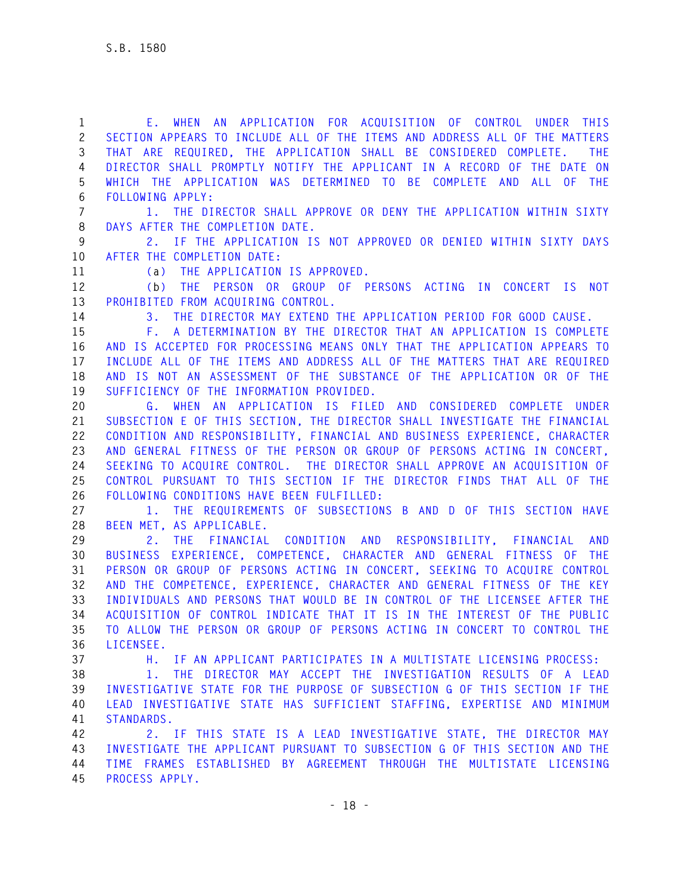E. WHEN AN APPLICATION FOR ACQUISITION OF CONTROL UNDER THIS SECTION APPEARS TO INCLUDE ALL OF THE ITEMS AND ADDRESS ALL OF THE MATTERS THAT ARE REQUIRED, THE APPLICATION SHALL BE CONSIDERED COMPLETE. THE DIRECTOR SHALL PROMPTLY NOTIFY THE APPLICANT IN A RECORD OF THE DATE ON WHICH THE APPLICATION WAS DETERMINED TO BE COMPLETE AND ALL OF THE FOLLOWING APPLY:

1. THE DIRECTOR SHALL APPROVE OR DENY THE APPLICATION WITHIN SIXTY DAYS AFTER THE COMPLETION DATE.

2. IF THE APPLICATION IS NOT APPROVED OR DENIED WITHIN SIXTY DAYS AFTER THE COMPLETION DATE:

(a) THE APPLICATION IS APPROVED.

(b) THE PERSON OR GROUP OF PERSONS ACTING IN CONCERT IS NOT PROHIBITED FROM ACQUIRING CONTROL.

3. THE DIRECTOR MAY EXTEND THE APPLICATION PERIOD FOR GOOD CAUSE.

F. A DETERMINATION BY THE DIRECTOR THAT AN APPLICATION IS COMPLETE AND IS ACCEPTED FOR PROCESSING MEANS ONLY THAT THE APPLICATION APPEARS TO INCLUDE ALL OF THE ITEMS AND ADDRESS ALL OF THE MATTERS THAT ARE REQUIRED AND IS NOT AN ASSESSMENT OF THE SUBSTANCE OF THE APPLICATION OR OF THE SUFFICIENCY OF THE INFORMATION PROVIDED.

G. WHEN AN APPLICATION IS FILED AND CONSIDERED COMPLETE UNDER SUBSECTION E OF THIS SECTION, THE DIRECTOR SHALL INVESTIGATE THE FINANCIAL CONDITION AND RESPONSIBILITY, FINANCIAL AND BUSINESS EXPERIENCE, CHARACTER AND GENERAL FITNESS OF THE PERSON OR GROUP OF PERSONS ACTING IN CONCERT, SEEKING TO ACQUIRE CONTROL. THE DIRECTOR SHALL APPROVE AN ACQUISITION OF CONTROL PURSUANT TO THIS SECTION IF THE DIRECTOR FINDS THAT ALL OF THE FOLLOWING CONDITIONS HAVE BEEN FULFILLED:

1. THE REQUIREMENTS OF SUBSECTIONS B AND D OF THIS SECTION HAVE BEEN MET, AS APPLICABLE.

2. THE FINANCIAL CONDITION AND RESPONSIBILITY, FINANCIAL AND BUSINESS EXPERIENCE, COMPETENCE, CHARACTER AND GENERAL FITNESS OF THE PERSON OR GROUP OF PERSONS ACTING IN CONCERT, SEEKING TO ACQUIRE CONTROL AND THE COMPETENCE, EXPERIENCE, CHARACTER AND GENERAL FITNESS OF THE KEY INDIVIDUALS AND PERSONS THAT WOULD BE IN CONTROL OF THE LICENSEE AFTER THE ACQUISITION OF CONTROL INDICATE THAT IT IS IN THE INTEREST OF THE PUBLIC TO ALLOW THE PERSON OR GROUP OF PERSONS ACTING IN CONCERT TO CONTROL THE LICENSEE.

H. IF AN APPLICANT PARTICIPATES IN A MULTISTATE LICENSING PROCESS:

1. THE DIRECTOR MAY ACCEPT THE INVESTIGATION RESULTS OF A LEAD INVESTIGATIVE STATE FOR THE PURPOSE OF SUBSECTION G OF THIS SECTION IF THE LEAD INVESTIGATIVE STATE HAS SUFFICIENT STAFFING, EXPERTISE AND MINIMUM STANDARDS.

2. IF THIS STATE IS A LEAD INVESTIGATIVE STATE, THE DIRECTOR MAY INVESTIGATE THE APPLICANT PURSUANT TO SUBSECTION G OF THIS SECTION AND THE TIME FRAMES ESTABLISHED BY AGREEMENT THROUGH THE MULTISTATE LICENSING PROCESS APPLY.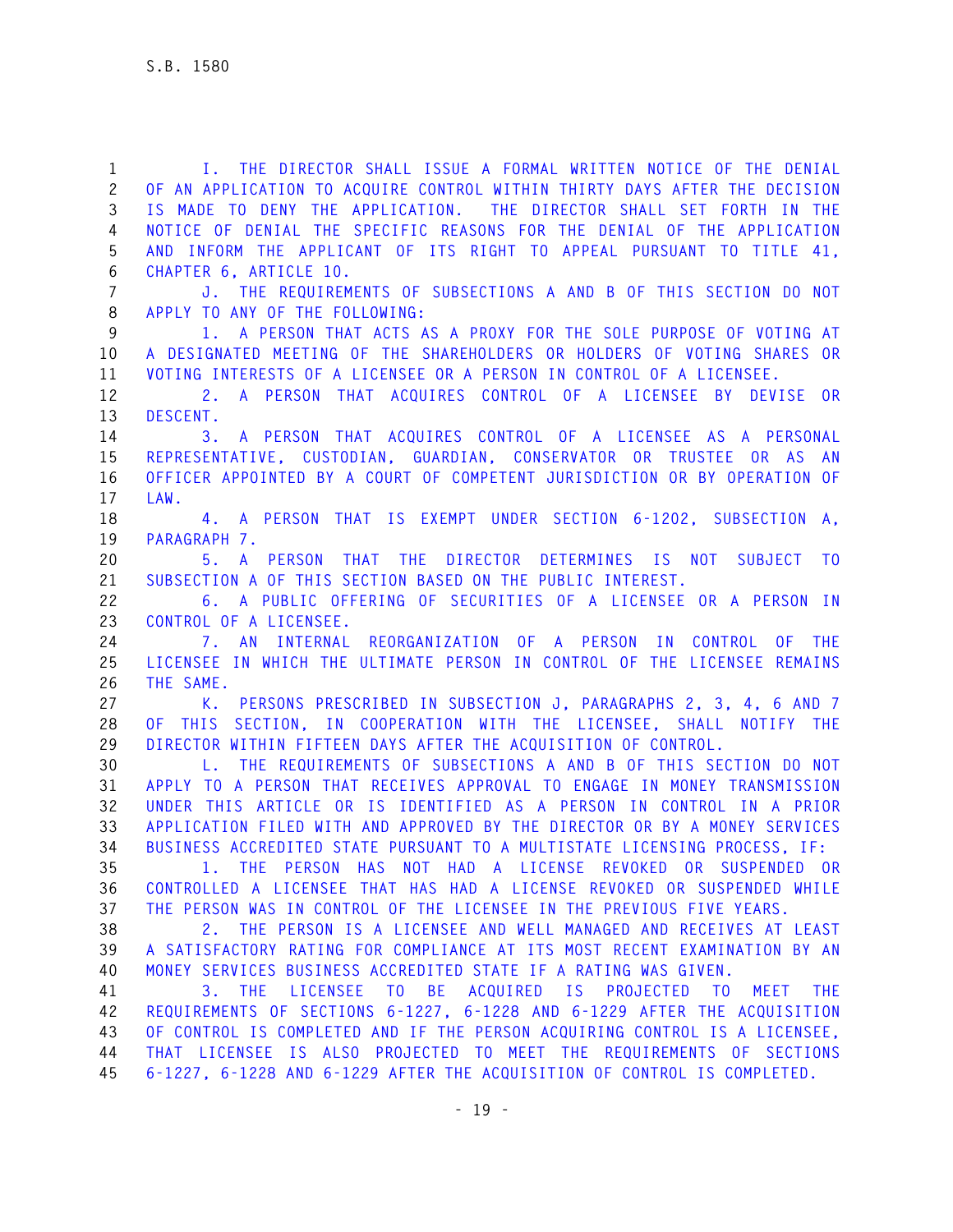I. THE DIRECTOR SHALL ISSUE A FORMAL WRITTEN NOTICE OF THE DENIAL OF AN APPLICATION TO ACQUIRE CONTROL WITHIN THIRTY DAYS AFTER THE DECISION IS MADE TO DENY THE APPLICATION. THE DIRECTOR SHALL SET FORTH IN THE NOTICE OF DENIAL THE SPECIFIC REASONS FOR THE DENIAL OF THE APPLICATION AND INFORM THE APPLICANT OF ITS RIGHT TO APPEAL PURSUANT TO TITLE 41, CHAPTER 6, ARTICLE 10.

J. THE REQUIREMENTS OF SUBSECTIONS A AND B OF THIS SECTION DO NOT APPLY TO ANY OF THE FOLLOWING:

1. A PERSON THAT ACTS AS A PROXY FOR THE SOLE PURPOSE OF VOTING AT A DESIGNATED MEETING OF THE SHAREHOLDERS OR HOLDERS OF VOTING SHARES OR VOTING INTERESTS OF A LICENSEE OR A PERSON IN CONTROL OF A LICENSEE.

2. A PERSON THAT ACQUIRES CONTROL OF A LICENSEE BY DEVISE OR DESCENT.

3. A PERSON THAT ACQUIRES CONTROL OF A LICENSEE AS A PERSONAL REPRESENTATIVE, CUSTODIAN, GUARDIAN, CONSERVATOR OR TRUSTEE OR AS AN OFFICER APPOINTED BY A COURT OF COMPETENT JURISDICTION OR BY OPERATION OF LAW.

4. A PERSON THAT IS EXEMPT UNDER SECTION 6-1202, SUBSECTION A, PARAGRAPH 7.

5. A PERSON THAT THE DIRECTOR DETERMINES IS NOT SUBJECT TO SUBSECTION A OF THIS SECTION BASED ON THE PUBLIC INTEREST.

6. A PUBLIC OFFERING OF SECURITIES OF A LICENSEE OR A PERSON IN CONTROL OF A LICENSEE.

7. AN INTERNAL REORGANIZATION OF A PERSON IN CONTROL OF THE LICENSEE IN WHICH THE ULTIMATE PERSON IN CONTROL OF THE LICENSEE REMAINS THE SAME.

K. PERSONS PRESCRIBED IN SUBSECTION J, PARAGRAPHS 2, 3, 4, 6 AND 7 OF THIS SECTION, IN COOPERATION WITH THE LICENSEE, SHALL NOTIFY THE DIRECTOR WITHIN FIFTEEN DAYS AFTER THE ACQUISITION OF CONTROL.

L. THE REQUIREMENTS OF SUBSECTIONS A AND B OF THIS SECTION DO NOT APPLY TO A PERSON THAT RECEIVES APPROVAL TO ENGAGE IN MONEY TRANSMISSION UNDER THIS ARTICLE OR IS IDENTIFIED AS A PERSON IN CONTROL IN A PRIOR APPLICATION FILED WITH AND APPROVED BY THE DIRECTOR OR BY A MONEY SERVICES BUSINESS ACCREDITED STATE PURSUANT TO A MULTISTATE LICENSING PROCESS, IF:

1. THE PERSON HAS NOT HAD A LICENSE REVOKED OR SUSPENDED OR CONTROLLED A LICENSEE THAT HAS HAD A LICENSE REVOKED OR SUSPENDED WHILE THE PERSON WAS IN CONTROL OF THE LICENSEE IN THE PREVIOUS FIVE YEARS.

2. THE PERSON IS A LICENSEE AND WELL MANAGED AND RECEIVES AT LEAST A SATISFACTORY RATING FOR COMPLIANCE AT ITS MOST RECENT EXAMINATION BY AN MONEY SERVICES BUSINESS ACCREDITED STATE IF A RATING WAS GIVEN.

3. THE LICENSEE TO BE ACQUIRED IS PROJECTED TO MEET THE REQUIREMENTS OF SECTIONS 6-1227, 6-1228 AND 6-1229 AFTER THE ACQUISITION OF CONTROL IS COMPLETED AND IF THE PERSON ACQUIRING CONTROL IS A LICENSEE, THAT LICENSEE IS ALSO PROJECTED TO MEET THE REQUIREMENTS OF SECTIONS 6-1227, 6-1228 AND 6-1229 AFTER THE ACQUISITION OF CONTROL IS COMPLETED.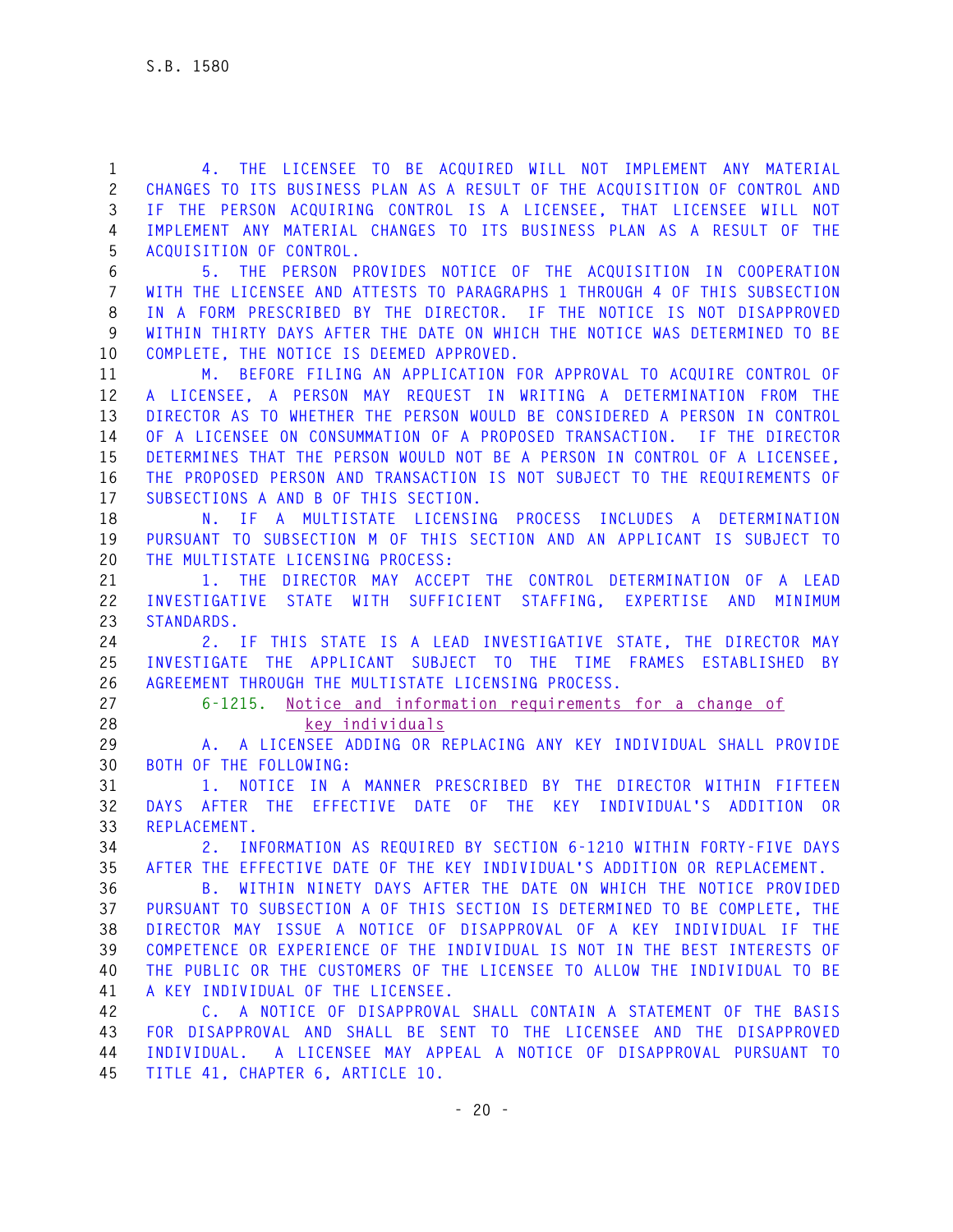4. THE LICENSEE TO BE ACQUIRED WILL NOT IMPLEMENT ANY MATERIAL CHANGES TO ITS BUSINESS PLAN AS A RESULT OF THE ACQUISITION OF CONTROL AND IF THE PERSON ACQUIRING CONTROL IS A LICENSEE, THAT LICENSEE WILL NOT IMPLEMENT ANY MATERIAL CHANGES TO ITS BUSINESS PLAN AS A RESULT OF THE ACQUISITION OF CONTROL.

5. THE PERSON PROVIDES NOTICE OF THE ACQUISITION IN COOPERATION WITH THE LICENSEE AND ATTESTS TO PARAGRAPHS 1 THROUGH 4 OF THIS SUBSECTION IN A FORM PRESCRIBED BY THE DIRECTOR. IF THE NOTICE IS NOT DISAPPROVED WITHIN THIRTY DAYS AFTER THE DATE ON WHICH THE NOTICE WAS DETERMINED TO BE COMPLETE, THE NOTICE IS DEEMED APPROVED.

M. BEFORE FILING AN APPLICATION FOR APPROVAL TO ACQUIRE CONTROL OF A LICENSEE, A PERSON MAY REQUEST IN WRITING A DETERMINATION FROM THE DIRECTOR AS TO WHETHER THE PERSON WOULD BE CONSIDERED A PERSON IN CONTROL OF A LICENSEE ON CONSUMMATION OF A PROPOSED TRANSACTION. IF THE DIRECTOR DETERMINES THAT THE PERSON WOULD NOT BE A PERSON IN CONTROL OF A LICENSEE, THE PROPOSED PERSON AND TRANSACTION IS NOT SUBJECT TO THE REQUIREMENTS OF SUBSECTIONS A AND B OF THIS SECTION.

N. IF A MULTISTATE LICENSING PROCESS INCLUDES A DETERMINATION PURSUANT TO SUBSECTION M OF THIS SECTION AND AN APPLICANT IS SUBJECT TO THE MULTISTATE LICENSING PROCESS:

1. THE DIRECTOR MAY ACCEPT THE CONTROL DETERMINATION OF A LEAD INVESTIGATIVE STATE WITH SUFFICIENT STAFFING, EXPERTISE AND MINIMUM STANDARDS.

2. IF THIS STATE IS A LEAD INVESTIGATIVE STATE, THE DIRECTOR MAY INVESTIGATE THE APPLICANT SUBJECT TO THE TIME FRAMES ESTABLISHED BY AGREEMENT THROUGH THE MULTISTATE LICENSING PROCESS.

6-1215. Notice and information requirements for a change of key individuals

A. A LICENSEE ADDING OR REPLACING ANY KEY INDIVIDUAL SHALL PROVIDE BOTH OF THE FOLLOWING:

1. NOTICE IN A MANNER PRESCRIBED BY THE DIRECTOR WITHIN FIFTEEN DAYS AFTER THE EFFECTIVE DATE OF THE KEY INDIVIDUAL'S ADDITION OR REPLACEMENT.

2. INFORMATION AS REQUIRED BY SECTION 6-1210 WITHIN FORTY-FIVE DAYS AFTER THE EFFECTIVE DATE OF THE KEY INDIVIDUAL'S ADDITION OR REPLACEMENT.

B. WITHIN NINETY DAYS AFTER THE DATE ON WHICH THE NOTICE PROVIDED PURSUANT TO SUBSECTION A OF THIS SECTION IS DETERMINED TO BE COMPLETE, THE DIRECTOR MAY ISSUE A NOTICE OF DISAPPROVAL OF A KEY INDIVIDUAL IF THE COMPETENCE OR EXPERIENCE OF THE INDIVIDUAL IS NOT IN THE BEST INTERESTS OF THE PUBLIC OR THE CUSTOMERS OF THE LICENSEE TO ALLOW THE INDIVIDUAL TO BE A KEY INDIVIDUAL OF THE LICENSEE.

C. A NOTICE OF DISAPPROVAL SHALL CONTAIN A STATEMENT OF THE BASIS FOR DISAPPROVAL AND SHALL BE SENT TO THE LICENSEE AND THE DISAPPROVED INDIVIDUAL. A LICENSEE MAY APPEAL A NOTICE OF DISAPPROVAL PURSUANT TO TITLE 41, CHAPTER 6, ARTICLE 10.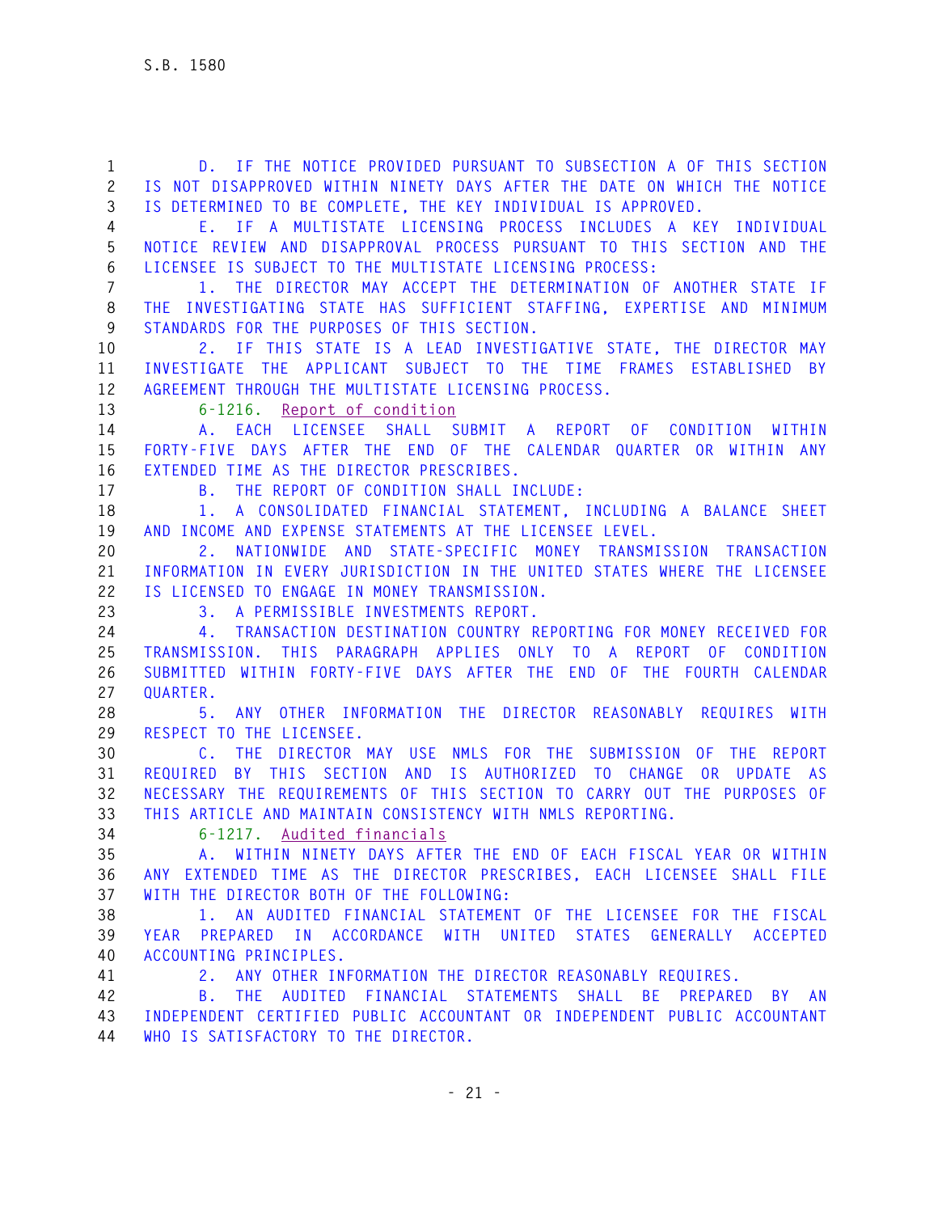D. IF THE NOTICE PROVIDED PURSUANT TO SUBSECTION A OF THIS SECTION IS NOT DISAPPROVED WITHIN NINETY DAYS AFTER THE DATE ON WHICH THE NOTICE IS DETERMINED TO BE COMPLETE, THE KEY INDIVIDUAL IS APPROVED.

E. IF A MULTISTATE LICENSING PROCESS INCLUDES A KEY INDIVIDUAL NOTICE REVIEW AND DISAPPROVAL PROCESS PURSUANT TO THIS SECTION AND THE LICENSEE IS SUBJECT TO THE MULTISTATE LICENSING PROCESS:

1. THE DIRECTOR MAY ACCEPT THE DETERMINATION OF ANOTHER STATE IF THE INVESTIGATING STATE HAS SUFFICIENT STAFFING, EXPERTISE AND MINIMUM STANDARDS FOR THE PURPOSES OF THIS SECTION.

2. IF THIS STATE IS A LEAD INVESTIGATIVE STATE, THE DIRECTOR MAY INVESTIGATE THE APPLICANT SUBJECT TO THE TIME FRAMES ESTABLISHED BY AGREEMENT THROUGH THE MULTISTATE LICENSING PROCESS.

6-1216. Report of condition

A. EACH LICENSEE SHALL SUBMIT A REPORT OF CONDITION WITHIN FORTY-FIVE DAYS AFTER THE END OF THE CALENDAR QUARTER OR WITHIN ANY EXTENDED TIME AS THE DIRECTOR PRESCRIBES.

B. THE REPORT OF CONDITION SHALL INCLUDE:

1. A CONSOLIDATED FINANCIAL STATEMENT, INCLUDING A BALANCE SHEET AND INCOME AND EXPENSE STATEMENTS AT THE LICENSEE LEVEL.

2. NATIONWIDE AND STATE-SPECIFIC MONEY TRANSMISSION TRANSACTION INFORMATION IN EVERY JURISDICTION IN THE UNITED STATES WHERE THE LICENSEE IS LICENSED TO ENGAGE IN MONEY TRANSMISSION.

3. A PERMISSIBLE INVESTMENTS REPORT.

4. TRANSACTION DESTINATION COUNTRY REPORTING FOR MONEY RECEIVED FOR TRANSMISSION. THIS PARAGRAPH APPLIES ONLY TO A REPORT OF CONDITION SUBMITTED WITHIN FORTY-FIVE DAYS AFTER THE END OF THE FOURTH CALENDAR QUARTER.

5. ANY OTHER INFORMATION THE DIRECTOR REASONABLY REQUIRES WITH RESPECT TO THE LICENSEE.

C. THE DIRECTOR MAY USE NMLS FOR THE SUBMISSION OF THE REPORT REQUIRED BY THIS SECTION AND IS AUTHORIZED TO CHANGE OR UPDATE AS NECESSARY THE REQUIREMENTS OF THIS SECTION TO CARRY OUT THE PURPOSES OF THIS ARTICLE AND MAINTAIN CONSISTENCY WITH NMLS REPORTING.

6-1217. Audited financials

A. WITHIN NINETY DAYS AFTER THE END OF EACH FISCAL YEAR OR WITHIN ANY EXTENDED TIME AS THE DIRECTOR PRESCRIBES, EACH LICENSEE SHALL FILE WITH THE DIRECTOR BOTH OF THE FOLLOWING:

1. AN AUDITED FINANCIAL STATEMENT OF THE LICENSEE FOR THE FISCAL YEAR PREPARED IN ACCORDANCE WITH UNITED STATES GENERALLY ACCEPTED ACCOUNTING PRINCIPLES.

2. ANY OTHER INFORMATION THE DIRECTOR REASONABLY REQUIRES.

B. THE AUDITED FINANCIAL STATEMENTS SHALL BE PREPARED BY AN INDEPENDENT CERTIFIED PUBLIC ACCOUNTANT OR INDEPENDENT PUBLIC ACCOUNTANT WHO IS SATISFACTORY TO THE DIRECTOR.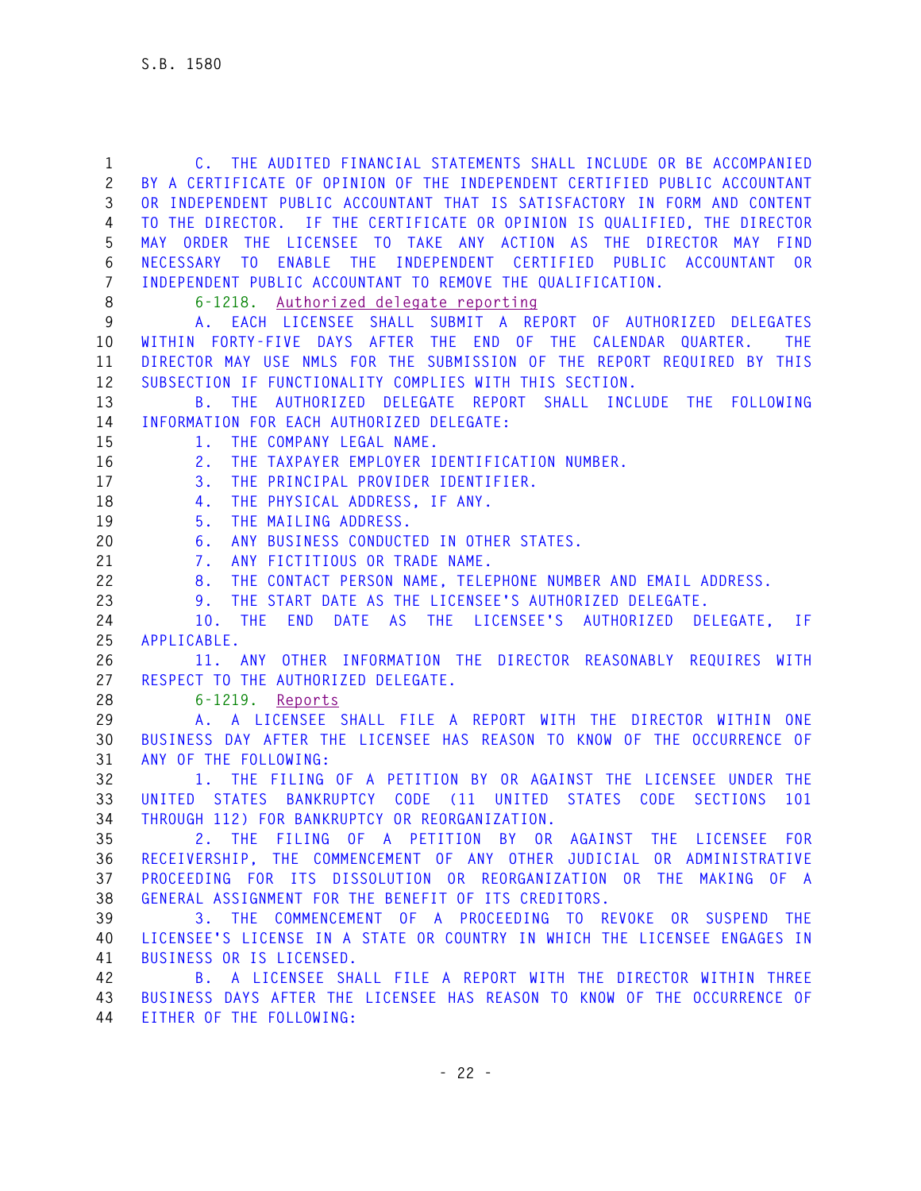C. THE AUDITED FINANCIAL STATEMENTS SHALL INCLUDE OR BE ACCOMPANIED BY A CERTIFICATE OF OPINION OF THE INDEPENDENT CERTIFIED PUBLIC ACCOUNTANT OR INDEPENDENT PUBLIC ACCOUNTANT THAT IS SATISFACTORY IN FORM AND CONTENT TO THE DIRECTOR. IF THE CERTIFICATE OR OPINION IS QUALIFIED, THE DIRECTOR MAY ORDER THE LICENSEE TO TAKE ANY ACTION AS THE DIRECTOR MAY FIND NECESSARY TO ENABLE THE INDEPENDENT CERTIFIED PUBLIC ACCOUNTANT OR INDEPENDENT PUBLIC ACCOUNTANT TO REMOVE THE QUALIFICATION.

6-1218. Authorized delegate reporting

A. EACH LICENSEE SHALL SUBMIT A REPORT OF AUTHORIZED DELEGATES WITHIN FORTY-FIVE DAYS AFTER THE END OF THE CALENDAR QUARTER. THE DIRECTOR MAY USE NMLS FOR THE SUBMISSION OF THE REPORT REQUIRED BY THIS SUBSECTION IF FUNCTIONALITY COMPLIES WITH THIS SECTION.

B. THE AUTHORIZED DELEGATE REPORT SHALL INCLUDE THE FOLLOWING INFORMATION FOR EACH AUTHORIZED DELEGATE:

1. THE COMPANY LEGAL NAME.
2. THE TAXPAYER EMPLOYER IDENTIFICATION NUMBER.
3. THE PRINCIPAL PROVIDER IDENTIFIER.
4. THE PHYSICAL ADDRESS, IF ANY.
5. THE MAILING ADDRESS.
6. ANY BUSINESS CONDUCTED IN OTHER STATES.
7. ANY FICTITIOUS OR TRADE NAME.
8. THE CONTACT PERSON NAME, TELEPHONE NUMBER AND EMAIL ADDRESS.
9. THE START DATE AS THE LICENSEE'S AUTHORIZED DELEGATE.
10. THE END DATE AS THE LICENSEE'S AUTHORIZED DELEGATE, IF APPLICABLE.
11. ANY OTHER INFORMATION THE DIRECTOR REASONABLY REQUIRES WITH RESPECT TO THE AUTHORIZED DELEGATE.

6-1219. Reports

A. A LICENSEE SHALL FILE A REPORT WITH THE DIRECTOR WITHIN ONE BUSINESS DAY AFTER THE LICENSEE HAS REASON TO KNOW OF THE OCCURRENCE OF ANY OF THE FOLLOWING:

1. THE FILING OF A PETITION BY OR AGAINST THE LICENSEE UNDER THE UNITED STATES BANKRUPTCY CODE (11 UNITED STATES CODE SECTIONS 101 THROUGH 112) FOR BANKRUPTCY OR REORGANIZATION.
2. THE FILING OF A PETITION BY OR AGAINST THE LICENSEE FOR RECEIVERSHIP, THE COMMENCEMENT OF ANY OTHER JUDICIAL OR ADMINISTRATIVE PROCEEDING FOR ITS DISSOLUTION OR REORGANIZATION OR THE MAKING OF A GENERAL ASSIGNMENT FOR THE BENEFIT OF ITS CREDITORS.
3. THE COMMENCEMENT OF A PROCEEDING TO REVOKE OR SUSPEND THE LICENSEE'S LICENSE IN A STATE OR COUNTRY IN WHICH THE LICENSEE ENGAGES IN BUSINESS OR IS LICENSED.

B. A LICENSEE SHALL FILE A REPORT WITH THE DIRECTOR WITHIN THREE BUSINESS DAYS AFTER THE LICENSEE HAS REASON TO KNOW OF THE OCCURRENCE OF EITHER OF THE FOLLOWING: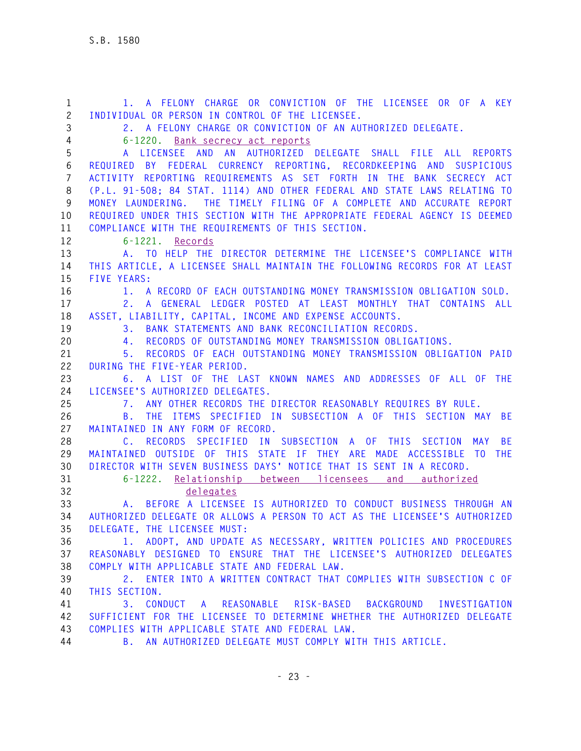1. A FELONY CHARGE OR CONVICTION OF THE LICENSEE OR OF A KEY INDIVIDUAL OR PERSON IN CONTROL OF THE LICENSEE.

2. A FELONY CHARGE OR CONVICTION OF AN AUTHORIZED DELEGATE.

6-1220. Bank secrecy act reports

A LICENSEE AND AN AUTHORIZED DELEGATE SHALL FILE ALL REPORTS REQUIRED BY FEDERAL CURRENCY REPORTING, RECORDKEEPING AND SUSPICIOUS ACTIVITY REPORTING REQUIREMENTS AS SET FORTH IN THE BANK SECRECY ACT (P.L. 91-508; 84 STAT. 1114) AND OTHER FEDERAL AND STATE LAWS RELATING TO MONEY LAUNDERING. THE TIMELY FILING OF A COMPLETE AND ACCURATE REPORT REQUIRED UNDER THIS SECTION WITH THE APPROPRIATE FEDERAL AGENCY IS DEEMED COMPLIANCE WITH THE REQUIREMENTS OF THIS SECTION.

6-1221. Records

A. TO HELP THE DIRECTOR DETERMINE THE LICENSEE'S COMPLIANCE WITH THIS ARTICLE, A LICENSEE SHALL MAINTAIN THE FOLLOWING RECORDS FOR AT LEAST FIVE YEARS:

1. A RECORD OF EACH OUTSTANDING MONEY TRANSMISSION OBLIGATION SOLD.

2. A GENERAL LEDGER POSTED AT LEAST MONTHLY THAT CONTAINS ALL ASSET, LIABILITY, CAPITAL, INCOME AND EXPENSE ACCOUNTS.

3. BANK STATEMENTS AND BANK RECONCILIATION RECORDS.

4. RECORDS OF OUTSTANDING MONEY TRANSMISSION OBLIGATIONS.

5. RECORDS OF EACH OUTSTANDING MONEY TRANSMISSION OBLIGATION PAID DURING THE FIVE-YEAR PERIOD.

6. A LIST OF THE LAST KNOWN NAMES AND ADDRESSES OF ALL OF THE LICENSEE'S AUTHORIZED DELEGATES.

7. ANY OTHER RECORDS THE DIRECTOR REASONABLY REQUIRES BY RULE.

B. THE ITEMS SPECIFIED IN SUBSECTION A OF THIS SECTION MAY BE MAINTAINED IN ANY FORM OF RECORD.

C. RECORDS SPECIFIED IN SUBSECTION A OF THIS SECTION MAY BE MAINTAINED OUTSIDE OF THIS STATE IF THEY ARE MADE ACCESSIBLE TO THE DIRECTOR WITH SEVEN BUSINESS DAYS' NOTICE THAT IS SENT IN A RECORD.

6-1222. Relationship between licensees and authorized delegates

A. BEFORE A LICENSEE IS AUTHORIZED TO CONDUCT BUSINESS THROUGH AN AUTHORIZED DELEGATE OR ALLOWS A PERSON TO ACT AS THE LICENSEE'S AUTHORIZED DELEGATE, THE LICENSEE MUST:

1. ADOPT, AND UPDATE AS NECESSARY, WRITTEN POLICIES AND PROCEDURES REASONABLY DESIGNED TO ENSURE THAT THE LICENSEE'S AUTHORIZED DELEGATES COMPLY WITH APPLICABLE STATE AND FEDERAL LAW.

2. ENTER INTO A WRITTEN CONTRACT THAT COMPLIES WITH SUBSECTION C OF THIS SECTION.

3. CONDUCT A REASONABLE RISK-BASED BACKGROUND INVESTIGATION SUFFICIENT FOR THE LICENSEE TO DETERMINE WHETHER THE AUTHORIZED DELEGATE COMPLIES WITH APPLICABLE STATE AND FEDERAL LAW.

B. AN AUTHORIZED DELEGATE MUST COMPLY WITH THIS ARTICLE.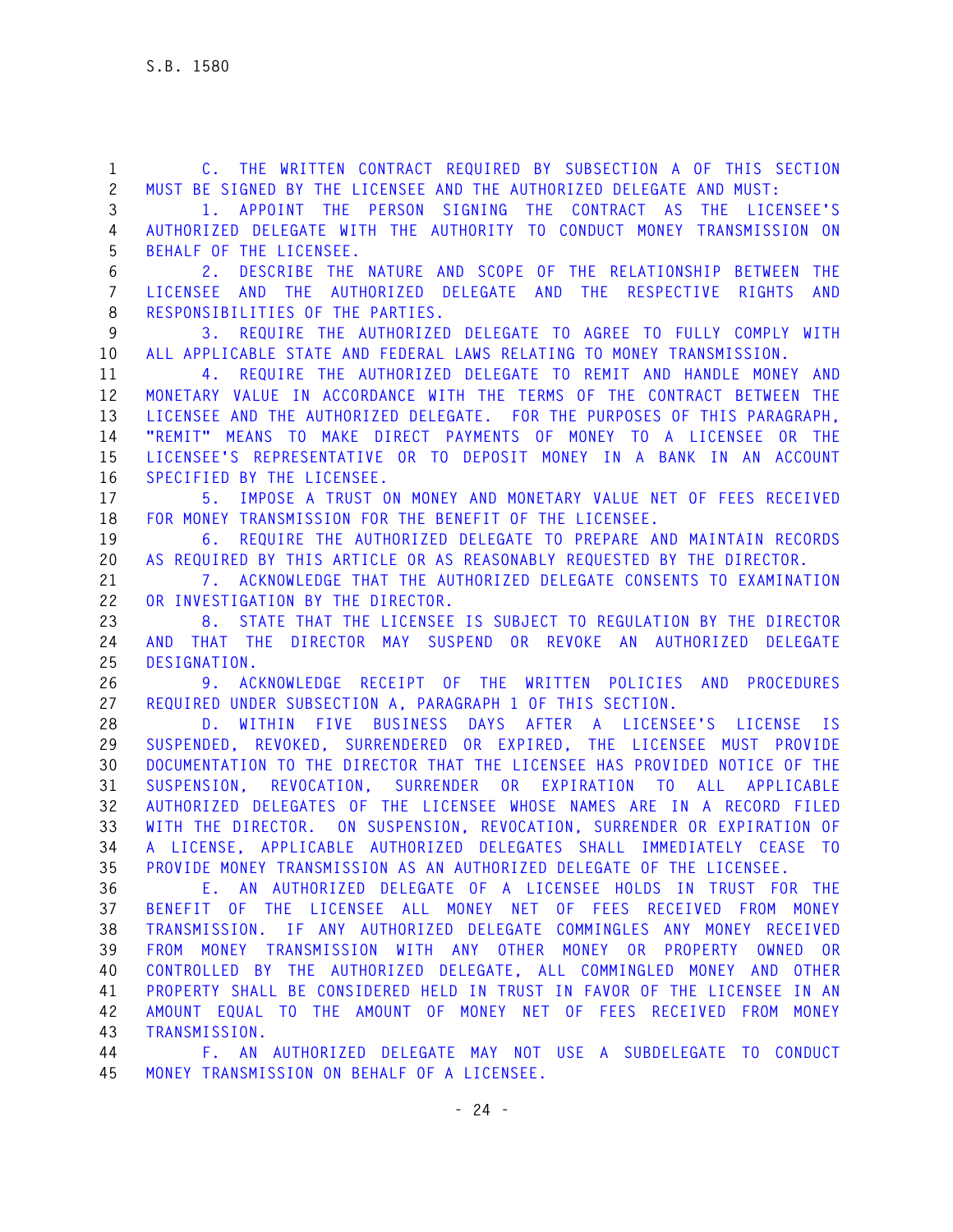C. THE WRITTEN CONTRACT REQUIRED BY SUBSECTION A OF THIS SECTION MUST BE SIGNED BY THE LICENSEE AND THE AUTHORIZED DELEGATE AND MUST:

1. APPOINT THE PERSON SIGNING THE CONTRACT AS THE LICENSEE'S AUTHORIZED DELEGATE WITH THE AUTHORITY TO CONDUCT MONEY TRANSMISSION ON BEHALF OF THE LICENSEE.

2. DESCRIBE THE NATURE AND SCOPE OF THE RELATIONSHIP BETWEEN THE LICENSEE AND THE AUTHORIZED DELEGATE AND THE RESPECTIVE RIGHTS AND RESPONSIBILITIES OF THE PARTIES.

3. REQUIRE THE AUTHORIZED DELEGATE TO AGREE TO FULLY COMPLY WITH ALL APPLICABLE STATE AND FEDERAL LAWS RELATING TO MONEY TRANSMISSION.

4. REQUIRE THE AUTHORIZED DELEGATE TO REMIT AND HANDLE MONEY AND MONETARY VALUE IN ACCORDANCE WITH THE TERMS OF THE CONTRACT BETWEEN THE LICENSEE AND THE AUTHORIZED DELEGATE. FOR THE PURPOSES OF THIS PARAGRAPH, "REMIT" MEANS TO MAKE DIRECT PAYMENTS OF MONEY TO A LICENSEE OR THE LICENSEE'S REPRESENTATIVE OR TO DEPOSIT MONEY IN A BANK IN AN ACCOUNT SPECIFIED BY THE LICENSEE.

5. IMPOSE A TRUST ON MONEY AND MONETARY VALUE NET OF FEES RECEIVED FOR MONEY TRANSMISSION FOR THE BENEFIT OF THE LICENSEE.

6. REQUIRE THE AUTHORIZED DELEGATE TO PREPARE AND MAINTAIN RECORDS AS REQUIRED BY THIS ARTICLE OR AS REASONABLY REQUESTED BY THE DIRECTOR.

7. ACKNOWLEDGE THAT THE AUTHORIZED DELEGATE CONSENTS TO EXAMINATION OR INVESTIGATION BY THE DIRECTOR.

8. STATE THAT THE LICENSEE IS SUBJECT TO REGULATION BY THE DIRECTOR AND THAT THE DIRECTOR MAY SUSPEND OR REVOKE AN AUTHORIZED DELEGATE DESIGNATION.

9. ACKNOWLEDGE RECEIPT OF THE WRITTEN POLICIES AND PROCEDURES REQUIRED UNDER SUBSECTION A, PARAGRAPH 1 OF THIS SECTION.

D. WITHIN FIVE BUSINESS DAYS AFTER A LICENSEE'S LICENSE IS SUSPENDED, REVOKED, SURRENDERED OR EXPIRED, THE LICENSEE MUST PROVIDE DOCUMENTATION TO THE DIRECTOR THAT THE LICENSEE HAS PROVIDED NOTICE OF THE SUSPENSION, REVOCATION, SURRENDER OR EXPIRATION TO ALL APPLICABLE AUTHORIZED DELEGATES OF THE LICENSEE WHOSE NAMES ARE IN A RECORD FILED WITH THE DIRECTOR. ON SUSPENSION, REVOCATION, SURRENDER OR EXPIRATION OF A LICENSE, APPLICABLE AUTHORIZED DELEGATES SHALL IMMEDIATELY CEASE TO PROVIDE MONEY TRANSMISSION AS AN AUTHORIZED DELEGATE OF THE LICENSEE.

E. AN AUTHORIZED DELEGATE OF A LICENSEE HOLDS IN TRUST FOR THE BENEFIT OF THE LICENSEE ALL MONEY NET OF FEES RECEIVED FROM MONEY TRANSMISSION. IF ANY AUTHORIZED DELEGATE COMMINGLES ANY MONEY RECEIVED FROM MONEY TRANSMISSION WITH ANY OTHER MONEY OR PROPERTY OWNED OR CONTROLLED BY THE AUTHORIZED DELEGATE, ALL COMMINGLED MONEY AND OTHER PROPERTY SHALL BE CONSIDERED HELD IN TRUST IN FAVOR OF THE LICENSEE IN AN AMOUNT EQUAL TO THE AMOUNT OF MONEY NET OF FEES RECEIVED FROM MONEY TRANSMISSION.

F. AN AUTHORIZED DELEGATE MAY NOT USE A SUBDELEGATE TO CONDUCT MONEY TRANSMISSION ON BEHALF OF A LICENSEE.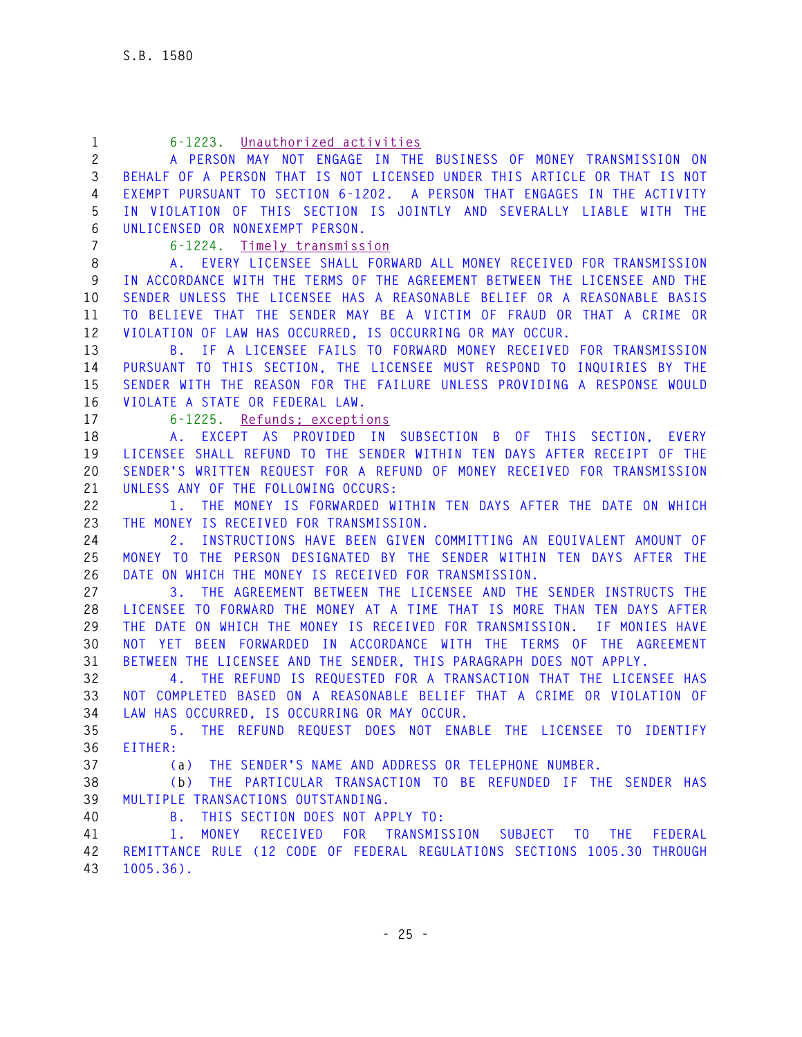6-1223. Unauthorized activities

A PERSON MAY NOT ENGAGE IN THE BUSINESS OF MONEY TRANSMISSION ON BEHALF OF A PERSON THAT IS NOT LICENSED UNDER THIS ARTICLE OR THAT IS NOT EXEMPT PURSUANT TO SECTION 6-1202. A PERSON THAT ENGAGES IN THE ACTIVITY IN VIOLATION OF THIS SECTION IS JOINTLY AND SEVERALLY LIABLE WITH THE UNLICENSED OR NONEXEMPT PERSON.

6-1224. Timely transmission

A. EVERY LICENSEE SHALL FORWARD ALL MONEY RECEIVED FOR TRANSMISSION IN ACCORDANCE WITH THE TERMS OF THE AGREEMENT BETWEEN THE LICENSEE AND THE SENDER UNLESS THE LICENSEE HAS A REASONABLE BELIEF OR A REASONABLE BASIS TO BELIEVE THAT THE SENDER MAY BE A VICTIM OF FRAUD OR THAT A CRIME OR VIOLATION OF LAW HAS OCCURRED, IS OCCURRING OR MAY OCCUR.

B. IF A LICENSEE FAILS TO FORWARD MONEY RECEIVED FOR TRANSMISSION PURSUANT TO THIS SECTION, THE LICENSEE MUST RESPOND TO INQUIRIES BY THE SENDER WITH THE REASON FOR THE FAILURE UNLESS PROVIDING A RESPONSE WOULD VIOLATE A STATE OR FEDERAL LAW.

6-1225. Refunds; exceptions

A. EXCEPT AS PROVIDED IN SUBSECTION B OF THIS SECTION, EVERY LICENSEE SHALL REFUND TO THE SENDER WITHIN TEN DAYS AFTER RECEIPT OF THE SENDER'S WRITTEN REQUEST FOR A REFUND OF MONEY RECEIVED FOR TRANSMISSION UNLESS ANY OF THE FOLLOWING OCCURS:

1. THE MONEY IS FORWARDED WITHIN TEN DAYS AFTER THE DATE ON WHICH THE MONEY IS RECEIVED FOR TRANSMISSION.

2. INSTRUCTIONS HAVE BEEN GIVEN COMMITTING AN EQUIVALENT AMOUNT OF MONEY TO THE PERSON DESIGNATED BY THE SENDER WITHIN TEN DAYS AFTER THE DATE ON WHICH THE MONEY IS RECEIVED FOR TRANSMISSION.

3. THE AGREEMENT BETWEEN THE LICENSEE AND THE SENDER INSTRUCTS THE LICENSEE TO FORWARD THE MONEY AT A TIME THAT IS MORE THAN TEN DAYS AFTER THE DATE ON WHICH THE MONEY IS RECEIVED FOR TRANSMISSION. IF MONIES HAVE NOT YET BEEN FORWARDED IN ACCORDANCE WITH THE TERMS OF THE AGREEMENT BETWEEN THE LICENSEE AND THE SENDER, THIS PARAGRAPH DOES NOT APPLY.

4. THE REFUND IS REQUESTED FOR A TRANSACTION THAT THE LICENSEE HAS NOT COMPLETED BASED ON A REASONABLE BELIEF THAT A CRIME OR VIOLATION OF LAW HAS OCCURRED, IS OCCURRING OR MAY OCCUR.

5. THE REFUND REQUEST DOES NOT ENABLE THE LICENSEE TO IDENTIFY EITHER:

(a) THE SENDER'S NAME AND ADDRESS OR TELEPHONE NUMBER.

(b) THE PARTICULAR TRANSACTION TO BE REFUNDED IF THE SENDER HAS MULTIPLE TRANSACTIONS OUTSTANDING.

B. THIS SECTION DOES NOT APPLY TO:

1. MONEY RECEIVED FOR TRANSMISSION SUBJECT TO THE FEDERAL REMITTANCE RULE (12 CODE OF FEDERAL REGULATIONS SECTIONS 1005.30 THROUGH 1005.36).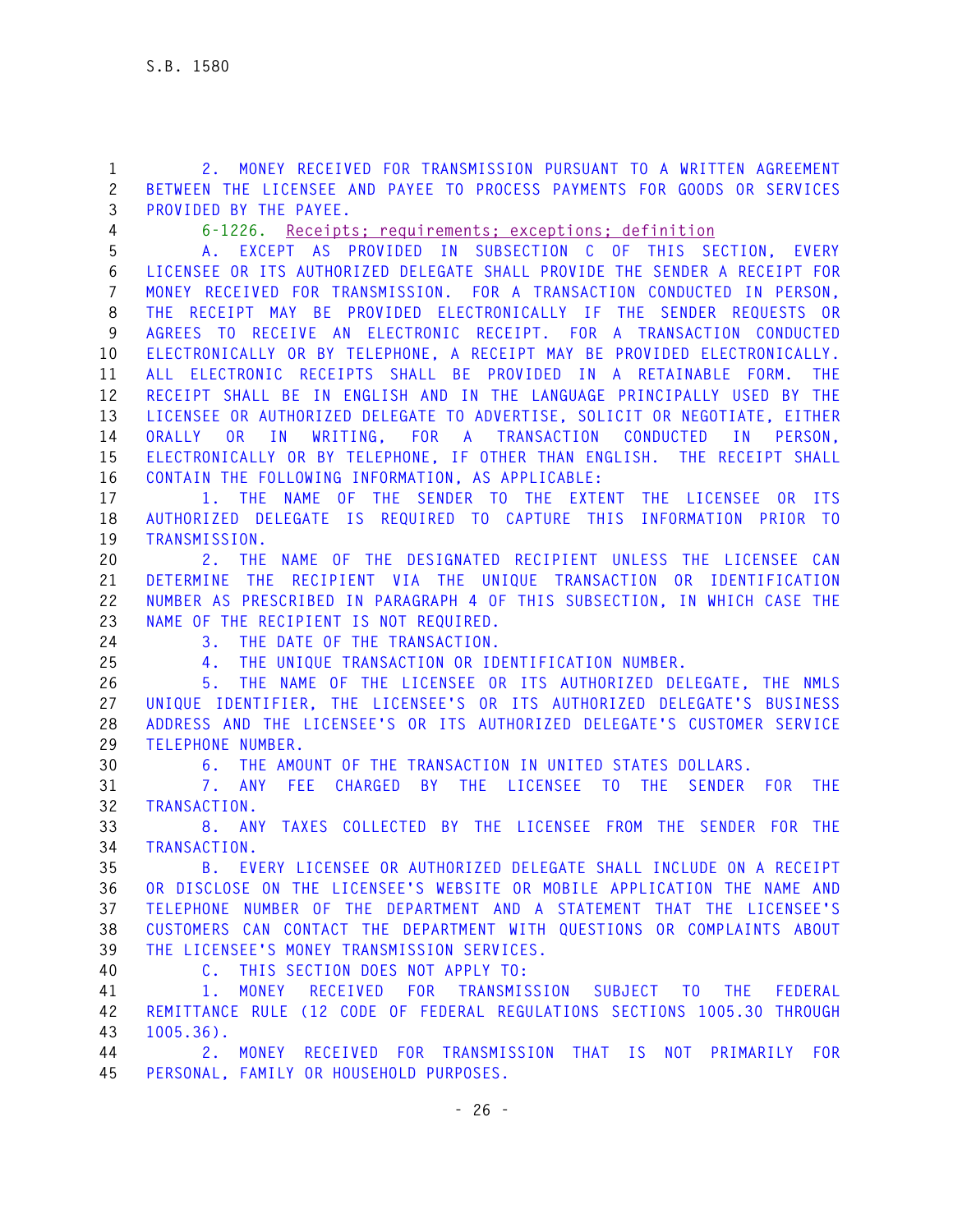2. MONEY RECEIVED FOR TRANSMISSION PURSUANT TO A WRITTEN AGREEMENT BETWEEN THE LICENSEE AND PAYEE TO PROCESS PAYMENTS FOR GOODS OR SERVICES PROVIDED BY THE PAYEE.

6-1226. Receipts; requirements; exceptions; definition

A. EXCEPT AS PROVIDED IN SUBSECTION C OF THIS SECTION, EVERY LICENSEE OR ITS AUTHORIZED DELEGATE SHALL PROVIDE THE SENDER A RECEIPT FOR MONEY RECEIVED FOR TRANSMISSION. FOR A TRANSACTION CONDUCTED IN PERSON, THE RECEIPT MAY BE PROVIDED ELECTRONICALLY IF THE SENDER REQUESTS OR AGREES TO RECEIVE AN ELECTRONIC RECEIPT. FOR A TRANSACTION CONDUCTED ELECTRONICALLY OR BY TELEPHONE, A RECEIPT MAY BE PROVIDED ELECTRONICALLY. ALL ELECTRONIC RECEIPTS SHALL BE PROVIDED IN A RETAINABLE FORM. THE RECEIPT SHALL BE IN ENGLISH AND IN THE LANGUAGE PRINCIPALLY USED BY THE LICENSEE OR AUTHORIZED DELEGATE TO ADVERTISE, SOLICIT OR NEGOTIATE, EITHER ORALLY OR IN WRITING, FOR A TRANSACTION CONDUCTED IN PERSON, ELECTRONICALLY OR BY TELEPHONE, IF OTHER THAN ENGLISH. THE RECEIPT SHALL CONTAIN THE FOLLOWING INFORMATION, AS APPLICABLE:

1. THE NAME OF THE SENDER TO THE EXTENT THE LICENSEE OR ITS AUTHORIZED DELEGATE IS REQUIRED TO CAPTURE THIS INFORMATION PRIOR TO TRANSMISSION.

2. THE NAME OF THE DESIGNATED RECIPIENT UNLESS THE LICENSEE CAN DETERMINE THE RECIPIENT VIA THE UNIQUE TRANSACTION OR IDENTIFICATION NUMBER AS PRESCRIBED IN PARAGRAPH 4 OF THIS SUBSECTION, IN WHICH CASE THE NAME OF THE RECIPIENT IS NOT REQUIRED.

3. THE DATE OF THE TRANSACTION.

4. THE UNIQUE TRANSACTION OR IDENTIFICATION NUMBER.

5. THE NAME OF THE LICENSEE OR ITS AUTHORIZED DELEGATE, THE NMLS UNIQUE IDENTIFIER, THE LICENSEE'S OR ITS AUTHORIZED DELEGATE'S BUSINESS ADDRESS AND THE LICENSEE'S OR ITS AUTHORIZED DELEGATE'S CUSTOMER SERVICE TELEPHONE NUMBER.

6. THE AMOUNT OF THE TRANSACTION IN UNITED STATES DOLLARS.

7. ANY FEE CHARGED BY THE LICENSEE TO THE SENDER FOR THE TRANSACTION.

8. ANY TAXES COLLECTED BY THE LICENSEE FROM THE SENDER FOR THE TRANSACTION.

B. EVERY LICENSEE OR AUTHORIZED DELEGATE SHALL INCLUDE ON A RECEIPT OR DISCLOSE ON THE LICENSEE'S WEBSITE OR MOBILE APPLICATION THE NAME AND TELEPHONE NUMBER OF THE DEPARTMENT AND A STATEMENT THAT THE LICENSEE'S CUSTOMERS CAN CONTACT THE DEPARTMENT WITH QUESTIONS OR COMPLAINTS ABOUT THE LICENSEE'S MONEY TRANSMISSION SERVICES.

C. THIS SECTION DOES NOT APPLY TO:

1. MONEY RECEIVED FOR TRANSMISSION SUBJECT TO THE FEDERAL REMITTANCE RULE (12 CODE OF FEDERAL REGULATIONS SECTIONS 1005.30 THROUGH 1005.36).

2. MONEY RECEIVED FOR TRANSMISSION THAT IS NOT PRIMARILY FOR PERSONAL, FAMILY OR HOUSEHOLD PURPOSES.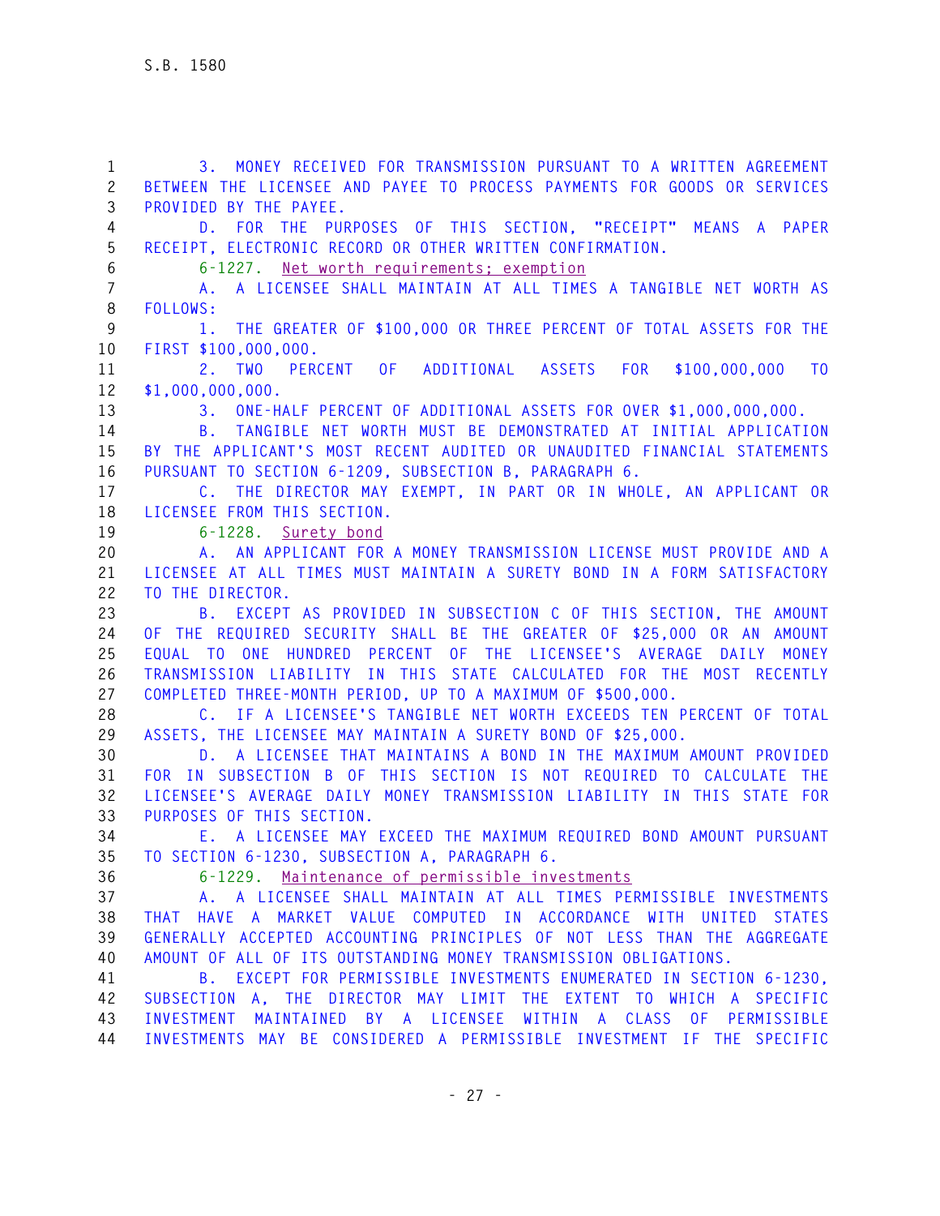3. MONEY RECEIVED FOR TRANSMISSION PURSUANT TO A WRITTEN AGREEMENT BETWEEN THE LICENSEE AND PAYEE TO PROCESS PAYMENTS FOR GOODS OR SERVICES PROVIDED BY THE PAYEE.

D. FOR THE PURPOSES OF THIS SECTION, "RECEIPT" MEANS A PAPER RECEIPT, ELECTRONIC RECORD OR OTHER WRITTEN CONFIRMATION.

6-1227. Net worth requirements; exemption

A. A LICENSEE SHALL MAINTAIN AT ALL TIMES A TANGIBLE NET WORTH AS FOLLOWS:

1. THE GREATER OF $100,000 OR THREE PERCENT OF TOTAL ASSETS FOR THE FIRST $100,000,000.

2. TWO PERCENT OF ADDITIONAL ASSETS FOR $100,000,000 TO $1,000,000,000.

3. ONE-HALF PERCENT OF ADDITIONAL ASSETS FOR OVER $1,000,000,000.

B. TANGIBLE NET WORTH MUST BE DEMONSTRATED AT INITIAL APPLICATION BY THE APPLICANT'S MOST RECENT AUDITED OR UNAUDITED FINANCIAL STATEMENTS PURSUANT TO SECTION 6-1209, SUBSECTION B, PARAGRAPH 6.

C. THE DIRECTOR MAY EXEMPT, IN PART OR IN WHOLE, AN APPLICANT OR LICENSEE FROM THIS SECTION.

6-1228. Surety bond

A. AN APPLICANT FOR A MONEY TRANSMISSION LICENSE MUST PROVIDE AND A LICENSEE AT ALL TIMES MUST MAINTAIN A SURETY BOND IN A FORM SATISFACTORY TO THE DIRECTOR.

B. EXCEPT AS PROVIDED IN SUBSECTION C OF THIS SECTION, THE AMOUNT OF THE REQUIRED SECURITY SHALL BE THE GREATER OF $25,000 OR AN AMOUNT EQUAL TO ONE HUNDRED PERCENT OF THE LICENSEE'S AVERAGE DAILY MONEY TRANSMISSION LIABILITY IN THIS STATE CALCULATED FOR THE MOST RECENTLY COMPLETED THREE-MONTH PERIOD, UP TO A MAXIMUM OF $500,000.

C. IF A LICENSEE'S TANGIBLE NET WORTH EXCEEDS TEN PERCENT OF TOTAL ASSETS, THE LICENSEE MAY MAINTAIN A SURETY BOND OF $25,000.

D. A LICENSEE THAT MAINTAINS A BOND IN THE MAXIMUM AMOUNT PROVIDED FOR IN SUBSECTION B OF THIS SECTION IS NOT REQUIRED TO CALCULATE THE LICENSEE'S AVERAGE DAILY MONEY TRANSMISSION LIABILITY IN THIS STATE FOR PURPOSES OF THIS SECTION.

E. A LICENSEE MAY EXCEED THE MAXIMUM REQUIRED BOND AMOUNT PURSUANT TO SECTION 6-1230, SUBSECTION A, PARAGRAPH 6.

6-1229. Maintenance of permissible investments

A. A LICENSEE SHALL MAINTAIN AT ALL TIMES PERMISSIBLE INVESTMENTS THAT HAVE A MARKET VALUE COMPUTED IN ACCORDANCE WITH UNITED STATES GENERALLY ACCEPTED ACCOUNTING PRINCIPLES OF NOT LESS THAN THE AGGREGATE AMOUNT OF ALL OF ITS OUTSTANDING MONEY TRANSMISSION OBLIGATIONS.

B. EXCEPT FOR PERMISSIBLE INVESTMENTS ENUMERATED IN SECTION 6-1230, SUBSECTION A, THE DIRECTOR MAY LIMIT THE EXTENT TO WHICH A SPECIFIC INVESTMENT MAINTAINED BY A LICENSEE WITHIN A CLASS OF PERMISSIBLE INVESTMENTS MAY BE CONSIDERED A PERMISSIBLE INVESTMENT IF THE SPECIFIC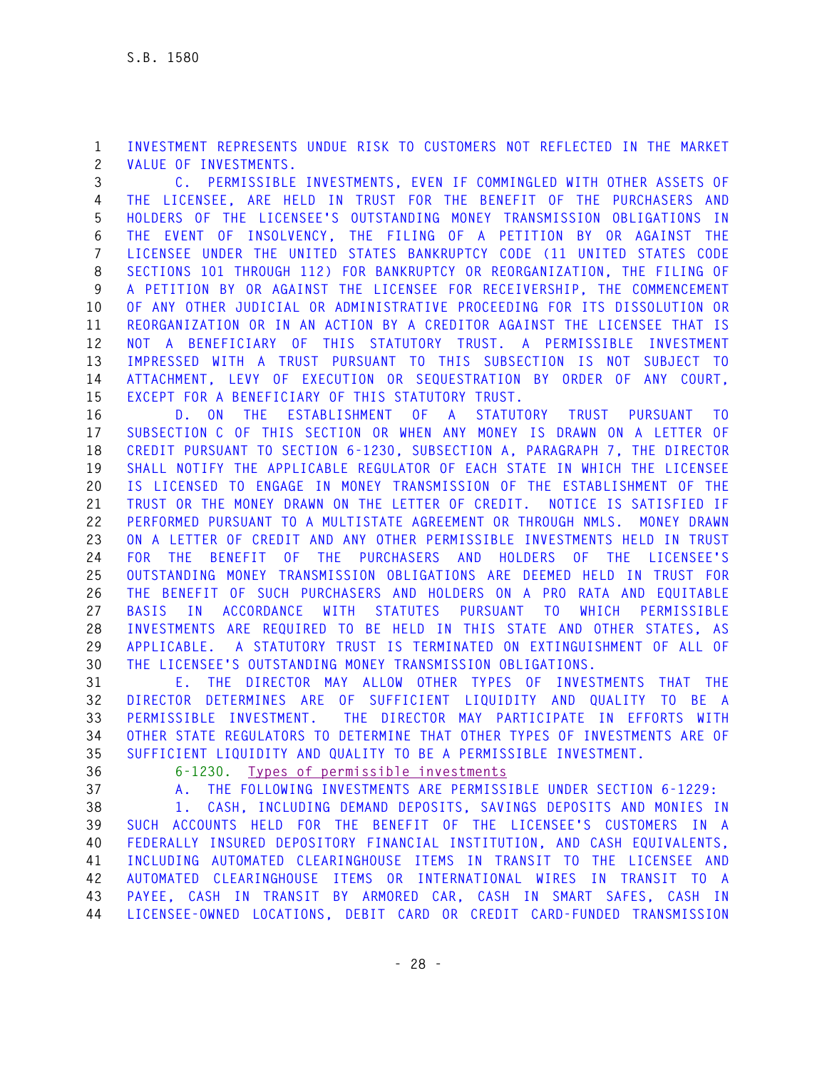INVESTMENT REPRESENTS UNDUE RISK TO CUSTOMERS NOT REFLECTED IN THE MARKET VALUE OF INVESTMENTS.

C. PERMISSIBLE INVESTMENTS, EVEN IF COMMINGLED WITH OTHER ASSETS OF THE LICENSEE, ARE HELD IN TRUST FOR THE BENEFIT OF THE PURCHASERS AND HOLDERS OF THE LICENSEE'S OUTSTANDING MONEY TRANSMISSION OBLIGATIONS IN THE EVENT OF INSOLVENCY, THE FILING OF A PETITION BY OR AGAINST THE LICENSEE UNDER THE UNITED STATES BANKRUPTCY CODE (11 UNITED STATES CODE SECTIONS 101 THROUGH 112) FOR BANKRUPTCY OR REORGANIZATION, THE FILING OF A PETITION BY OR AGAINST THE LICENSEE FOR RECEIVERSHIP, THE COMMENCEMENT OF ANY OTHER JUDICIAL OR ADMINISTRATIVE PROCEEDING FOR ITS DISSOLUTION OR REORGANIZATION OR IN AN ACTION BY A CREDITOR AGAINST THE LICENSEE THAT IS NOT A BENEFICIARY OF THIS STATUTORY TRUST. A PERMISSIBLE INVESTMENT IMPRESSED WITH A TRUST PURSUANT TO THIS SUBSECTION IS NOT SUBJECT TO ATTACHMENT, LEVY OF EXECUTION OR SEQUESTRATION BY ORDER OF ANY COURT, EXCEPT FOR A BENEFICIARY OF THIS STATUTORY TRUST.

D. ON THE ESTABLISHMENT OF A STATUTORY TRUST PURSUANT TO SUBSECTION C OF THIS SECTION OR WHEN ANY MONEY IS DRAWN ON A LETTER OF CREDIT PURSUANT TO SECTION 6-1230, SUBSECTION A, PARAGRAPH 7, THE DIRECTOR SHALL NOTIFY THE APPLICABLE REGULATOR OF EACH STATE IN WHICH THE LICENSEE IS LICENSED TO ENGAGE IN MONEY TRANSMISSION OF THE ESTABLISHMENT OF THE TRUST OR THE MONEY DRAWN ON THE LETTER OF CREDIT. NOTICE IS SATISFIED IF PERFORMED PURSUANT TO A MULTISTATE AGREEMENT OR THROUGH NMLS. MONEY DRAWN ON A LETTER OF CREDIT AND ANY OTHER PERMISSIBLE INVESTMENTS HELD IN TRUST FOR THE BENEFIT OF THE PURCHASERS AND HOLDERS OF THE LICENSEE'S OUTSTANDING MONEY TRANSMISSION OBLIGATIONS ARE DEEMED HELD IN TRUST FOR THE BENEFIT OF SUCH PURCHASERS AND HOLDERS ON A PRO RATA AND EQUITABLE BASIS IN ACCORDANCE WITH STATUTES PURSUANT TO WHICH PERMISSIBLE INVESTMENTS ARE REQUIRED TO BE HELD IN THIS STATE AND OTHER STATES, AS APPLICABLE. A STATUTORY TRUST IS TERMINATED ON EXTINGUISHMENT OF ALL OF THE LICENSEE'S OUTSTANDING MONEY TRANSMISSION OBLIGATIONS.

E. THE DIRECTOR MAY ALLOW OTHER TYPES OF INVESTMENTS THAT THE DIRECTOR DETERMINES ARE OF SUFFICIENT LIQUIDITY AND QUALITY TO BE A PERMISSIBLE INVESTMENT. THE DIRECTOR MAY PARTICIPATE IN EFFORTS WITH OTHER STATE REGULATORS TO DETERMINE THAT OTHER TYPES OF INVESTMENTS ARE OF SUFFICIENT LIQUIDITY AND QUALITY TO BE A PERMISSIBLE INVESTMENT.

6-1230. Types of permissible investments

A. THE FOLLOWING INVESTMENTS ARE PERMISSIBLE UNDER SECTION 6-1229:

1. CASH, INCLUDING DEMAND DEPOSITS, SAVINGS DEPOSITS AND MONIES IN SUCH ACCOUNTS HELD FOR THE BENEFIT OF THE LICENSEE'S CUSTOMERS IN A FEDERALLY INSURED DEPOSITORY FINANCIAL INSTITUTION, AND CASH EQUIVALENTS, INCLUDING AUTOMATED CLEARINGHOUSE ITEMS IN TRANSIT TO THE LICENSEE AND AUTOMATED CLEARINGHOUSE ITEMS OR INTERNATIONAL WIRES IN TRANSIT TO A PAYEE, CASH IN TRANSIT BY ARMORED CAR, CASH IN SMART SAFES, CASH IN LICENSEE-OWNED LOCATIONS, DEBIT CARD OR CREDIT CARD-FUNDED TRANSMISSION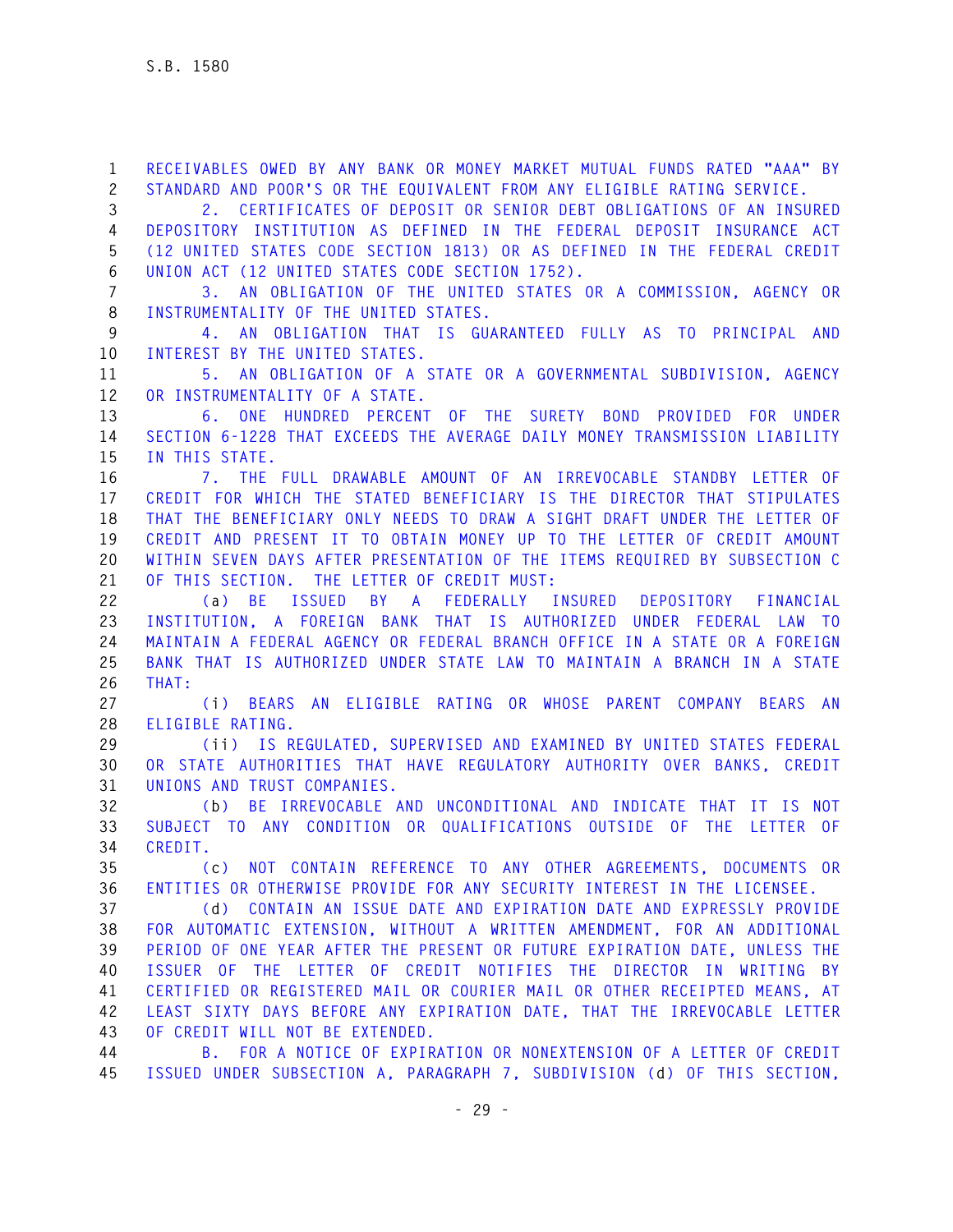RECEIVABLES OWED BY ANY BANK OR MONEY MARKET MUTUAL FUNDS RATED "AAA" BY STANDARD AND POOR'S OR THE EQUIVALENT FROM ANY ELIGIBLE RATING SERVICE.

2. CERTIFICATES OF DEPOSIT OR SENIOR DEBT OBLIGATIONS OF AN INSURED DEPOSITORY INSTITUTION AS DEFINED IN THE FEDERAL DEPOSIT INSURANCE ACT (12 UNITED STATES CODE SECTION 1813) OR AS DEFINED IN THE FEDERAL CREDIT UNION ACT (12 UNITED STATES CODE SECTION 1752).

3. AN OBLIGATION OF THE UNITED STATES OR A COMMISSION, AGENCY OR INSTRUMENTALITY OF THE UNITED STATES.

4. AN OBLIGATION THAT IS GUARANTEED FULLY AS TO PRINCIPAL AND INTEREST BY THE UNITED STATES.

5. AN OBLIGATION OF A STATE OR A GOVERNMENTAL SUBDIVISION, AGENCY OR INSTRUMENTALITY OF A STATE.

6. ONE HUNDRED PERCENT OF THE SURETY BOND PROVIDED FOR UNDER SECTION 6-1228 THAT EXCEEDS THE AVERAGE DAILY MONEY TRANSMISSION LIABILITY IN THIS STATE.

7. THE FULL DRAWABLE AMOUNT OF AN IRREVOCABLE STANDBY LETTER OF CREDIT FOR WHICH THE STATED BENEFICIARY IS THE DIRECTOR THAT STIPULATES THAT THE BENEFICIARY ONLY NEEDS TO DRAW A SIGHT DRAFT UNDER THE LETTER OF CREDIT AND PRESENT IT TO OBTAIN MONEY UP TO THE LETTER OF CREDIT AMOUNT WITHIN SEVEN DAYS AFTER PRESENTATION OF THE ITEMS REQUIRED BY SUBSECTION C OF THIS SECTION. THE LETTER OF CREDIT MUST:

(a) BE ISSUED BY A FEDERALLY INSURED DEPOSITORY FINANCIAL INSTITUTION, A FOREIGN BANK THAT IS AUTHORIZED UNDER FEDERAL LAW TO MAINTAIN A FEDERAL AGENCY OR FEDERAL BRANCH OFFICE IN A STATE OR A FOREIGN BANK THAT IS AUTHORIZED UNDER STATE LAW TO MAINTAIN A BRANCH IN A STATE THAT:

(i) BEARS AN ELIGIBLE RATING OR WHOSE PARENT COMPANY BEARS AN ELIGIBLE RATING.

(ii) IS REGULATED, SUPERVISED AND EXAMINED BY UNITED STATES FEDERAL OR STATE AUTHORITIES THAT HAVE REGULATORY AUTHORITY OVER BANKS, CREDIT UNIONS AND TRUST COMPANIES.

(b) BE IRREVOCABLE AND UNCONDITIONAL AND INDICATE THAT IT IS NOT SUBJECT TO ANY CONDITION OR QUALIFICATIONS OUTSIDE OF THE LETTER OF CREDIT.

(c) NOT CONTAIN REFERENCE TO ANY OTHER AGREEMENTS, DOCUMENTS OR ENTITIES OR OTHERWISE PROVIDE FOR ANY SECURITY INTEREST IN THE LICENSEE.

(d) CONTAIN AN ISSUE DATE AND EXPIRATION DATE AND EXPRESSLY PROVIDE FOR AUTOMATIC EXTENSION, WITHOUT A WRITTEN AMENDMENT, FOR AN ADDITIONAL PERIOD OF ONE YEAR AFTER THE PRESENT OR FUTURE EXPIRATION DATE, UNLESS THE ISSUER OF THE LETTER OF CREDIT NOTIFIES THE DIRECTOR IN WRITING BY CERTIFIED OR REGISTERED MAIL OR COURIER MAIL OR OTHER RECEIPTED MEANS, AT LEAST SIXTY DAYS BEFORE ANY EXPIRATION DATE, THAT THE IRREVOCABLE LETTER OF CREDIT WILL NOT BE EXTENDED.

B. FOR A NOTICE OF EXPIRATION OR NONEXTENSION OF A LETTER OF CREDIT ISSUED UNDER SUBSECTION A, PARAGRAPH 7, SUBDIVISION (d) OF THIS SECTION,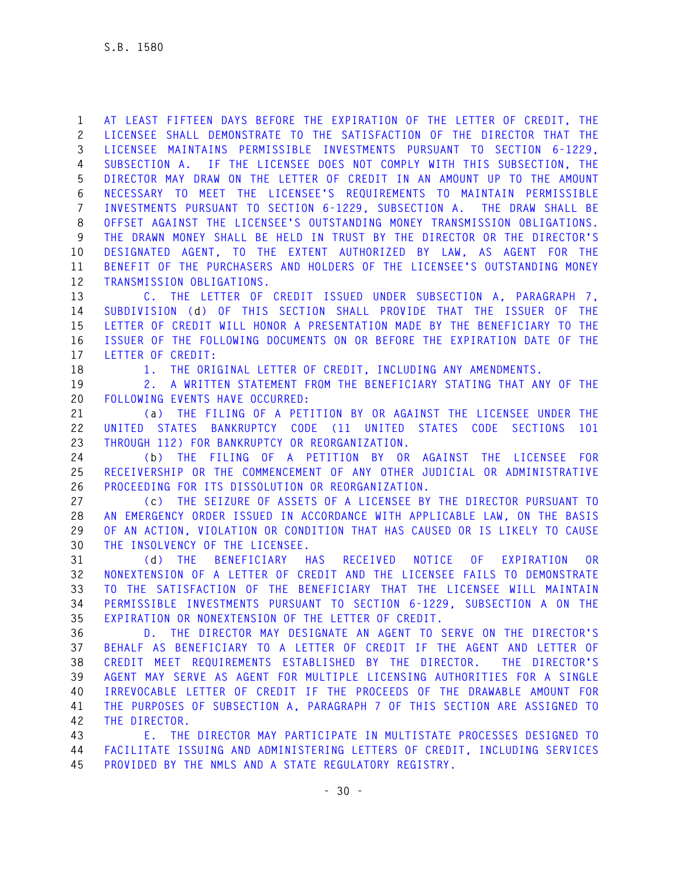AT LEAST FIFTEEN DAYS BEFORE THE EXPIRATION OF THE LETTER OF CREDIT, THE LICENSEE SHALL DEMONSTRATE TO THE SATISFACTION OF THE DIRECTOR THAT THE LICENSEE MAINTAINS PERMISSIBLE INVESTMENTS PURSUANT TO SECTION 6-1229, SUBSECTION A. IF THE LICENSEE DOES NOT COMPLY WITH THIS SUBSECTION, THE DIRECTOR MAY DRAW ON THE LETTER OF CREDIT IN AN AMOUNT UP TO THE AMOUNT NECESSARY TO MEET THE LICENSEE'S REQUIREMENTS TO MAINTAIN PERMISSIBLE INVESTMENTS PURSUANT TO SECTION 6-1229, SUBSECTION A. THE DRAW SHALL BE OFFSET AGAINST THE LICENSEE'S OUTSTANDING MONEY TRANSMISSION OBLIGATIONS. THE DRAWN MONEY SHALL BE HELD IN TRUST BY THE DIRECTOR OR THE DIRECTOR'S DESIGNATED AGENT, TO THE EXTENT AUTHORIZED BY LAW, AS AGENT FOR THE BENEFIT OF THE PURCHASERS AND HOLDERS OF THE LICENSEE'S OUTSTANDING MONEY TRANSMISSION OBLIGATIONS.

C. THE LETTER OF CREDIT ISSUED UNDER SUBSECTION A, PARAGRAPH 7, SUBDIVISION (d) OF THIS SECTION SHALL PROVIDE THAT THE ISSUER OF THE LETTER OF CREDIT WILL HONOR A PRESENTATION MADE BY THE BENEFICIARY TO THE ISSUER OF THE FOLLOWING DOCUMENTS ON OR BEFORE THE EXPIRATION DATE OF THE LETTER OF CREDIT:

1. THE ORIGINAL LETTER OF CREDIT, INCLUDING ANY AMENDMENTS.

2. A WRITTEN STATEMENT FROM THE BENEFICIARY STATING THAT ANY OF THE FOLLOWING EVENTS HAVE OCCURRED:

(a) THE FILING OF A PETITION BY OR AGAINST THE LICENSEE UNDER THE UNITED STATES BANKRUPTCY CODE (11 UNITED STATES CODE SECTIONS 101 THROUGH 112) FOR BANKRUPTCY OR REORGANIZATION.

(b) THE FILING OF A PETITION BY OR AGAINST THE LICENSEE FOR RECEIVERSHIP OR THE COMMENCEMENT OF ANY OTHER JUDICIAL OR ADMINISTRATIVE PROCEEDING FOR ITS DISSOLUTION OR REORGANIZATION.

(c) THE SEIZURE OF ASSETS OF A LICENSEE BY THE DIRECTOR PURSUANT TO AN EMERGENCY ORDER ISSUED IN ACCORDANCE WITH APPLICABLE LAW, ON THE BASIS OF AN ACTION, VIOLATION OR CONDITION THAT HAS CAUSED OR IS LIKELY TO CAUSE THE INSOLVENCY OF THE LICENSEE.

(d) THE BENEFICIARY HAS RECEIVED NOTICE OF EXPIRATION OR NONEXTENSION OF A LETTER OF CREDIT AND THE LICENSEE FAILS TO DEMONSTRATE TO THE SATISFACTION OF THE BENEFICIARY THAT THE LICENSEE WILL MAINTAIN PERMISSIBLE INVESTMENTS PURSUANT TO SECTION 6-1229, SUBSECTION A ON THE EXPIRATION OR NONEXTENSION OF THE LETTER OF CREDIT.

D. THE DIRECTOR MAY DESIGNATE AN AGENT TO SERVE ON THE DIRECTOR'S BEHALF AS BENEFICIARY TO A LETTER OF CREDIT IF THE AGENT AND LETTER OF CREDIT MEET REQUIREMENTS ESTABLISHED BY THE DIRECTOR. THE DIRECTOR'S AGENT MAY SERVE AS AGENT FOR MULTIPLE LICENSING AUTHORITIES FOR A SINGLE IRREVOCABLE LETTER OF CREDIT IF THE PROCEEDS OF THE DRAWABLE AMOUNT FOR THE PURPOSES OF SUBSECTION A, PARAGRAPH 7 OF THIS SECTION ARE ASSIGNED TO THE DIRECTOR.

E. THE DIRECTOR MAY PARTICIPATE IN MULTISTATE PROCESSES DESIGNED TO FACILITATE ISSUING AND ADMINISTERING LETTERS OF CREDIT, INCLUDING SERVICES PROVIDED BY THE NMLS AND A STATE REGULATORY REGISTRY.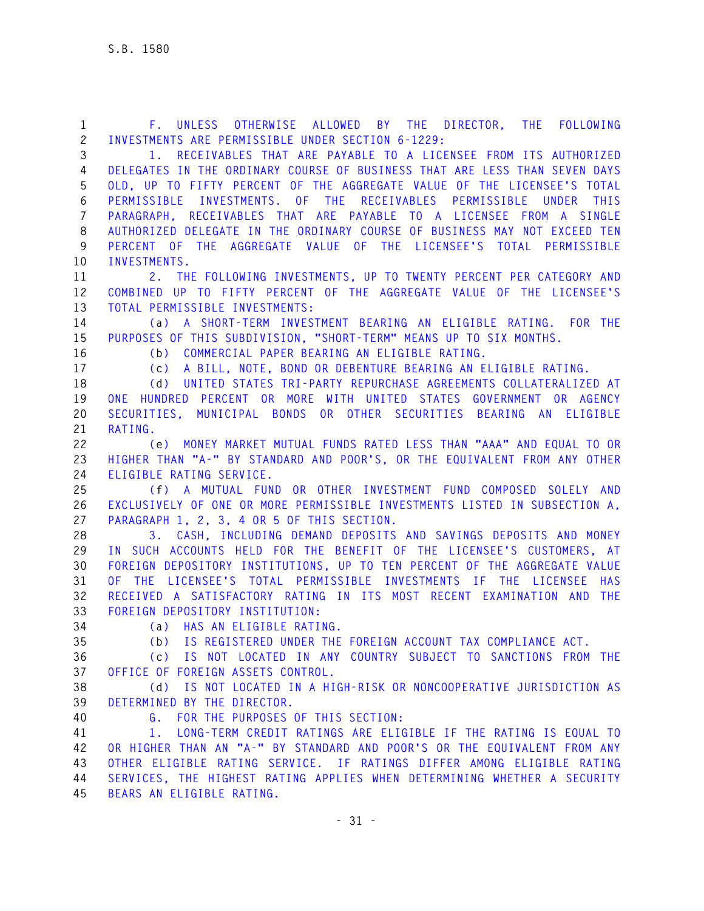F. UNLESS OTHERWISE ALLOWED BY THE DIRECTOR, THE FOLLOWING INVESTMENTS ARE PERMISSIBLE UNDER SECTION 6-1229:

1. RECEIVABLES THAT ARE PAYABLE TO A LICENSEE FROM ITS AUTHORIZED DELEGATES IN THE ORDINARY COURSE OF BUSINESS THAT ARE LESS THAN SEVEN DAYS OLD, UP TO FIFTY PERCENT OF THE AGGREGATE VALUE OF THE LICENSEE'S TOTAL PERMISSIBLE INVESTMENTS. OF THE RECEIVABLES PERMISSIBLE UNDER THIS PARAGRAPH, RECEIVABLES THAT ARE PAYABLE TO A LICENSEE FROM A SINGLE AUTHORIZED DELEGATE IN THE ORDINARY COURSE OF BUSINESS MAY NOT EXCEED TEN PERCENT OF THE AGGREGATE VALUE OF THE LICENSEE'S TOTAL PERMISSIBLE INVESTMENTS.

2. THE FOLLOWING INVESTMENTS, UP TO TWENTY PERCENT PER CATEGORY AND COMBINED UP TO FIFTY PERCENT OF THE AGGREGATE VALUE OF THE LICENSEE'S TOTAL PERMISSIBLE INVESTMENTS:

(a) A SHORT-TERM INVESTMENT BEARING AN ELIGIBLE RATING. FOR THE PURPOSES OF THIS SUBDIVISION, "SHORT-TERM" MEANS UP TO SIX MONTHS.

(b) COMMERCIAL PAPER BEARING AN ELIGIBLE RATING.

(c) A BILL, NOTE, BOND OR DEBENTURE BEARING AN ELIGIBLE RATING.

(d) UNITED STATES TRI-PARTY REPURCHASE AGREEMENTS COLLATERALIZED AT ONE HUNDRED PERCENT OR MORE WITH UNITED STATES GOVERNMENT OR AGENCY SECURITIES, MUNICIPAL BONDS OR OTHER SECURITIES BEARING AN ELIGIBLE RATING.

(e) MONEY MARKET MUTUAL FUNDS RATED LESS THAN "AAA" AND EQUAL TO OR HIGHER THAN "A-" BY STANDARD AND POOR'S, OR THE EQUIVALENT FROM ANY OTHER ELIGIBLE RATING SERVICE.

(f) A MUTUAL FUND OR OTHER INVESTMENT FUND COMPOSED SOLELY AND EXCLUSIVELY OF ONE OR MORE PERMISSIBLE INVESTMENTS LISTED IN SUBSECTION A, PARAGRAPH 1, 2, 3, 4 OR 5 OF THIS SECTION.

3. CASH, INCLUDING DEMAND DEPOSITS AND SAVINGS DEPOSITS AND MONEY IN SUCH ACCOUNTS HELD FOR THE BENEFIT OF THE LICENSEE'S CUSTOMERS, AT FOREIGN DEPOSITORY INSTITUTIONS, UP TO TEN PERCENT OF THE AGGREGATE VALUE OF THE LICENSEE'S TOTAL PERMISSIBLE INVESTMENTS IF THE LICENSEE HAS RECEIVED A SATISFACTORY RATING IN ITS MOST RECENT EXAMINATION AND THE FOREIGN DEPOSITORY INSTITUTION:

(a) HAS AN ELIGIBLE RATING.

(b) IS REGISTERED UNDER THE FOREIGN ACCOUNT TAX COMPLIANCE ACT.

(c) IS NOT LOCATED IN ANY COUNTRY SUBJECT TO SANCTIONS FROM THE OFFICE OF FOREIGN ASSETS CONTROL.

(d) IS NOT LOCATED IN A HIGH-RISK OR NONCOOPERATIVE JURISDICTION AS DETERMINED BY THE DIRECTOR.

G. FOR THE PURPOSES OF THIS SECTION:

1. LONG-TERM CREDIT RATINGS ARE ELIGIBLE IF THE RATING IS EQUAL TO OR HIGHER THAN AN "A-" BY STANDARD AND POOR'S OR THE EQUIVALENT FROM ANY OTHER ELIGIBLE RATING SERVICE. IF RATINGS DIFFER AMONG ELIGIBLE RATING SERVICES, THE HIGHEST RATING APPLIES WHEN DETERMINING WHETHER A SECURITY BEARS AN ELIGIBLE RATING.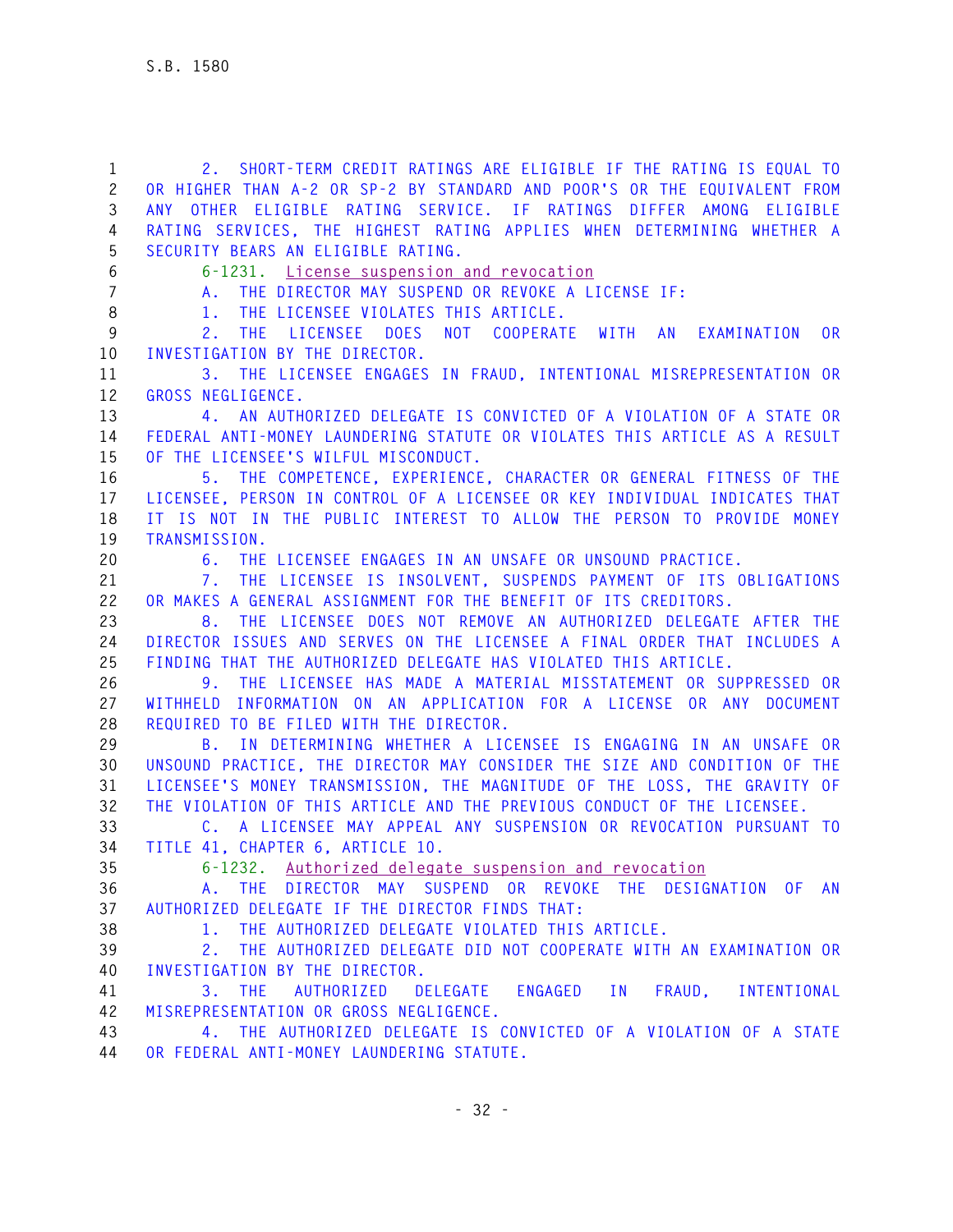2. SHORT-TERM CREDIT RATINGS ARE ELIGIBLE IF THE RATING IS EQUAL TO OR HIGHER THAN A-2 OR SP-2 BY STANDARD AND POOR'S OR THE EQUIVALENT FROM ANY OTHER ELIGIBLE RATING SERVICE. IF RATINGS DIFFER AMONG ELIGIBLE RATING SERVICES, THE HIGHEST RATING APPLIES WHEN DETERMINING WHETHER A SECURITY BEARS AN ELIGIBLE RATING.

6-1231. License suspension and revocation

A. THE DIRECTOR MAY SUSPEND OR REVOKE A LICENSE IF:

1. THE LICENSEE VIOLATES THIS ARTICLE.

2. THE LICENSEE DOES NOT COOPERATE WITH AN EXAMINATION OR INVESTIGATION BY THE DIRECTOR.

3. THE LICENSEE ENGAGES IN FRAUD, INTENTIONAL MISREPRESENTATION OR GROSS NEGLIGENCE.

4. AN AUTHORIZED DELEGATE IS CONVICTED OF A VIOLATION OF A STATE OR FEDERAL ANTI-MONEY LAUNDERING STATUTE OR VIOLATES THIS ARTICLE AS A RESULT OF THE LICENSEE'S WILFUL MISCONDUCT.

5. THE COMPETENCE, EXPERIENCE, CHARACTER OR GENERAL FITNESS OF THE LICENSEE, PERSON IN CONTROL OF A LICENSEE OR KEY INDIVIDUAL INDICATES THAT IT IS NOT IN THE PUBLIC INTEREST TO ALLOW THE PERSON TO PROVIDE MONEY TRANSMISSION.

6. THE LICENSEE ENGAGES IN AN UNSAFE OR UNSOUND PRACTICE.

7. THE LICENSEE IS INSOLVENT, SUSPENDS PAYMENT OF ITS OBLIGATIONS OR MAKES A GENERAL ASSIGNMENT FOR THE BENEFIT OF ITS CREDITORS.

8. THE LICENSEE DOES NOT REMOVE AN AUTHORIZED DELEGATE AFTER THE DIRECTOR ISSUES AND SERVES ON THE LICENSEE A FINAL ORDER THAT INCLUDES A FINDING THAT THE AUTHORIZED DELEGATE HAS VIOLATED THIS ARTICLE.

9. THE LICENSEE HAS MADE A MATERIAL MISSTATEMENT OR SUPPRESSED OR WITHHELD INFORMATION ON AN APPLICATION FOR A LICENSE OR ANY DOCUMENT REQUIRED TO BE FILED WITH THE DIRECTOR.

B. IN DETERMINING WHETHER A LICENSEE IS ENGAGING IN AN UNSAFE OR UNSOUND PRACTICE, THE DIRECTOR MAY CONSIDER THE SIZE AND CONDITION OF THE LICENSEE'S MONEY TRANSMISSION, THE MAGNITUDE OF THE LOSS, THE GRAVITY OF THE VIOLATION OF THIS ARTICLE AND THE PREVIOUS CONDUCT OF THE LICENSEE.

C. A LICENSEE MAY APPEAL ANY SUSPENSION OR REVOCATION PURSUANT TO TITLE 41, CHAPTER 6, ARTICLE 10.

6-1232. Authorized delegate suspension and revocation

A. THE DIRECTOR MAY SUSPEND OR REVOKE THE DESIGNATION OF AN AUTHORIZED DELEGATE IF THE DIRECTOR FINDS THAT:

1. THE AUTHORIZED DELEGATE VIOLATED THIS ARTICLE.

2. THE AUTHORIZED DELEGATE DID NOT COOPERATE WITH AN EXAMINATION OR INVESTIGATION BY THE DIRECTOR.

3. THE AUTHORIZED DELEGATE ENGAGED IN FRAUD, INTENTIONAL MISREPRESENTATION OR GROSS NEGLIGENCE.

4. THE AUTHORIZED DELEGATE IS CONVICTED OF A VIOLATION OF A STATE OR FEDERAL ANTI-MONEY LAUNDERING STATUTE.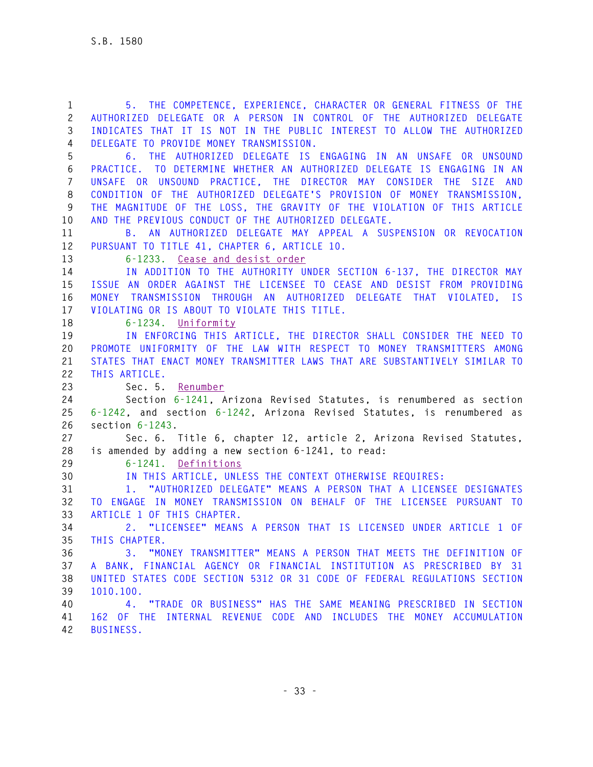5. THE COMPETENCE, EXPERIENCE, CHARACTER OR GENERAL FITNESS OF THE AUTHORIZED DELEGATE OR A PERSON IN CONTROL OF THE AUTHORIZED DELEGATE INDICATES THAT IT IS NOT IN THE PUBLIC INTEREST TO ALLOW THE AUTHORIZED DELEGATE TO PROVIDE MONEY TRANSMISSION.

6. THE AUTHORIZED DELEGATE IS ENGAGING IN AN UNSAFE OR UNSOUND PRACTICE. TO DETERMINE WHETHER AN AUTHORIZED DELEGATE IS ENGAGING IN AN UNSAFE OR UNSOUND PRACTICE, THE DIRECTOR MAY CONSIDER THE SIZE AND CONDITION OF THE AUTHORIZED DELEGATE'S PROVISION OF MONEY TRANSMISSION, THE MAGNITUDE OF THE LOSS, THE GRAVITY OF THE VIOLATION OF THIS ARTICLE AND THE PREVIOUS CONDUCT OF THE AUTHORIZED DELEGATE.

B. AN AUTHORIZED DELEGATE MAY APPEAL A SUSPENSION OR REVOCATION PURSUANT TO TITLE 41, CHAPTER 6, ARTICLE 10.

6-1233. Cease and desist order

IN ADDITION TO THE AUTHORITY UNDER SECTION 6-137, THE DIRECTOR MAY ISSUE AN ORDER AGAINST THE LICENSEE TO CEASE AND DESIST FROM PROVIDING MONEY TRANSMISSION THROUGH AN AUTHORIZED DELEGATE THAT VIOLATED, IS VIOLATING OR IS ABOUT TO VIOLATE THIS TITLE.

6-1234. Uniformity

IN ENFORCING THIS ARTICLE, THE DIRECTOR SHALL CONSIDER THE NEED TO PROMOTE UNIFORMITY OF THE LAW WITH RESPECT TO MONEY TRANSMITTERS AMONG STATES THAT ENACT MONEY TRANSMITTER LAWS THAT ARE SUBSTANTIVELY SIMILAR TO THIS ARTICLE.

Sec. 5. Renumber

Section 6-1241, Arizona Revised Statutes, is renumbered as section 6-1242, and section 6-1242, Arizona Revised Statutes, is renumbered as section 6-1243.

Sec. 6. Title 6, chapter 12, article 2, Arizona Revised Statutes, is amended by adding a new section 6-1241, to read:

6-1241. Definitions

IN THIS ARTICLE, UNLESS THE CONTEXT OTHERWISE REQUIRES:

1. "AUTHORIZED DELEGATE" MEANS A PERSON THAT A LICENSEE DESIGNATES TO ENGAGE IN MONEY TRANSMISSION ON BEHALF OF THE LICENSEE PURSUANT TO ARTICLE 1 OF THIS CHAPTER.

2. "LICENSEE" MEANS A PERSON THAT IS LICENSED UNDER ARTICLE 1 OF THIS CHAPTER.

3. "MONEY TRANSMITTER" MEANS A PERSON THAT MEETS THE DEFINITION OF A BANK, FINANCIAL AGENCY OR FINANCIAL INSTITUTION AS PRESCRIBED BY 31 UNITED STATES CODE SECTION 5312 OR 31 CODE OF FEDERAL REGULATIONS SECTION 1010.100.

4. "TRADE OR BUSINESS" HAS THE SAME MEANING PRESCRIBED IN SECTION 162 OF THE INTERNAL REVENUE CODE AND INCLUDES THE MONEY ACCUMULATION BUSINESS.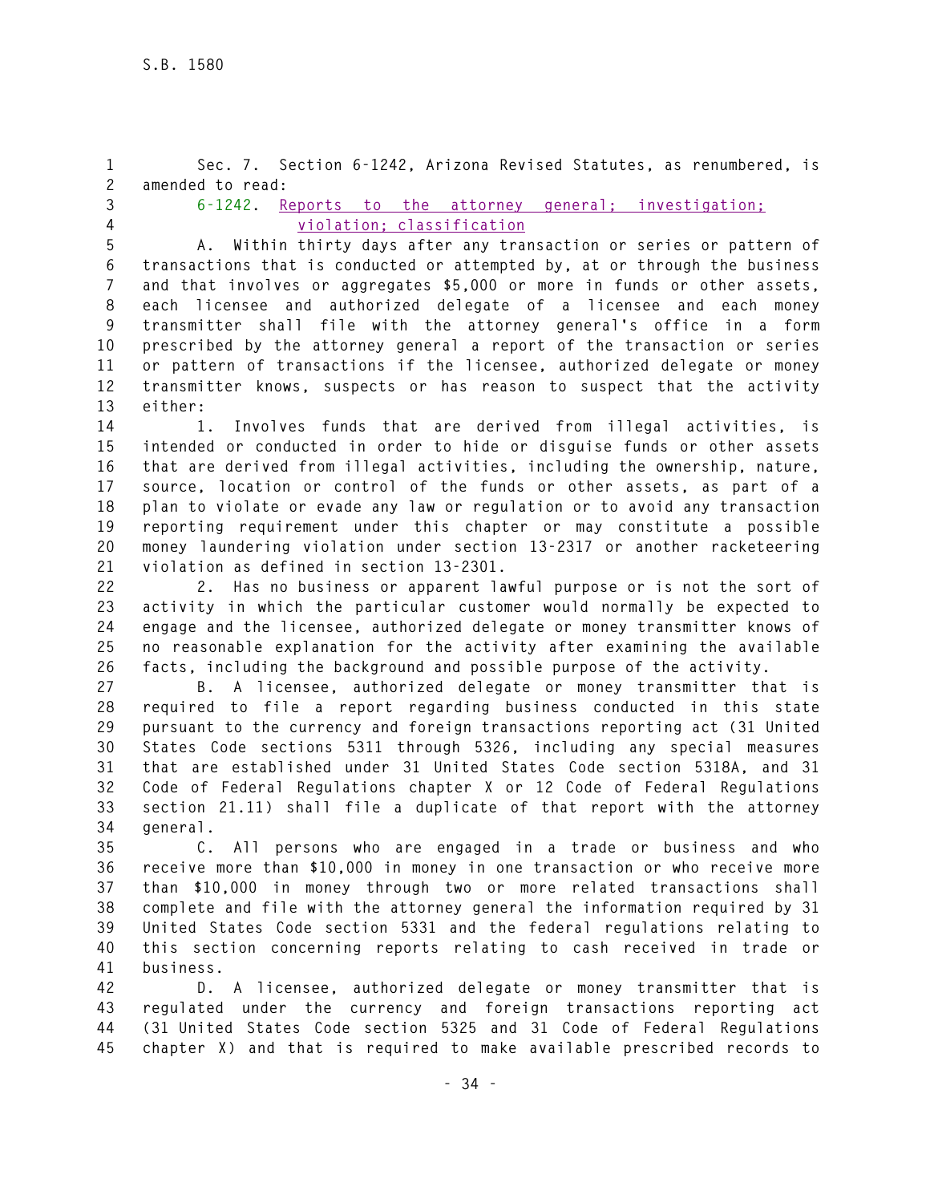Sec. 7. Section 6-1242, Arizona Revised Statutes, as renumbered, is amended to read:

6-1242. Reports to the attorney general; investigation; violation; classification

A. Within thirty days after any transaction or series or pattern of transactions that is conducted or attempted by, at or through the business and that involves or aggregates $5,000 or more in funds or other assets, each licensee and authorized delegate of a licensee and each money transmitter shall file with the attorney general's office in a form prescribed by the attorney general a report of the transaction or series or pattern of transactions if the licensee, authorized delegate or money transmitter knows, suspects or has reason to suspect that the activity either:

1. Involves funds that are derived from illegal activities, is intended or conducted in order to hide or disguise funds or other assets that are derived from illegal activities, including the ownership, nature, source, location or control of the funds or other assets, as part of a plan to violate or evade any law or regulation or to avoid any transaction reporting requirement under this chapter or may constitute a possible money laundering violation under section 13-2317 or another racketeering violation as defined in section 13-2301.

2. Has no business or apparent lawful purpose or is not the sort of activity in which the particular customer would normally be expected to engage and the licensee, authorized delegate or money transmitter knows of no reasonable explanation for the activity after examining the available facts, including the background and possible purpose of the activity.

B. A licensee, authorized delegate or money transmitter that is required to file a report regarding business conducted in this state pursuant to the currency and foreign transactions reporting act (31 United States Code sections 5311 through 5326, including any special measures that are established under 31 United States Code section 5318A, and 31 Code of Federal Regulations chapter X or 12 Code of Federal Regulations section 21.11) shall file a duplicate of that report with the attorney general.

C. All persons who are engaged in a trade or business and who receive more than $10,000 in money in one transaction or who receive more than $10,000 in money through two or more related transactions shall complete and file with the attorney general the information required by 31 United States Code section 5331 and the federal regulations relating to this section concerning reports relating to cash received in trade or business.

D. A licensee, authorized delegate or money transmitter that is regulated under the currency and foreign transactions reporting act (31 United States Code section 5325 and 31 Code of Federal Regulations chapter X) and that is required to make available prescribed records to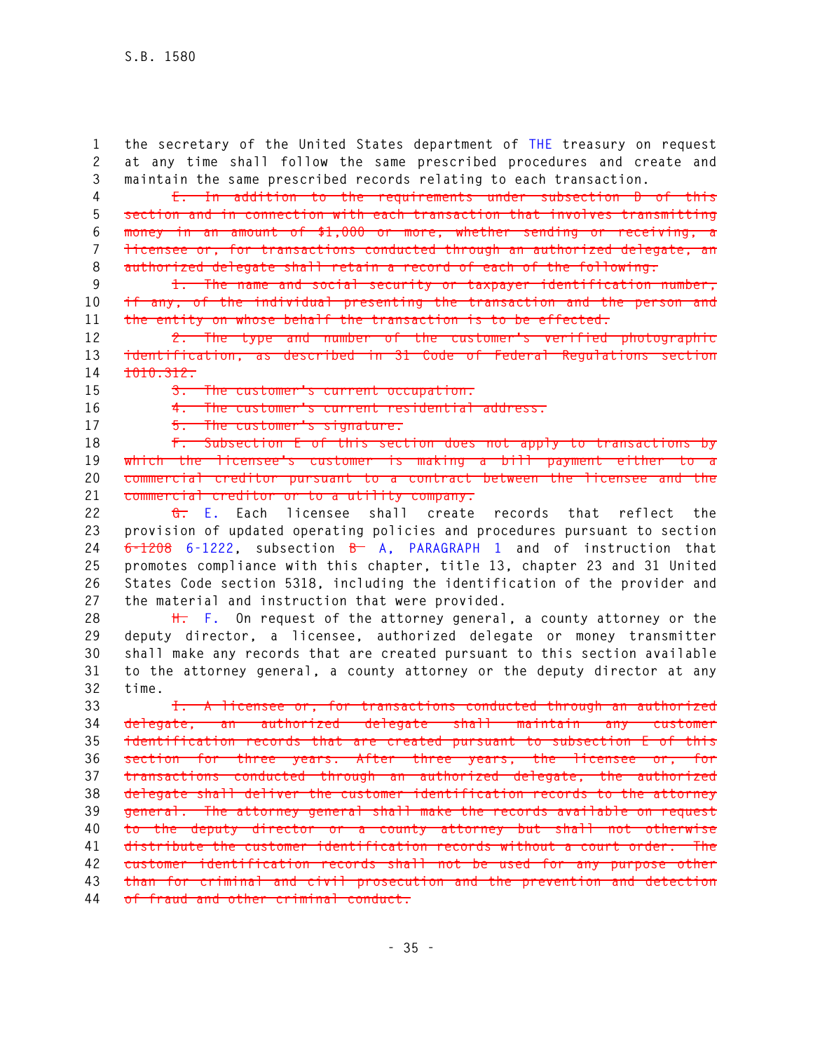the secretary of the United States department of THE treasury on request at any time shall follow the same prescribed procedures and create and maintain the same prescribed records relating to each transaction.

~~E. In addition to the requirements under subsection D of this section and in connection with each transaction that involves transmitting money in an amount of $1,000 or more, whether sending or receiving, a licensee or, for transactions conducted through an authorized delegate, an authorized delegate shall retain a record of each of the following:~~

~~1. The name and social security or taxpayer identification number, if any, of the individual presenting the transaction and the person and the entity on whose behalf the transaction is to be effected.~~

~~2. The type and number of the customer's verified photographic identification, as described in 31 Code of Federal Regulations section 1010.312.~~

~~3. The customer's current occupation.~~

~~4. The customer's current residential address.~~

~~5. The customer's signature.~~

~~F. Subsection E of this section does not apply to transactions by which the licensee's customer is making a bill payment either to a commercial creditor pursuant to a contract between the licensee and the commercial creditor or to a utility company.~~

~~G.~~ E. Each licensee shall create records that reflect the provision of updated operating policies and procedures pursuant to section ~~6-1208~~ 6-1222, subsection ~~B~~ A, PARAGRAPH 1 and of instruction that promotes compliance with this chapter, title 13, chapter 23 and 31 United States Code section 5318, including the identification of the provider and the material and instruction that were provided.

~~H.~~ F. On request of the attorney general, a county attorney or the deputy director, a licensee, authorized delegate or money transmitter shall make any records that are created pursuant to this section available to the attorney general, a county attorney or the deputy director at any time.

~~I. A licensee or, for transactions conducted through an authorized delegate, an authorized delegate shall maintain any customer identification records that are created pursuant to subsection E of this section for three years. After three years, the licensee or, for transactions conducted through an authorized delegate, the authorized delegate shall deliver the customer identification records to the attorney general. The attorney general shall make the records available on request to the deputy director or a county attorney but shall not otherwise distribute the customer identification records without a court order. The customer identification records shall not be used for any purpose other than for criminal and civil prosecution and the prevention and detection of fraud and other criminal conduct.~~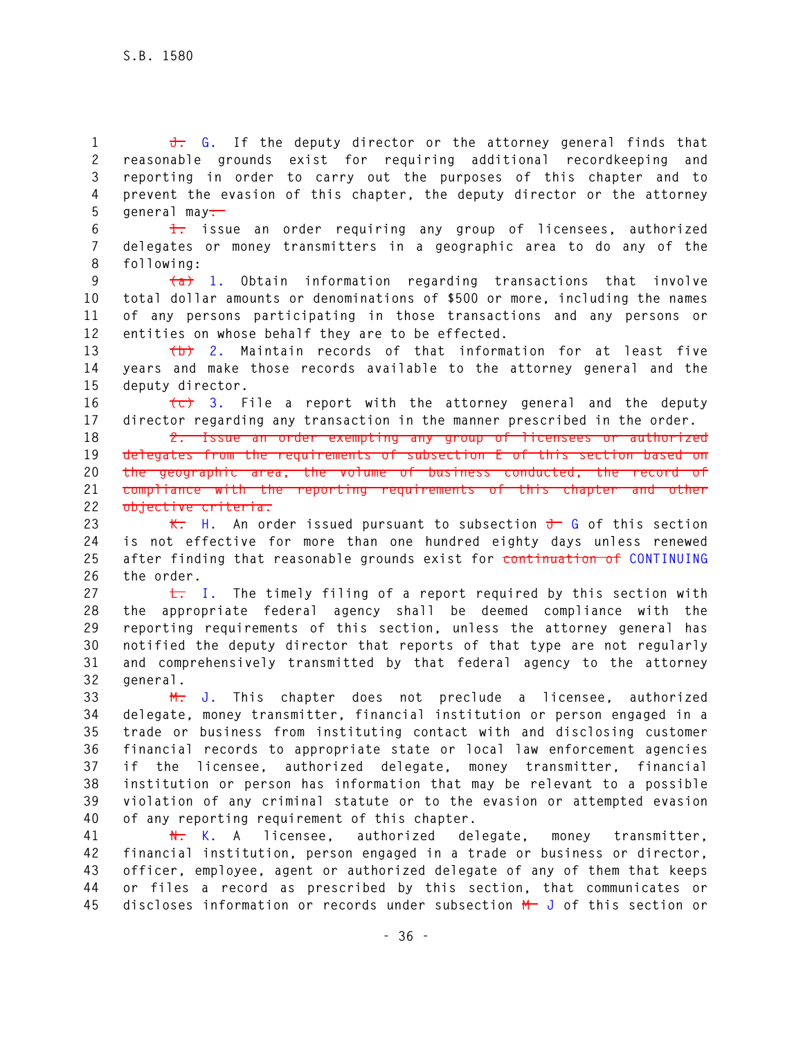~~J.~~ G. If the deputy director or the attorney general finds that reasonable grounds exist for requiring additional recordkeeping and reporting in order to carry out the purposes of this chapter and to prevent the evasion of this chapter, the deputy director or the attorney general may~~:~~

~~1.~~ issue an order requiring any group of licensees, authorized delegates or money transmitters in a geographic area to do any of the following:

~~(a)~~ 1. Obtain information regarding transactions that involve total dollar amounts or denominations of $500 or more, including the names of any persons participating in those transactions and any persons or entities on whose behalf they are to be effected.

~~(b)~~ 2. Maintain records of that information for at least five years and make those records available to the attorney general and the deputy director.

~~(c)~~ 3. File a report with the attorney general and the deputy director regarding any transaction in the manner prescribed in the order.

~~2. Issue an order exempting any group of licensees or authorized delegates from the requirements of subsection E of this section based on the geographic area, the volume of business conducted, the record of compliance with the reporting requirements of this chapter and other objective criteria.~~

~~K.~~ H. An order issued pursuant to subsection ~~J~~ G of this section is not effective for more than one hundred eighty days unless renewed after finding that reasonable grounds exist for ~~continuation of~~ CONTINUING the order.

~~L.~~ I. The timely filing of a report required by this section with the appropriate federal agency shall be deemed compliance with the reporting requirements of this section, unless the attorney general has notified the deputy director that reports of that type are not regularly and comprehensively transmitted by that federal agency to the attorney general.

~~M.~~ J. This chapter does not preclude a licensee, authorized delegate, money transmitter, financial institution or person engaged in a trade or business from instituting contact with and disclosing customer financial records to appropriate state or local law enforcement agencies if the licensee, authorized delegate, money transmitter, financial institution or person has information that may be relevant to a possible violation of any criminal statute or to the evasion or attempted evasion of any reporting requirement of this chapter.

~~N.~~ K. A licensee, authorized delegate, money transmitter, financial institution, person engaged in a trade or business or director, officer, employee, agent or authorized delegate of any of them that keeps or files a record as prescribed by this section, that communicates or discloses information or records under subsection ~~M~~ J of this section or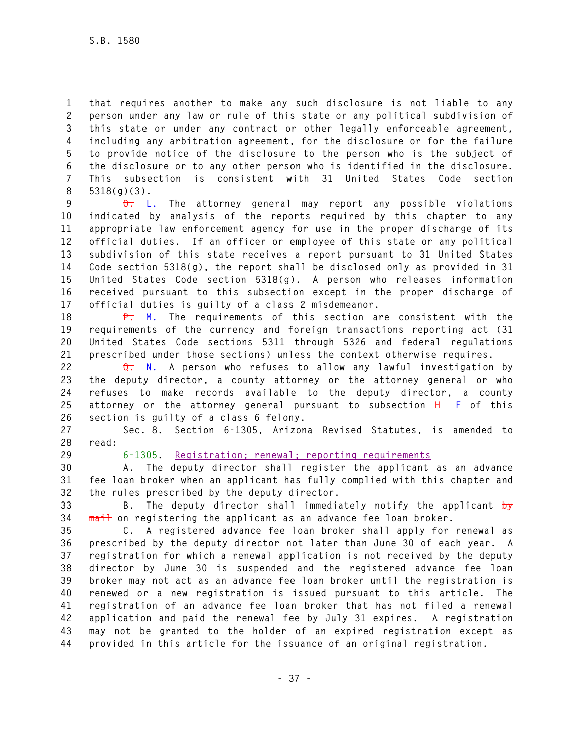that requires another to make any such disclosure is not liable to any person under any law or rule of this state or any political subdivision of this state or under any contract or other legally enforceable agreement, including any arbitration agreement, for the disclosure or for the failure to provide notice of the disclosure to the person who is the subject of the disclosure or to any other person who is identified in the disclosure. This subsection is consistent with 31 United States Code section 5318(g)(3).

~~O.~~ L. The attorney general may report any possible violations indicated by analysis of the reports required by this chapter to any appropriate law enforcement agency for use in the proper discharge of its official duties. If an officer or employee of this state or any political subdivision of this state receives a report pursuant to 31 United States Code section 5318(g), the report shall be disclosed only as provided in 31 United States Code section 5318(g). A person who releases information received pursuant to this subsection except in the proper discharge of official duties is guilty of a class 2 misdemeanor.

~~P.~~ M. The requirements of this section are consistent with the requirements of the currency and foreign transactions reporting act (31 United States Code sections 5311 through 5326 and federal regulations prescribed under those sections) unless the context otherwise requires.

~~Q.~~ N. A person who refuses to allow any lawful investigation by the deputy director, a county attorney or the attorney general or who refuses to make records available to the deputy director, a county attorney or the attorney general pursuant to subsection ~~H~~ F of this section is guilty of a class 6 felony.

Sec. 8. Section 6-1305, Arizona Revised Statutes, is amended to read:

6-1305. Registration; renewal; reporting requirements

A. The deputy director shall register the applicant as an advance fee loan broker when an applicant has fully complied with this chapter and the rules prescribed by the deputy director.

B. The deputy director shall immediately notify the applicant ~~by mail~~ on registering the applicant as an advance fee loan broker.

C. A registered advance fee loan broker shall apply for renewal as prescribed by the deputy director not later than June 30 of each year. A registration for which a renewal application is not received by the deputy director by June 30 is suspended and the registered advance fee loan broker may not act as an advance fee loan broker until the registration is renewed or a new registration is issued pursuant to this article. The registration of an advance fee loan broker that has not filed a renewal application and paid the renewal fee by July 31 expires. A registration may not be granted to the holder of an expired registration except as provided in this article for the issuance of an original registration.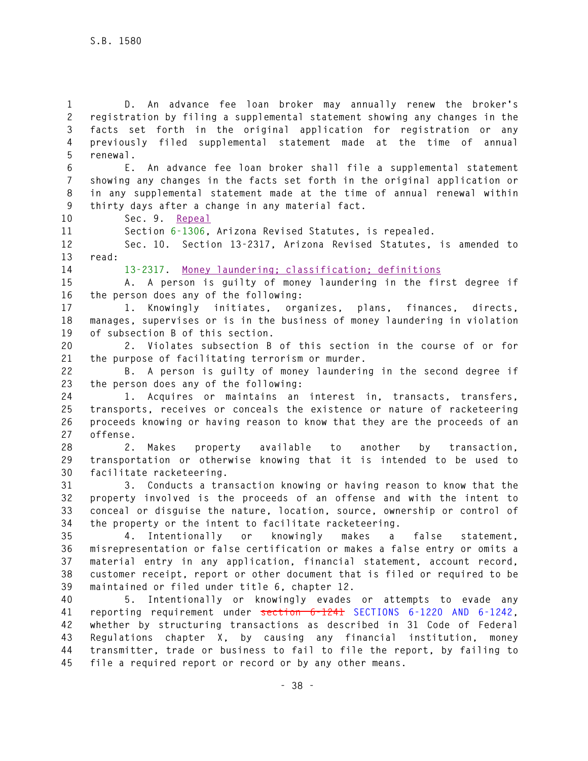D. An advance fee loan broker may annually renew the broker's registration by filing a supplemental statement showing any changes in the facts set forth in the original application for registration or any previously filed supplemental statement made at the time of annual renewal.

E. An advance fee loan broker shall file a supplemental statement showing any changes in the facts set forth in the original application or in any supplemental statement made at the time of annual renewal within thirty days after a change in any material fact.

Sec. 9. Repeal

Section 6-1306, Arizona Revised Statutes, is repealed.

Sec. 10. Section 13-2317, Arizona Revised Statutes, is amended to read:

13-2317. Money laundering; classification; definitions

A. A person is guilty of money laundering in the first degree if the person does any of the following:

1. Knowingly initiates, organizes, plans, finances, directs, manages, supervises or is in the business of money laundering in violation of subsection B of this section.

2. Violates subsection B of this section in the course of or for the purpose of facilitating terrorism or murder.

B. A person is guilty of money laundering in the second degree if the person does any of the following:

1. Acquires or maintains an interest in, transacts, transfers, transports, receives or conceals the existence or nature of racketeering proceeds knowing or having reason to know that they are the proceeds of an offense.

2. Makes property available to another by transaction, transportation or otherwise knowing that it is intended to be used to facilitate racketeering.

3. Conducts a transaction knowing or having reason to know that the property involved is the proceeds of an offense and with the intent to conceal or disguise the nature, location, source, ownership or control of the property or the intent to facilitate racketeering.

4. Intentionally or knowingly makes a false statement, misrepresentation or false certification or makes a false entry or omits a material entry in any application, financial statement, account record, customer receipt, report or other document that is filed or required to be maintained or filed under title 6, chapter 12.

5. Intentionally or knowingly evades or attempts to evade any reporting requirement under ~~section 6-1241~~ SECTIONS 6-1220 AND 6-1242, whether by structuring transactions as described in 31 Code of Federal Regulations chapter X, by causing any financial institution, money transmitter, trade or business to fail to file the report, by failing to file a required report or record or by any other means.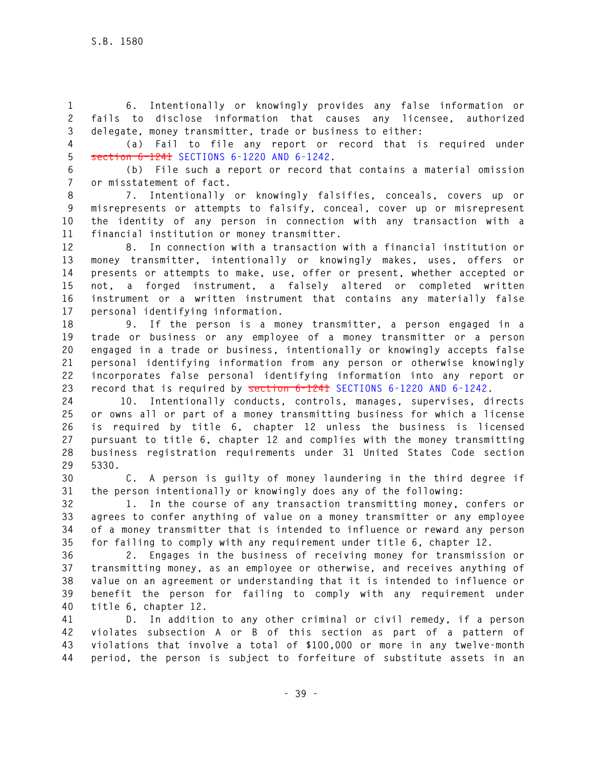6. Intentionally or knowingly provides any false information or fails to disclose information that causes any licensee, authorized delegate, money transmitter, trade or business to either:

(a) Fail to file any report or record that is required under ~~section 6-1241~~ SECTIONS 6-1220 AND 6-1242.

(b) File such a report or record that contains a material omission or misstatement of fact.

7. Intentionally or knowingly falsifies, conceals, covers up or misrepresents or attempts to falsify, conceal, cover up or misrepresent the identity of any person in connection with any transaction with a financial institution or money transmitter.

8. In connection with a transaction with a financial institution or money transmitter, intentionally or knowingly makes, uses, offers or presents or attempts to make, use, offer or present, whether accepted or not, a forged instrument, a falsely altered or completed written instrument or a written instrument that contains any materially false personal identifying information.

9. If the person is a money transmitter, a person engaged in a trade or business or any employee of a money transmitter or a person engaged in a trade or business, intentionally or knowingly accepts false personal identifying information from any person or otherwise knowingly incorporates false personal identifying information into any report or record that is required by ~~section 6-1241~~ SECTIONS 6-1220 AND 6-1242.

10. Intentionally conducts, controls, manages, supervises, directs or owns all or part of a money transmitting business for which a license is required by title 6, chapter 12 unless the business is licensed pursuant to title 6, chapter 12 and complies with the money transmitting business registration requirements under 31 United States Code section 5330.

C. A person is guilty of money laundering in the third degree if the person intentionally or knowingly does any of the following:

1. In the course of any transaction transmitting money, confers or agrees to confer anything of value on a money transmitter or any employee of a money transmitter that is intended to influence or reward any person for failing to comply with any requirement under title 6, chapter 12.

2. Engages in the business of receiving money for transmission or transmitting money, as an employee or otherwise, and receives anything of value on an agreement or understanding that it is intended to influence or benefit the person for failing to comply with any requirement under title 6, chapter 12.

D. In addition to any other criminal or civil remedy, if a person violates subsection A or B of this section as part of a pattern of violations that involve a total of $100,000 or more in any twelve-month period, the person is subject to forfeiture of substitute assets in an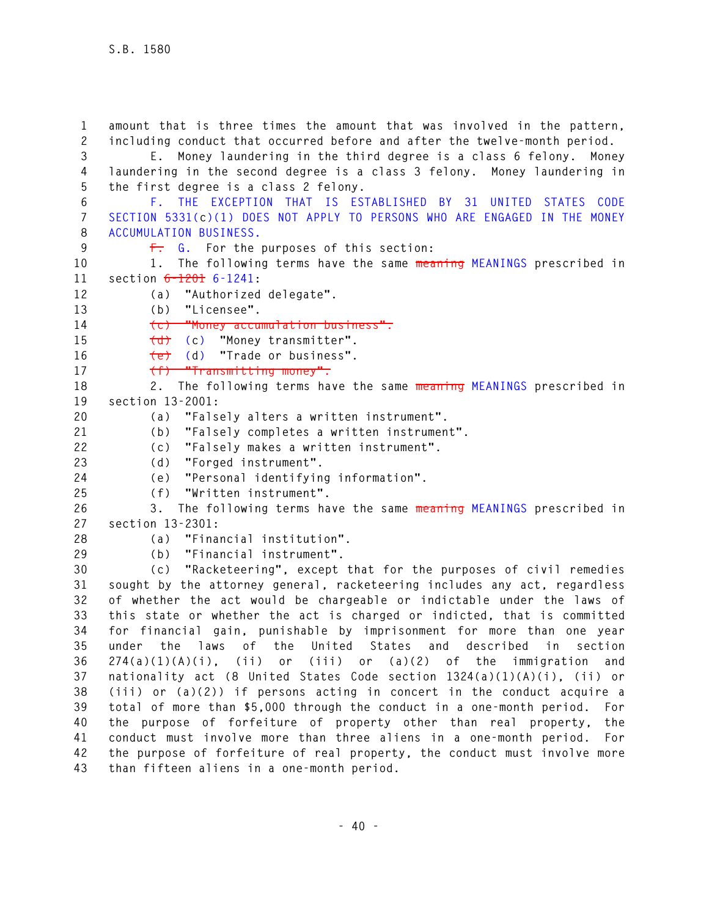amount that is three times the amount that was involved in the pattern, including conduct that occurred before and after the twelve-month period.

E. Money laundering in the third degree is a class 6 felony. Money laundering in the second degree is a class 3 felony. Money laundering in the first degree is a class 2 felony.

F. THE EXCEPTION THAT IS ESTABLISHED BY 31 UNITED STATES CODE SECTION 5331(c)(1) DOES NOT APPLY TO PERSONS WHO ARE ENGAGED IN THE MONEY ACCUMULATION BUSINESS.

~~F.~~ G. For the purposes of this section:

1. The following terms have the same ~~meaning~~ MEANINGS prescribed in section ~~6-1201~~ 6-1241:

(a) "Authorized delegate".

(b) "Licensee".

~~(c) "Money accumulation business".~~

~~(d)~~ (c) "Money transmitter".

~~(e)~~ (d) "Trade or business".

~~(f) "Transmitting money".~~

2. The following terms have the same ~~meaning~~ MEANINGS prescribed in section 13-2001:

(a) "Falsely alters a written instrument".

(b) "Falsely completes a written instrument".

(c) "Falsely makes a written instrument".

(d) "Forged instrument".

(e) "Personal identifying information".

(f) "Written instrument".

3. The following terms have the same ~~meaning~~ MEANINGS prescribed in section 13-2301:

(a) "Financial institution".

(b) "Financial instrument".

(c) "Racketeering", except that for the purposes of civil remedies sought by the attorney general, racketeering includes any act, regardless of whether the act would be chargeable or indictable under the laws of this state or whether the act is charged or indicted, that is committed for financial gain, punishable by imprisonment for more than one year under the laws of the United States and described in section 274(a)(1)(A)(i), (ii) or (iii) or (a)(2) of the immigration and nationality act (8 United States Code section 1324(a)(1)(A)(i), (ii) or (iii) or (a)(2)) if persons acting in concert in the conduct acquire a total of more than $5,000 through the conduct in a one-month period. For the purpose of forfeiture of property other than real property, the conduct must involve more than three aliens in a one-month period. For the purpose of forfeiture of real property, the conduct must involve more than fifteen aliens in a one-month period.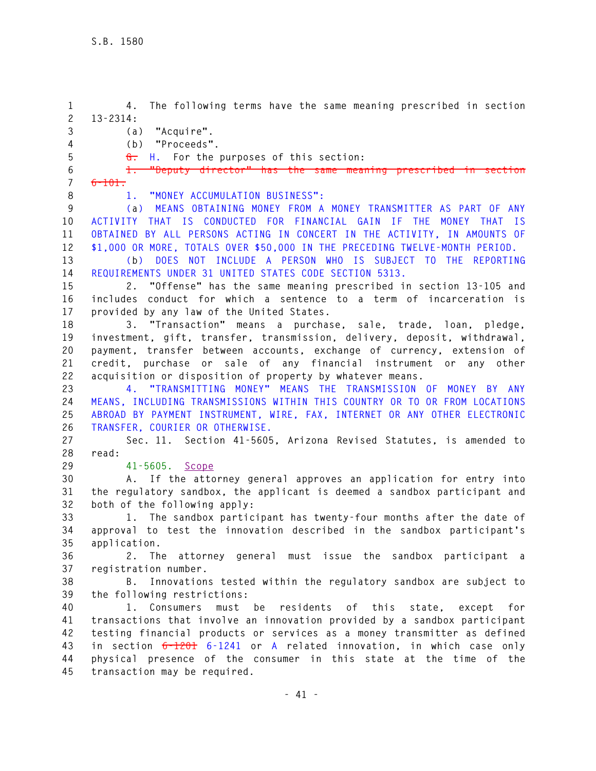4. The following terms have the same meaning prescribed in section 13-2314:

(a) "Acquire".

(b) "Proceeds".

~~G.~~ H. For the purposes of this section:

~~1. "Deputy director" has the same meaning prescribed in section 6-101.~~

1. "MONEY ACCUMULATION BUSINESS":

(a) MEANS OBTAINING MONEY FROM A MONEY TRANSMITTER AS PART OF ANY ACTIVITY THAT IS CONDUCTED FOR FINANCIAL GAIN IF THE MONEY THAT IS OBTAINED BY ALL PERSONS ACTING IN CONCERT IN THE ACTIVITY, IN AMOUNTS OF $1,000 OR MORE, TOTALS OVER $50,000 IN THE PRECEDING TWELVE-MONTH PERIOD.

(b) DOES NOT INCLUDE A PERSON WHO IS SUBJECT TO THE REPORTING REQUIREMENTS UNDER 31 UNITED STATES CODE SECTION 5313.

2. "Offense" has the same meaning prescribed in section 13-105 and includes conduct for which a sentence to a term of incarceration is provided by any law of the United States.

3. "Transaction" means a purchase, sale, trade, loan, pledge, investment, gift, transfer, transmission, delivery, deposit, withdrawal, payment, transfer between accounts, exchange of currency, extension of credit, purchase or sale of any financial instrument or any other acquisition or disposition of property by whatever means.

4. "TRANSMITTING MONEY" MEANS THE TRANSMISSION OF MONEY BY ANY MEANS, INCLUDING TRANSMISSIONS WITHIN THIS COUNTRY OR TO OR FROM LOCATIONS ABROAD BY PAYMENT INSTRUMENT, WIRE, FAX, INTERNET OR ANY OTHER ELECTRONIC TRANSFER, COURIER OR OTHERWISE.

Sec. 11. Section 41-5605, Arizona Revised Statutes, is amended to read:

41-5605. Scope

A. If the attorney general approves an application for entry into the regulatory sandbox, the applicant is deemed a sandbox participant and both of the following apply:

1. The sandbox participant has twenty-four months after the date of approval to test the innovation described in the sandbox participant's application.

2. The attorney general must issue the sandbox participant a registration number.

B. Innovations tested within the regulatory sandbox are subject to the following restrictions:

1. Consumers must be residents of this state, except for transactions that involve an innovation provided by a sandbox participant testing financial products or services as a money transmitter as defined in section ~~6-1201~~ 6-1241 or A related innovation, in which case only physical presence of the consumer in this state at the time of the transaction may be required.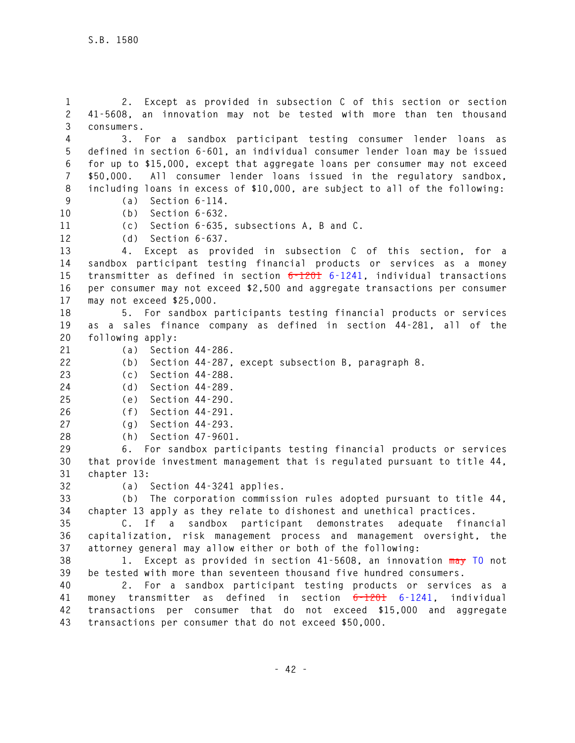2. Except as provided in subsection C of this section or section 41-5608, an innovation may not be tested with more than ten thousand consumers.

3. For a sandbox participant testing consumer lender loans as defined in section 6-601, an individual consumer lender loan may be issued for up to $15,000, except that aggregate loans per consumer may not exceed $50,000. All consumer lender loans issued in the regulatory sandbox, including loans in excess of $10,000, are subject to all of the following:

(a) Section 6-114.

(b) Section 6-632.

(c) Section 6-635, subsections A, B and C.

(d) Section 6-637.

4. Except as provided in subsection C of this section, for a sandbox participant testing financial products or services as a money transmitter as defined in section ~~6-1201~~ 6-1241, individual transactions per consumer may not exceed $2,500 and aggregate transactions per consumer may not exceed $25,000.

5. For sandbox participants testing financial products or services as a sales finance company as defined in section 44-281, all of the following apply:

(a) Section 44-286.

(b) Section 44-287, except subsection B, paragraph 8.

(c) Section 44-288.

(d) Section 44-289.

(e) Section 44-290.

(f) Section 44-291.

(g) Section 44-293.

(h) Section 47-9601.

6. For sandbox participants testing financial products or services that provide investment management that is regulated pursuant to title 44, chapter 13:

(a) Section 44-3241 applies.

(b) The corporation commission rules adopted pursuant to title 44, chapter 13 apply as they relate to dishonest and unethical practices.

C. If a sandbox participant demonstrates adequate financial capitalization, risk management process and management oversight, the attorney general may allow either or both of the following:

1. Except as provided in section 41-5608, an innovation ~~may~~ TO not be tested with more than seventeen thousand five hundred consumers.

2. For a sandbox participant testing products or services as a money transmitter as defined in section ~~6-1201~~ 6-1241, individual transactions per consumer that do not exceed $15,000 and aggregate transactions per consumer that do not exceed $50,000.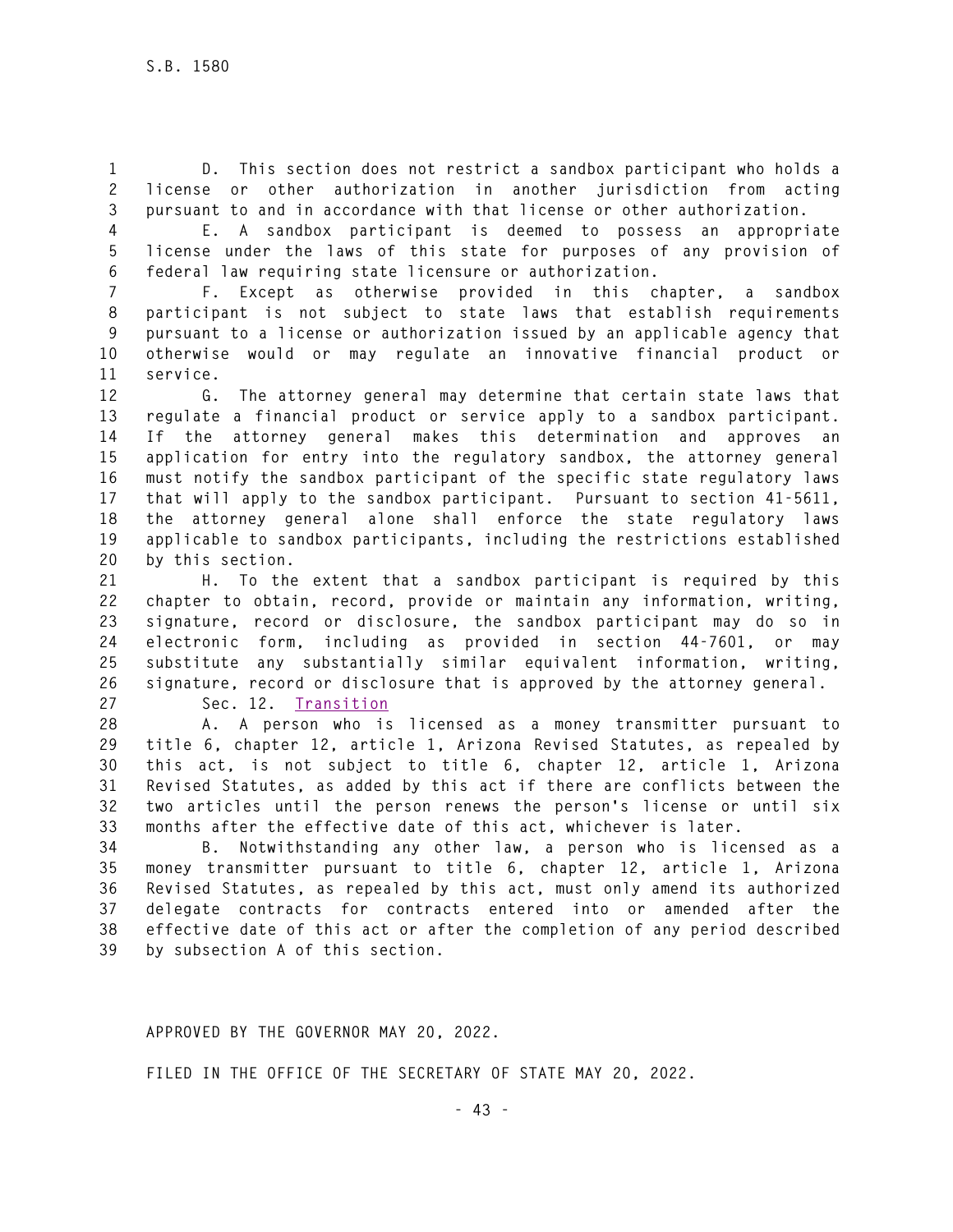D. This section does not restrict a sandbox participant who holds a license or other authorization in another jurisdiction from acting pursuant to and in accordance with that license or other authorization.

E. A sandbox participant is deemed to possess an appropriate license under the laws of this state for purposes of any provision of federal law requiring state licensure or authorization.

F. Except as otherwise provided in this chapter, a sandbox participant is not subject to state laws that establish requirements pursuant to a license or authorization issued by an applicable agency that otherwise would or may regulate an innovative financial product or service.

G. The attorney general may determine that certain state laws that regulate a financial product or service apply to a sandbox participant. If the attorney general makes this determination and approves an application for entry into the regulatory sandbox, the attorney general must notify the sandbox participant of the specific state regulatory laws that will apply to the sandbox participant. Pursuant to section 41-5611, the attorney general alone shall enforce the state regulatory laws applicable to sandbox participants, including the restrictions established by this section.

H. To the extent that a sandbox participant is required by this chapter to obtain, record, provide or maintain any information, writing, signature, record or disclosure, the sandbox participant may do so in electronic form, including as provided in section 44-7601, or may substitute any substantially similar equivalent information, writing, signature, record or disclosure that is approved by the attorney general.

Sec. 12. Transition

A. A person who is licensed as a money transmitter pursuant to title 6, chapter 12, article 1, Arizona Revised Statutes, as repealed by this act, is not subject to title 6, chapter 12, article 1, Arizona Revised Statutes, as added by this act if there are conflicts between the two articles until the person renews the person's license or until six months after the effective date of this act, whichever is later.

B. Notwithstanding any other law, a person who is licensed as a money transmitter pursuant to title 6, chapter 12, article 1, Arizona Revised Statutes, as repealed by this act, must only amend its authorized delegate contracts for contracts entered into or amended after the effective date of this act or after the completion of any period described by subsection A of this section.

APPROVED BY THE GOVERNOR MAY 20, 2022.

FILED IN THE OFFICE OF THE SECRETARY OF STATE MAY 20, 2022.